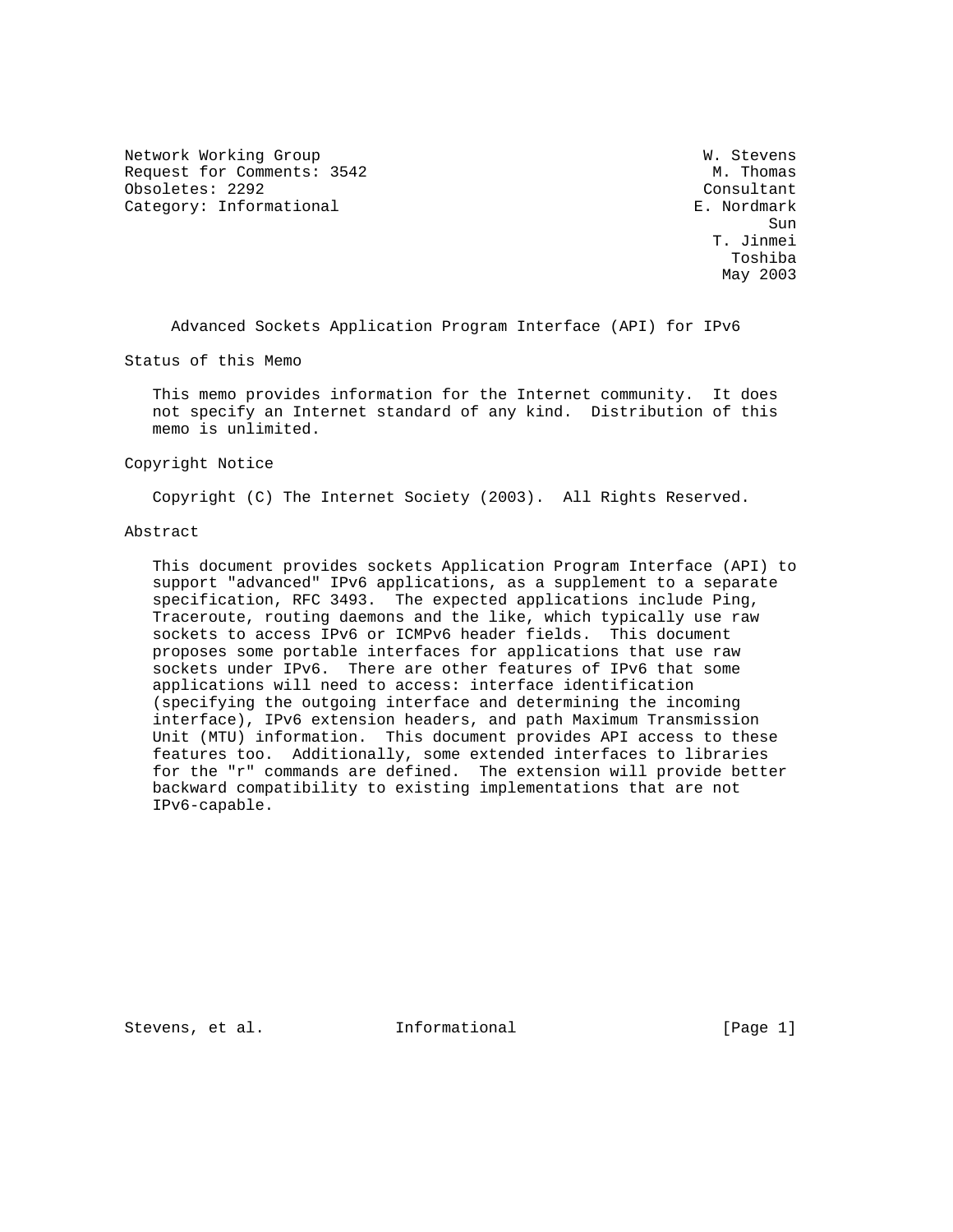Network Working Group W. Stevens
Request for Comments: 3542 M. Thomas
Obsoletes: 2292 Consultant
Category: Informational E. Nordmark
Sun
T. Jinmei
Toshiba
May 2003

# Advanced Sockets Application Program Interface (API) for IPv6

## Status of this Memo

This memo provides information for the Internet community. It does not specify an Internet standard of any kind. Distribution of this memo is unlimited.

## Copyright Notice

Copyright (C) The Internet Society (2003). All Rights Reserved.

## Abstract

This document provides sockets Application Program Interface (API) to support "advanced" IPv6 applications, as a supplement to a separate specification, RFC 3493. The expected applications include Ping, Traceroute, routing daemons and the like, which typically use raw sockets to access IPv6 or ICMPv6 header fields. This document proposes some portable interfaces for applications that use raw sockets under IPv6. There are other features of IPv6 that some applications will need to access: interface identification (specifying the outgoing interface and determining the incoming interface), IPv6 extension headers, and path Maximum Transmission Unit (MTU) information. This document provides API access to these features too. Additionally, some extended interfaces to libraries for the "r" commands are defined. The extension will provide better backward compatibility to existing implementations that are not IPv6-capable.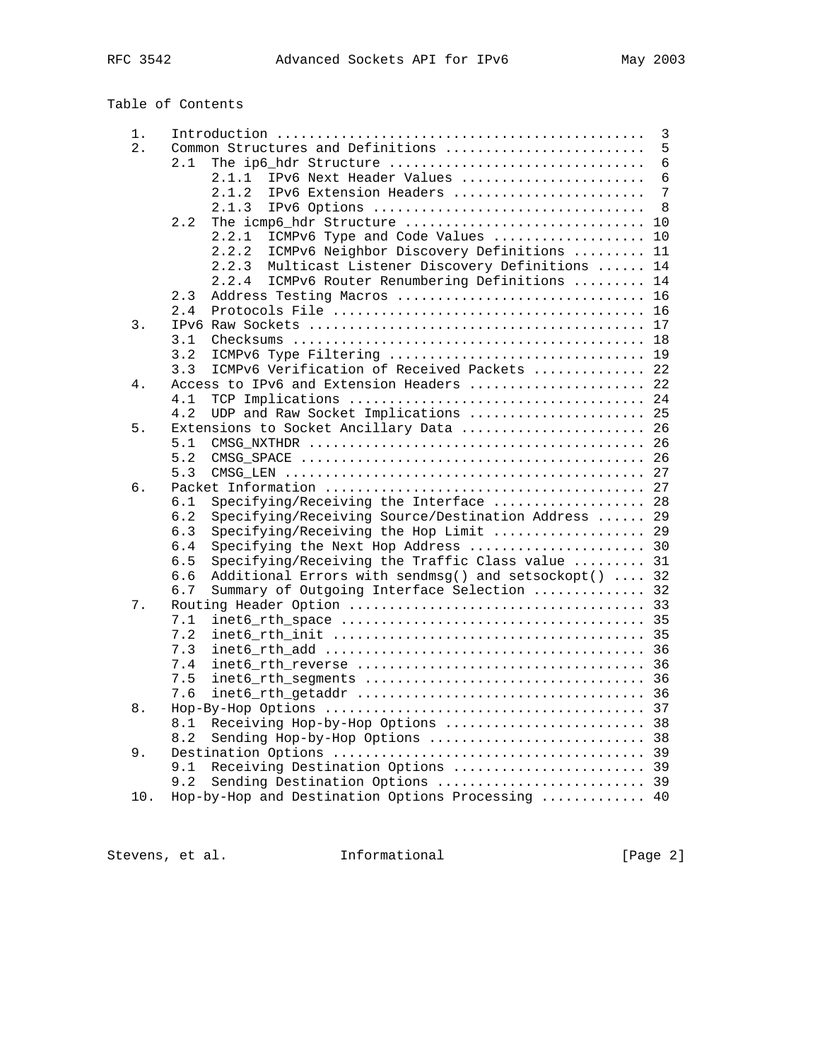Table of Contents

```
   1.  Introduction ............................................  3
   2.  Common Structures and Definitions ........................  5
       2.1  The ip6_hdr Structure ...............................  6
            2.1.1  IPv6 Next Header Values ......................  6
            2.1.2  IPv6 Extension Headers .......................  7
            2.1.3  IPv6 Options .................................  8
       2.2  The icmp6_hdr Structure ............................. 10
            2.2.1  ICMPv6 Type and Code Values .................. 10
            2.2.2  ICMPv6 Neighbor Discovery Definitions ......... 11
            2.2.3  Multicast Listener Discovery Definitions ...... 14
            2.2.4  ICMPv6 Router Renumbering Definitions ......... 14
       2.3  Address Testing Macros .............................. 16
       2.4  Protocols File ...................................... 16
   3.  IPv6 Raw Sockets ......................................... 17
       3.1  Checksums ........................................... 18
       3.2  ICMPv6 Type Filtering ............................... 19
       3.3  ICMPv6 Verification of Received Packets ............. 22
   4.  Access to IPv6 and Extension Headers ...................... 22
       4.1  TCP Implications .................................... 24
       4.2  UDP and Raw Socket Implications ..................... 25
   5.  Extensions to Socket Ancillary Data ....................... 26
       5.1  CMSG_NXTHDR ......................................... 26
       5.2  CMSG_SPACE .......................................... 26
       5.3  CMSG_LEN ............................................ 27
   6.  Packet Information ....................................... 27
       6.1  Specifying/Receiving the Interface .................. 28
       6.2  Specifying/Receiving Source/Destination Address ...... 29
       6.3  Specifying/Receiving the Hop Limit .................. 29
       6.4  Specifying the Next Hop Address ..................... 30
       6.5  Specifying/Receiving the Traffic Class value ......... 31
       6.6  Additional Errors with sendmsg() and setsockopt() .... 32
       6.7  Summary of Outgoing Interface Selection ............. 32
   7.  Routing Header Option .................................... 33
       7.1  inet6_rth_space ..................................... 35
       7.2  inet6_rth_init ...................................... 35
       7.3  inet6_rth_add ....................................... 36
       7.4  inet6_rth_reverse ................................... 36
       7.5  inet6_rth_segments .................................. 36
       7.6  inet6_rth_getaddr ................................... 36
   8.  Hop-By-Hop Options ....................................... 37
       8.1  Receiving Hop-by-Hop Options ........................ 38
       8.2  Sending Hop-by-Hop Options .......................... 38
   9.  Destination Options ...................................... 39
       9.1  Receiving Destination Options ....................... 39
       9.2  Sending Destination Options ......................... 39
   10. Hop-by-Hop and Destination Options Processing ............ 40
```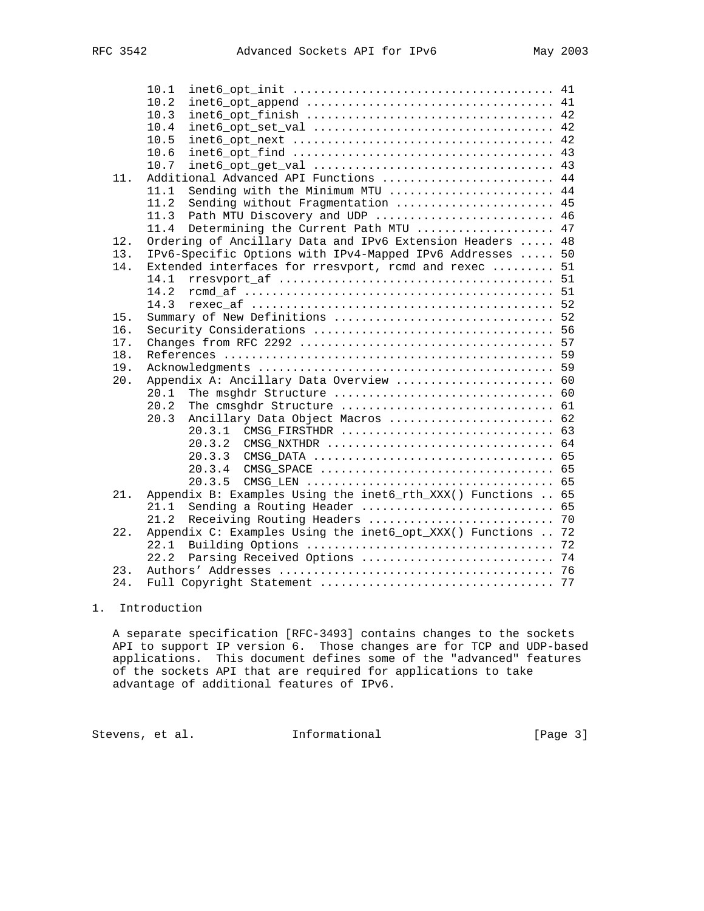```
         10.1  inet6_opt_init ..................................... 41
         10.2  inet6_opt_append ................................... 41
         10.3  inet6_opt_finish ................................... 42
         10.4  inet6_opt_set_val .................................. 42
         10.5  inet6_opt_next ..................................... 42
         10.6  inet6_opt_find ..................................... 43
         10.7  inet6_opt_get_val .................................. 43
    11.  Additional Advanced API Functions ......................... 44
         11.1  Sending with the Minimum MTU ........................ 44
         11.2  Sending without Fragmentation ....................... 45
         11.3  Path MTU Discovery and UDP .......................... 46
         11.4  Determining the Current Path MTU .................... 47
    12.  Ordering of Ancillary Data and IPv6 Extension Headers ..... 48
    13.  IPv6-Specific Options with IPv4-Mapped IPv6 Addresses ..... 50
    14.  Extended interfaces for rresvport, rcmd and rexec ......... 51
         14.1  rresvport_af ....................................... 51
         14.2  rcmd_af ............................................ 51
         14.3  rexec_af ........................................... 52
    15.  Summary of New Definitions ................................ 52
    16.  Security Considerations ................................... 56
    17.  Changes from RFC 2292 ..................................... 57
    18.  References ................................................ 59
    19.  Acknowledgments ........................................... 59
    20.  Appendix A: Ancillary Data Overview ....................... 60
         20.1  The msghdr Structure ................................ 60
         20.2  The cmsghdr Structure ............................... 61
         20.3  Ancillary Data Object Macros ........................ 62
               20.3.1  CMSG_FIRSTHDR ............................... 63
               20.3.2  CMSG_NXTHDR ................................. 64
               20.3.3  CMSG_DATA ................................... 65
               20.3.4  CMSG_SPACE .................................. 65
               20.3.5  CMSG_LEN .................................... 65
    21.  Appendix B: Examples Using the inet6_rth_XXX() Functions .. 65
         21.1  Sending a Routing Header ............................ 65
         21.2  Receiving Routing Headers ........................... 70
    22.  Appendix C: Examples Using the inet6_opt_XXX() Functions .. 72
         22.1  Building Options .................................... 72
         22.2  Parsing Received Options ............................ 74
    23.  Authors' Addresses ........................................ 76
    24.  Full Copyright Statement .................................. 77
```

## 1. Introduction

A separate specification [RFC-3493] contains changes to the sockets API to support IP version 6. Those changes are for TCP and UDP-based applications. This document defines some of the "advanced" features of the sockets API that are required for applications to take advantage of additional features of IPv6.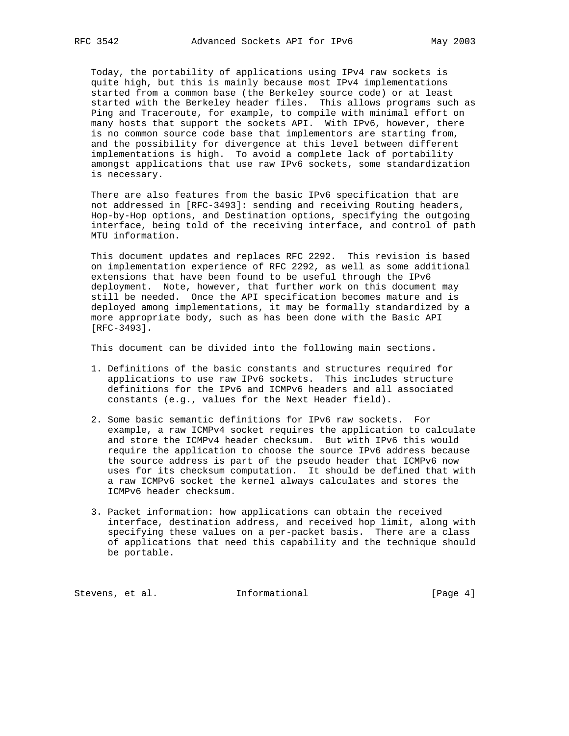Today, the portability of applications using IPv4 raw sockets is quite high, but this is mainly because most IPv4 implementations started from a common base (the Berkeley source code) or at least started with the Berkeley header files. This allows programs such as Ping and Traceroute, for example, to compile with minimal effort on many hosts that support the sockets API. With IPv6, however, there is no common source code base that implementors are starting from, and the possibility for divergence at this level between different implementations is high. To avoid a complete lack of portability amongst applications that use raw IPv6 sockets, some standardization is necessary.

There are also features from the basic IPv6 specification that are not addressed in [RFC-3493]: sending and receiving Routing headers, Hop-by-Hop options, and Destination options, specifying the outgoing interface, being told of the receiving interface, and control of path MTU information.

This document updates and replaces RFC 2292. This revision is based on implementation experience of RFC 2292, as well as some additional extensions that have been found to be useful through the IPv6 deployment. Note, however, that further work on this document may still be needed. Once the API specification becomes mature and is deployed among implementations, it may be formally standardized by a more appropriate body, such as has been done with the Basic API [RFC-3493].

This document can be divided into the following main sections.

1. Definitions of the basic constants and structures required for applications to use raw IPv6 sockets. This includes structure definitions for the IPv6 and ICMPv6 headers and all associated constants (e.g., values for the Next Header field).

2. Some basic semantic definitions for IPv6 raw sockets. For example, a raw ICMPv4 socket requires the application to calculate and store the ICMPv4 header checksum. But with IPv6 this would require the application to choose the source IPv6 address because the source address is part of the pseudo header that ICMPv6 now uses for its checksum computation. It should be defined that with a raw ICMPv6 socket the kernel always calculates and stores the ICMPv6 header checksum.

3. Packet information: how applications can obtain the received interface, destination address, and received hop limit, along with specifying these values on a per-packet basis. There are a class of applications that need this capability and the technique should be portable.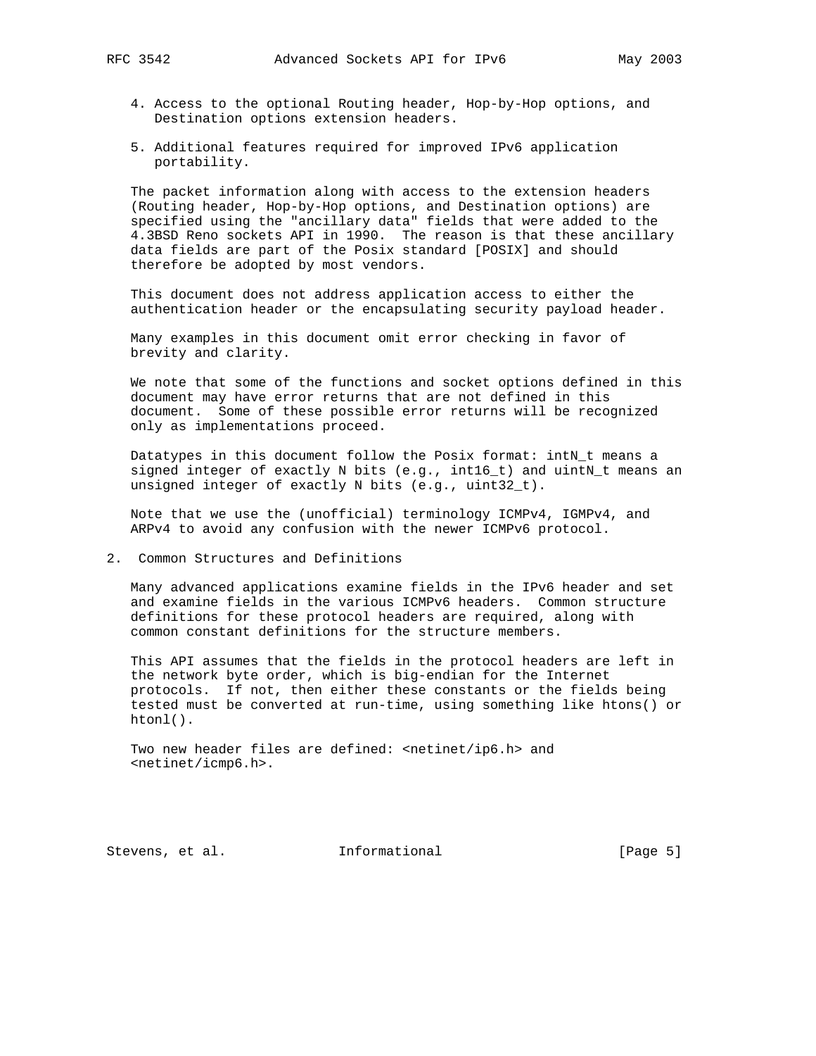4. Access to the optional Routing header, Hop-by-Hop options, and Destination options extension headers.

5. Additional features required for improved IPv6 application portability.

The packet information along with access to the extension headers (Routing header, Hop-by-Hop options, and Destination options) are specified using the "ancillary data" fields that were added to the 4.3BSD Reno sockets API in 1990. The reason is that these ancillary data fields are part of the Posix standard [POSIX] and should therefore be adopted by most vendors.

This document does not address application access to either the authentication header or the encapsulating security payload header.

Many examples in this document omit error checking in favor of brevity and clarity.

We note that some of the functions and socket options defined in this document may have error returns that are not defined in this document. Some of these possible error returns will be recognized only as implementations proceed.

Datatypes in this document follow the Posix format: intN_t means a signed integer of exactly N bits (e.g., int16_t) and uintN_t means an unsigned integer of exactly N bits (e.g., uint32_t).

Note that we use the (unofficial) terminology ICMPv4, IGMPv4, and ARPv4 to avoid any confusion with the newer ICMPv6 protocol.

## 2. Common Structures and Definitions

Many advanced applications examine fields in the IPv6 header and set and examine fields in the various ICMPv6 headers. Common structure definitions for these protocol headers are required, along with common constant definitions for the structure members.

This API assumes that the fields in the protocol headers are left in the network byte order, which is big-endian for the Internet protocols. If not, then either these constants or the fields being tested must be converted at run-time, using something like htons() or htonl().

Two new header files are defined: <netinet/ip6.h> and <netinet/icmp6.h>.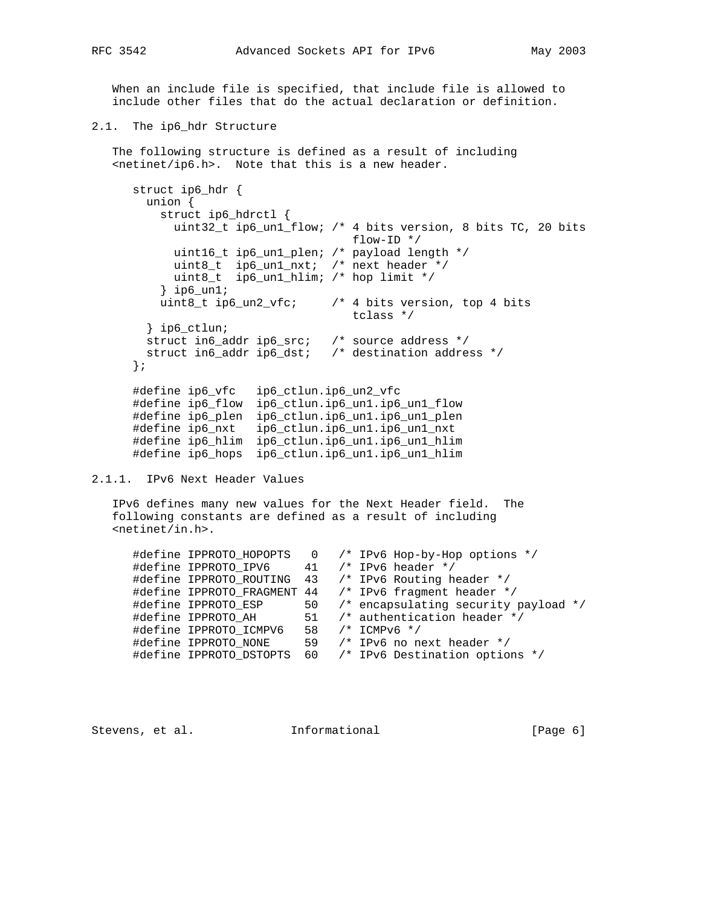When an include file is specified, that include file is allowed to include other files that do the actual declaration or definition.

## 2.1. The ip6_hdr Structure

The following structure is defined as a result of including <netinet/ip6.h>. Note that this is a new header.

```
struct ip6_hdr {
  union {
    struct ip6_hdrctl {
      uint32_t ip6_un1_flow; /* 4 bits version, 8 bits TC, 20 bits
                                flow-ID */
      uint16_t ip6_un1_plen; /* payload length */
      uint8_t  ip6_un1_nxt;  /* next header */
      uint8_t  ip6_un1_hlim; /* hop limit */
    } ip6_un1;
    uint8_t ip6_un2_vfc;     /* 4 bits version, top 4 bits
                                tclass */
  } ip6_ctlun;
  struct in6_addr ip6_src;   /* source address */
  struct in6_addr ip6_dst;   /* destination address */
};

#define ip6_vfc   ip6_ctlun.ip6_un2_vfc
#define ip6_flow  ip6_ctlun.ip6_un1.ip6_un1_flow
#define ip6_plen  ip6_ctlun.ip6_un1.ip6_un1_plen
#define ip6_nxt   ip6_ctlun.ip6_un1.ip6_un1_nxt
#define ip6_hlim  ip6_ctlun.ip6_un1.ip6_un1_hlim
#define ip6_hops  ip6_ctlun.ip6_un1.ip6_un1_hlim
```

### 2.1.1. IPv6 Next Header Values

IPv6 defines many new values for the Next Header field. The following constants are defined as a result of including <netinet/in.h>.

```
#define IPPROTO_HOPOPTS   0   /* IPv6 Hop-by-Hop options */
#define IPPROTO_IPV6     41   /* IPv6 header */
#define IPPROTO_ROUTING  43   /* IPv6 Routing header */
#define IPPROTO_FRAGMENT 44   /* IPv6 fragment header */
#define IPPROTO_ESP      50   /* encapsulating security payload */
#define IPPROTO_AH       51   /* authentication header */
#define IPPROTO_ICMPV6   58   /* ICMPv6 */
#define IPPROTO_NONE     59   /* IPv6 no next header */
#define IPPROTO_DSTOPTS  60   /* IPv6 Destination options */
```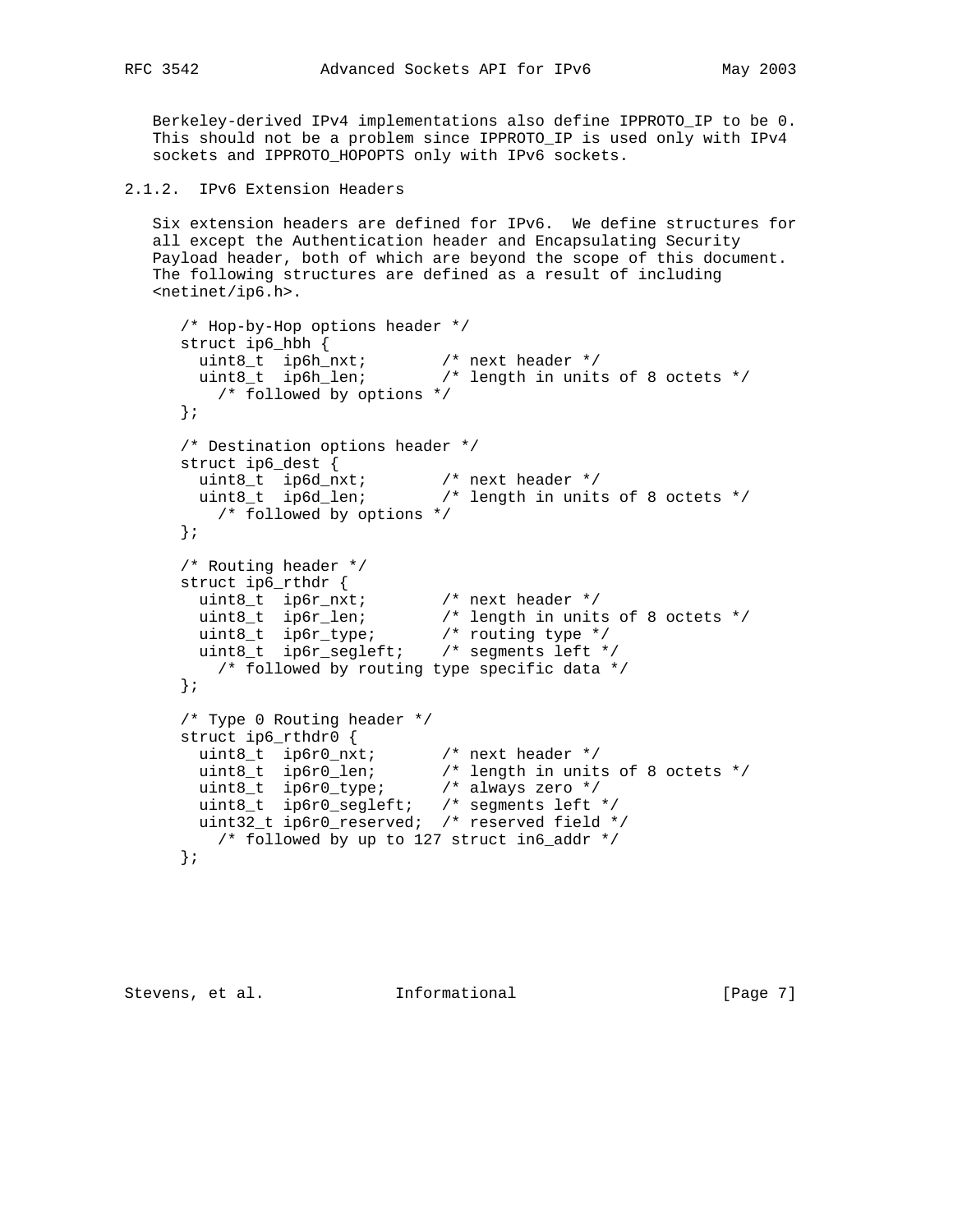Berkeley-derived IPv4 implementations also define IPPROTO_IP to be 0. This should not be a problem since IPPROTO_IP is used only with IPv4 sockets and IPPROTO_HOPOPTS only with IPv6 sockets.

### 2.1.2. IPv6 Extension Headers

Six extension headers are defined for IPv6. We define structures for all except the Authentication header and Encapsulating Security Payload header, both of which are beyond the scope of this document. The following structures are defined as a result of including <netinet/ip6.h>.

```
/* Hop-by-Hop options header */
struct ip6_hbh {
  uint8_t  ip6h_nxt;        /* next header */
  uint8_t  ip6h_len;        /* length in units of 8 octets */
    /* followed by options */
};

/* Destination options header */
struct ip6_dest {
  uint8_t  ip6d_nxt;        /* next header */
  uint8_t  ip6d_len;        /* length in units of 8 octets */
    /* followed by options */
};

/* Routing header */
struct ip6_rthdr {
  uint8_t  ip6r_nxt;        /* next header */
  uint8_t  ip6r_len;        /* length in units of 8 octets */
  uint8_t  ip6r_type;       /* routing type */
  uint8_t  ip6r_segleft;    /* segments left */
    /* followed by routing type specific data */
};

/* Type 0 Routing header */
struct ip6_rthdr0 {
  uint8_t  ip6r0_nxt;       /* next header */
  uint8_t  ip6r0_len;       /* length in units of 8 octets */
  uint8_t  ip6r0_type;      /* always zero */
  uint8_t  ip6r0_segleft;   /* segments left */
  uint32_t ip6r0_reserved;  /* reserved field */
    /* followed by up to 127 struct in6_addr */
};
```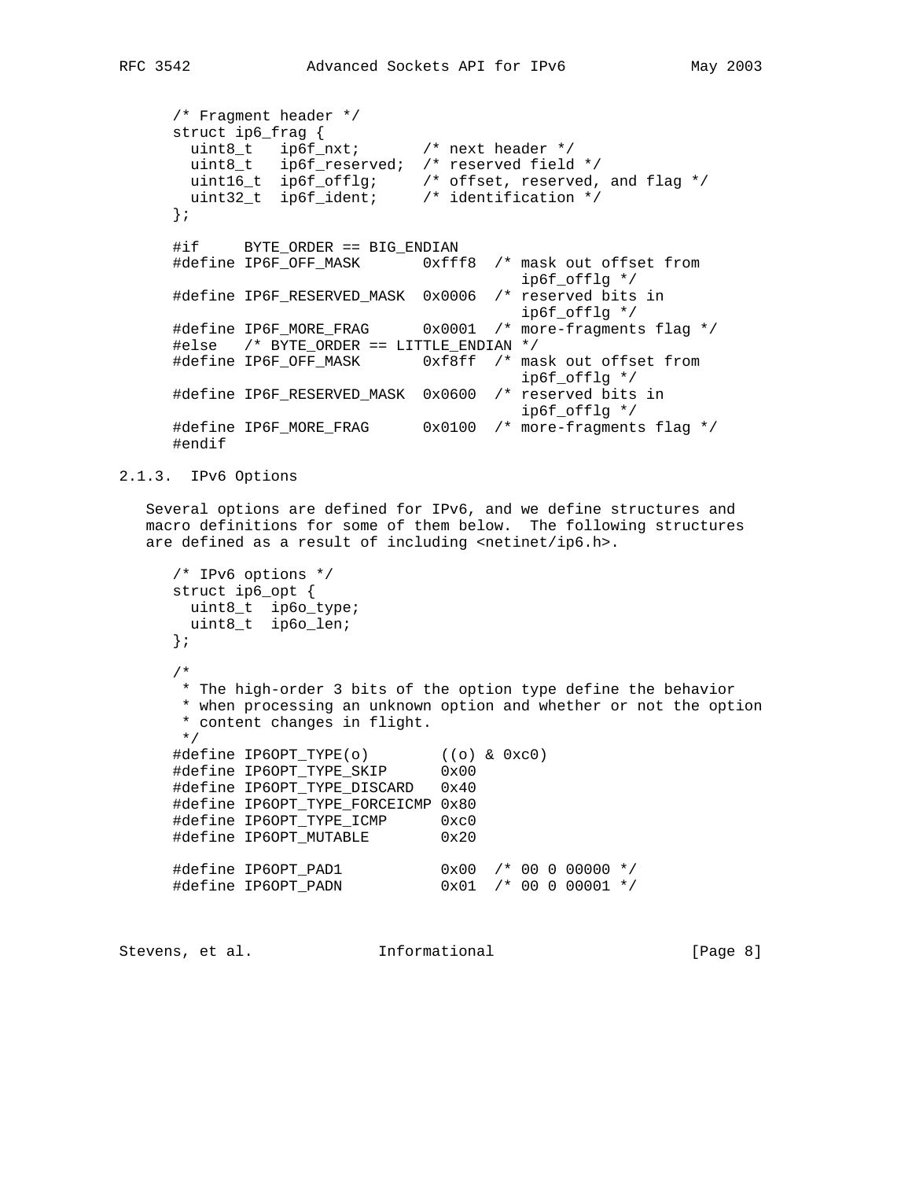```
/* Fragment header */
struct ip6_frag {
  uint8_t   ip6f_nxt;       /* next header */
  uint8_t   ip6f_reserved;  /* reserved field */
  uint16_t  ip6f_offlg;     /* offset, reserved, and flag */
  uint32_t  ip6f_ident;     /* identification */
};

#if     BYTE_ORDER == BIG_ENDIAN
#define IP6F_OFF_MASK       0xfff8  /* mask out offset from
                                       ip6f_offlg */
#define IP6F_RESERVED_MASK  0x0006  /* reserved bits in
                                       ip6f_offlg */
#define IP6F_MORE_FRAG      0x0001  /* more-fragments flag */
#else   /* BYTE_ORDER == LITTLE_ENDIAN */
#define IP6F_OFF_MASK       0xf8ff  /* mask out offset from
                                       ip6f_offlg */
#define IP6F_RESERVED_MASK  0x0600  /* reserved bits in
                                       ip6f_offlg */
#define IP6F_MORE_FRAG      0x0100  /* more-fragments flag */
#endif
```

### 2.1.3. IPv6 Options

Several options are defined for IPv6, and we define structures and macro definitions for some of them below. The following structures are defined as a result of including <netinet/ip6.h>.

```
/* IPv6 options */
struct ip6_opt {
  uint8_t  ip6o_type;
  uint8_t  ip6o_len;
};

/*
 * The high-order 3 bits of the option type define the behavior
 * when processing an unknown option and whether or not the option
 * content changes in flight.
 */
#define IP6OPT_TYPE(o)        ((o) & 0xc0)
#define IP6OPT_TYPE_SKIP      0x00
#define IP6OPT_TYPE_DISCARD   0x40
#define IP6OPT_TYPE_FORCEICMP 0x80
#define IP6OPT_TYPE_ICMP      0xc0
#define IP6OPT_MUTABLE        0x20

#define IP6OPT_PAD1           0x00  /* 00 0 00000 */
#define IP6OPT_PADN           0x01  /* 00 0 00001 */
```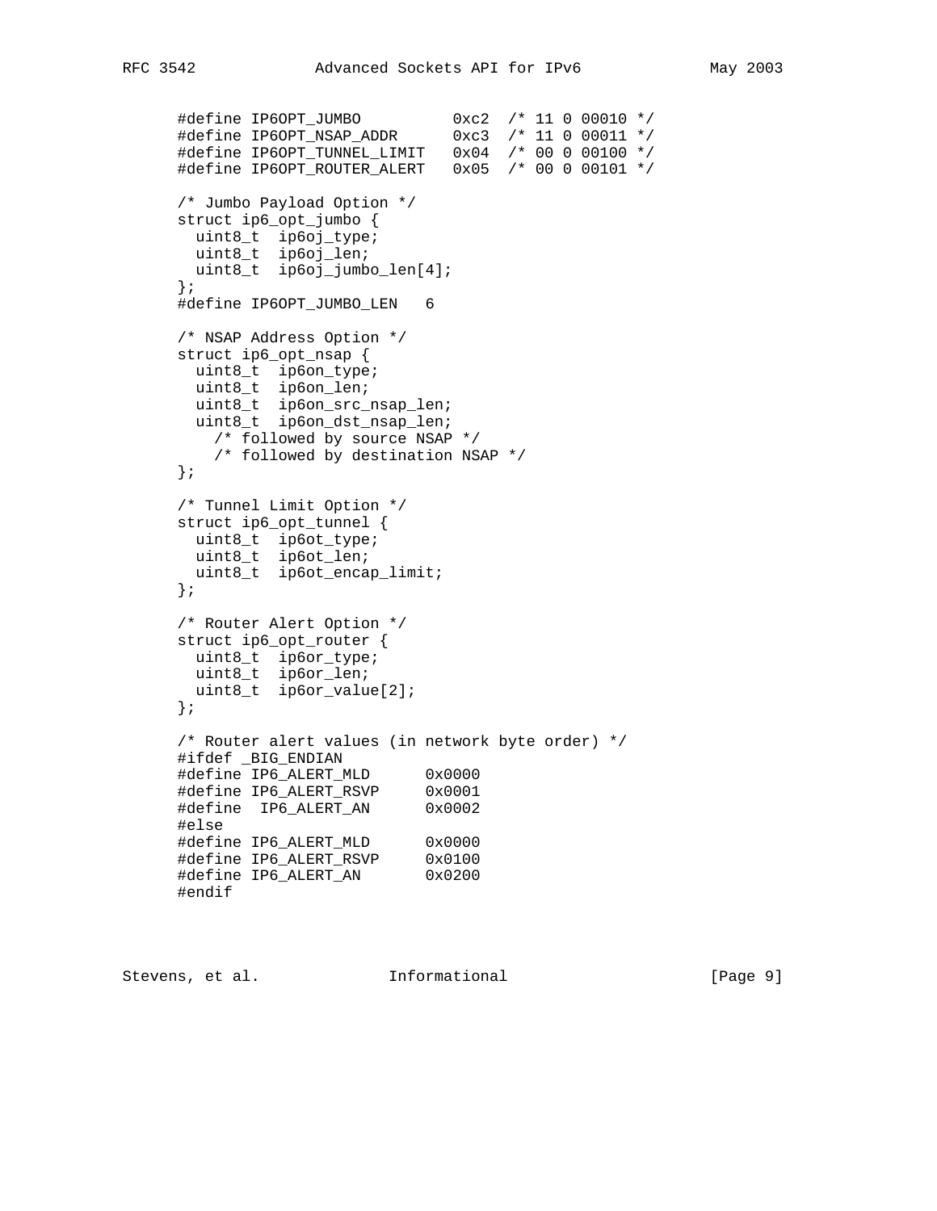```
#define IP6OPT_JUMBO          0xc2  /* 11 0 00010 */
#define IP6OPT_NSAP_ADDR      0xc3  /* 11 0 00011 */
#define IP6OPT_TUNNEL_LIMIT   0x04  /* 00 0 00100 */
#define IP6OPT_ROUTER_ALERT   0x05  /* 00 0 00101 */

/* Jumbo Payload Option */
struct ip6_opt_jumbo {
  uint8_t  ip6oj_type;
  uint8_t  ip6oj_len;
  uint8_t  ip6oj_jumbo_len[4];
};
#define IP6OPT_JUMBO_LEN   6

/* NSAP Address Option */
struct ip6_opt_nsap {
  uint8_t  ip6on_type;
  uint8_t  ip6on_len;
  uint8_t  ip6on_src_nsap_len;
  uint8_t  ip6on_dst_nsap_len;
    /* followed by source NSAP */
    /* followed by destination NSAP */
};

/* Tunnel Limit Option */
struct ip6_opt_tunnel {
  uint8_t  ip6ot_type;
  uint8_t  ip6ot_len;
  uint8_t  ip6ot_encap_limit;
};

/* Router Alert Option */
struct ip6_opt_router {
  uint8_t  ip6or_type;
  uint8_t  ip6or_len;
  uint8_t  ip6or_value[2];
};

/* Router alert values (in network byte order) */
#ifdef _BIG_ENDIAN
#define IP6_ALERT_MLD      0x0000
#define IP6_ALERT_RSVP     0x0001
#define  IP6_ALERT_AN      0x0002
#else
#define IP6_ALERT_MLD      0x0000
#define IP6_ALERT_RSVP     0x0100
#define IP6_ALERT_AN       0x0200
#endif
```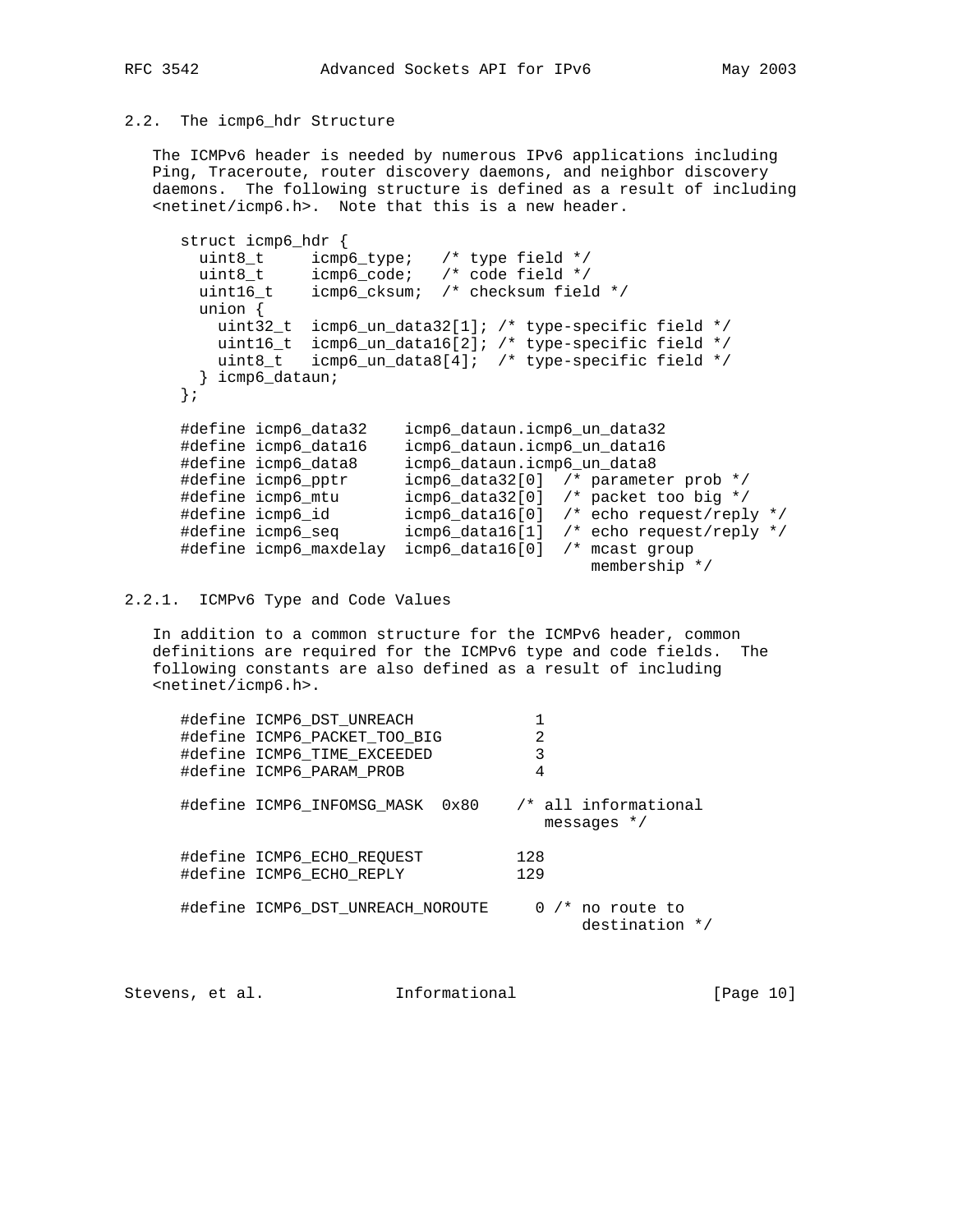## 2.2. The icmp6_hdr Structure

The ICMPv6 header is needed by numerous IPv6 applications including Ping, Traceroute, router discovery daemons, and neighbor discovery daemons. The following structure is defined as a result of including <netinet/icmp6.h>. Note that this is a new header.

```
struct icmp6_hdr {
  uint8_t     icmp6_type;   /* type field */
  uint8_t     icmp6_code;   /* code field */
  uint16_t    icmp6_cksum;  /* checksum field */
  union {
    uint32_t  icmp6_un_data32[1]; /* type-specific field */
    uint16_t  icmp6_un_data16[2]; /* type-specific field */
    uint8_t   icmp6_un_data8[4];  /* type-specific field */
  } icmp6_dataun;
};

#define icmp6_data32    icmp6_dataun.icmp6_un_data32
#define icmp6_data16    icmp6_dataun.icmp6_un_data16
#define icmp6_data8     icmp6_dataun.icmp6_un_data8
#define icmp6_pptr      icmp6_data32[0]  /* parameter prob */
#define icmp6_mtu       icmp6_data32[0]  /* packet too big */
#define icmp6_id        icmp6_data16[0]  /* echo request/reply */
#define icmp6_seq       icmp6_data16[1]  /* echo request/reply */
#define icmp6_maxdelay  icmp6_data16[0]  /* mcast group
                                            membership */
```

### 2.2.1. ICMPv6 Type and Code Values

In addition to a common structure for the ICMPv6 header, common definitions are required for the ICMPv6 type and code fields. The following constants are also defined as a result of including <netinet/icmp6.h>.

```
#define ICMP6_DST_UNREACH             1
#define ICMP6_PACKET_TOO_BIG          2
#define ICMP6_TIME_EXCEEDED           3
#define ICMP6_PARAM_PROB              4

#define ICMP6_INFOMSG_MASK  0x80    /* all informational
                                       messages */

#define ICMP6_ECHO_REQUEST          128
#define ICMP6_ECHO_REPLY            129

#define ICMP6_DST_UNREACH_NOROUTE     0 /* no route to
                                           destination */
```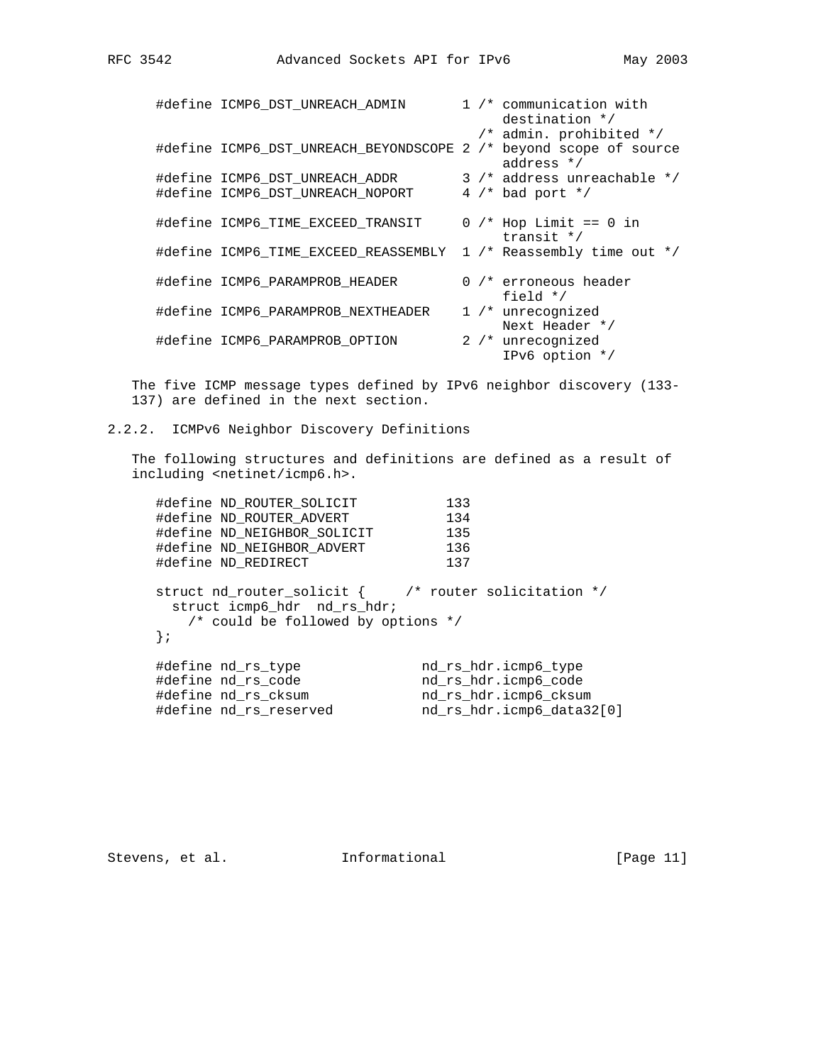```
#define ICMP6_DST_UNREACH_ADMIN       1 /* communication with
                                           destination */
                                        /* admin. prohibited */
#define ICMP6_DST_UNREACH_BEYONDSCOPE 2 /* beyond scope of source
                                           address */
#define ICMP6_DST_UNREACH_ADDR        3 /* address unreachable */
#define ICMP6_DST_UNREACH_NOPORT      4 /* bad port */

#define ICMP6_TIME_EXCEED_TRANSIT     0 /* Hop Limit == 0 in
                                           transit */
#define ICMP6_TIME_EXCEED_REASSEMBLY  1 /* Reassembly time out */

#define ICMP6_PARAMPROB_HEADER        0 /* erroneous header
                                           field */
#define ICMP6_PARAMPROB_NEXTHEADER    1 /* unrecognized
                                           Next Header */
#define ICMP6_PARAMPROB_OPTION        2 /* unrecognized
                                           IPv6 option */
```

The five ICMP message types defined by IPv6 neighbor discovery (133-137) are defined in the next section.

### 2.2.2. ICMPv6 Neighbor Discovery Definitions

The following structures and definitions are defined as a result of including <netinet/icmp6.h>.

```
#define ND_ROUTER_SOLICIT           133
#define ND_ROUTER_ADVERT            134
#define ND_NEIGHBOR_SOLICIT         135
#define ND_NEIGHBOR_ADVERT          136
#define ND_REDIRECT                 137

struct nd_router_solicit {     /* router solicitation */
  struct icmp6_hdr  nd_rs_hdr;
    /* could be followed by options */
};

#define nd_rs_type               nd_rs_hdr.icmp6_type
#define nd_rs_code               nd_rs_hdr.icmp6_code
#define nd_rs_cksum              nd_rs_hdr.icmp6_cksum
#define nd_rs_reserved           nd_rs_hdr.icmp6_data32[0]
```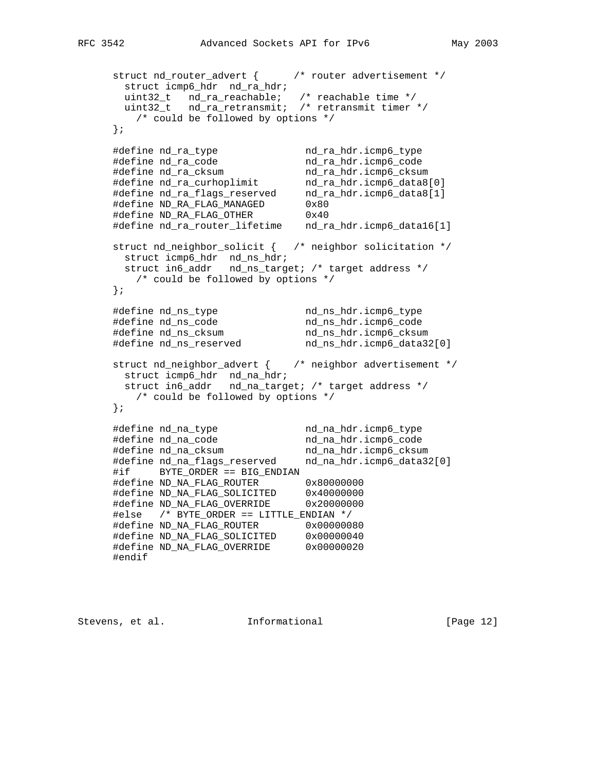```
struct nd_router_advert {      /* router advertisement */
  struct icmp6_hdr  nd_ra_hdr;
  uint32_t   nd_ra_reachable;   /* reachable time */
  uint32_t   nd_ra_retransmit;  /* retransmit timer */
    /* could be followed by options */
};

#define nd_ra_type               nd_ra_hdr.icmp6_type
#define nd_ra_code               nd_ra_hdr.icmp6_code
#define nd_ra_cksum              nd_ra_hdr.icmp6_cksum
#define nd_ra_curhoplimit        nd_ra_hdr.icmp6_data8[0]
#define nd_ra_flags_reserved     nd_ra_hdr.icmp6_data8[1]
#define ND_RA_FLAG_MANAGED       0x80
#define ND_RA_FLAG_OTHER         0x40
#define nd_ra_router_lifetime    nd_ra_hdr.icmp6_data16[1]

struct nd_neighbor_solicit {   /* neighbor solicitation */
  struct icmp6_hdr  nd_ns_hdr;
  struct in6_addr   nd_ns_target; /* target address */
    /* could be followed by options */
};

#define nd_ns_type               nd_ns_hdr.icmp6_type
#define nd_ns_code               nd_ns_hdr.icmp6_code
#define nd_ns_cksum              nd_ns_hdr.icmp6_cksum
#define nd_ns_reserved           nd_ns_hdr.icmp6_data32[0]

struct nd_neighbor_advert {    /* neighbor advertisement */
  struct icmp6_hdr  nd_na_hdr;
  struct in6_addr   nd_na_target; /* target address */
    /* could be followed by options */
};

#define nd_na_type               nd_na_hdr.icmp6_type
#define nd_na_code               nd_na_hdr.icmp6_code
#define nd_na_cksum              nd_na_hdr.icmp6_cksum
#define nd_na_flags_reserved     nd_na_hdr.icmp6_data32[0]
#if     BYTE_ORDER == BIG_ENDIAN
#define ND_NA_FLAG_ROUTER        0x80000000
#define ND_NA_FLAG_SOLICITED     0x40000000
#define ND_NA_FLAG_OVERRIDE      0x20000000
#else   /* BYTE_ORDER == LITTLE_ENDIAN */
#define ND_NA_FLAG_ROUTER        0x00000080
#define ND_NA_FLAG_SOLICITED     0x00000040
#define ND_NA_FLAG_OVERRIDE      0x00000020
#endif
```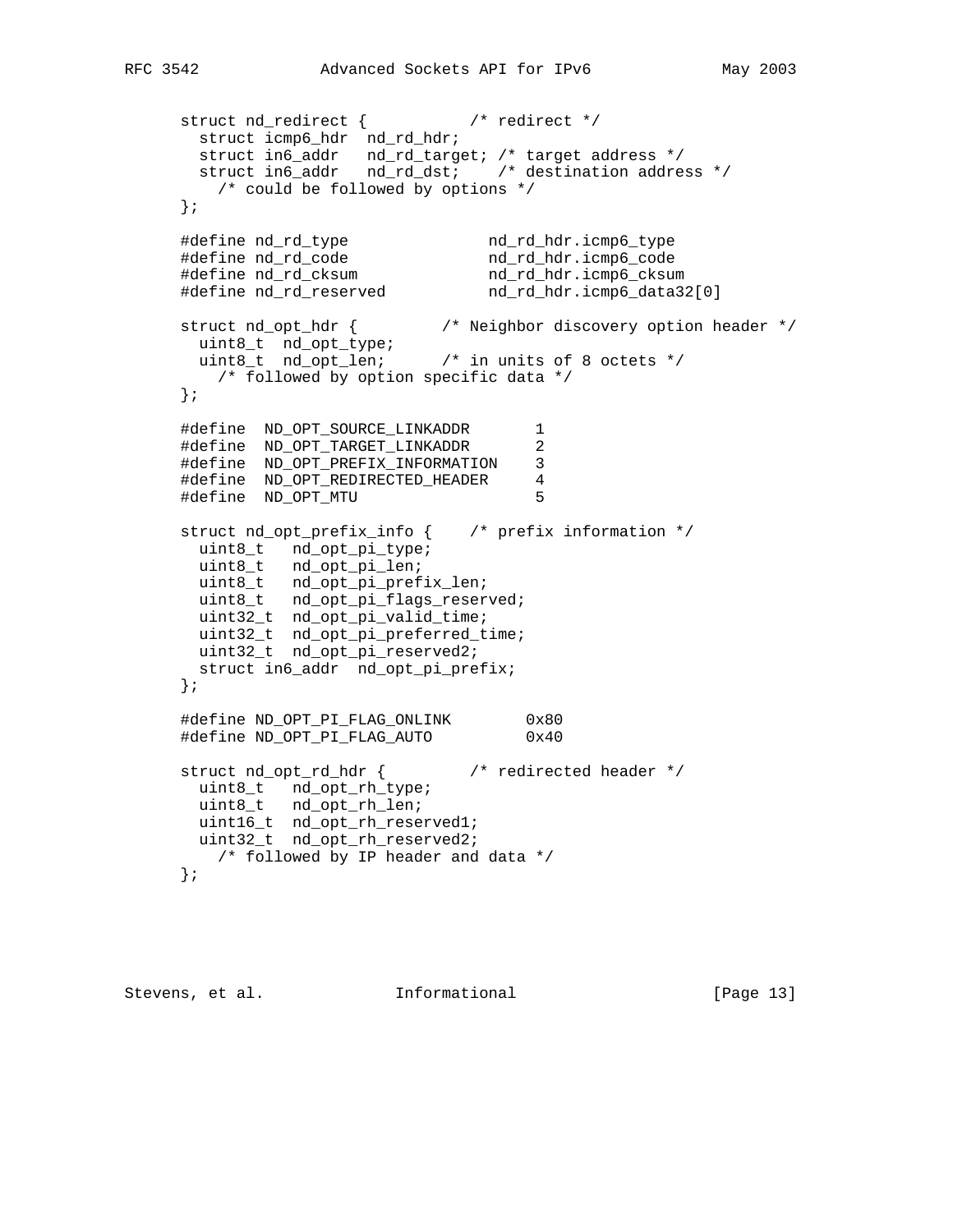```
      struct nd_redirect {           /* redirect */
        struct icmp6_hdr  nd_rd_hdr;
        struct in6_addr   nd_rd_target; /* target address */
        struct in6_addr   nd_rd_dst;    /* destination address */
          /* could be followed by options */
      };

      #define nd_rd_type               nd_rd_hdr.icmp6_type
      #define nd_rd_code               nd_rd_hdr.icmp6_code
      #define nd_rd_cksum              nd_rd_hdr.icmp6_cksum
      #define nd_rd_reserved           nd_rd_hdr.icmp6_data32[0]

      struct nd_opt_hdr {         /* Neighbor discovery option header */
        uint8_t  nd_opt_type;
        uint8_t  nd_opt_len;      /* in units of 8 octets */
          /* followed by option specific data */
      };

      #define  ND_OPT_SOURCE_LINKADDR       1
      #define  ND_OPT_TARGET_LINKADDR       2
      #define  ND_OPT_PREFIX_INFORMATION    3
      #define  ND_OPT_REDIRECTED_HEADER     4
      #define  ND_OPT_MTU                   5

      struct nd_opt_prefix_info {    /* prefix information */
        uint8_t   nd_opt_pi_type;
        uint8_t   nd_opt_pi_len;
        uint8_t   nd_opt_pi_prefix_len;
        uint8_t   nd_opt_pi_flags_reserved;
        uint32_t  nd_opt_pi_valid_time;
        uint32_t  nd_opt_pi_preferred_time;
        uint32_t  nd_opt_pi_reserved2;
        struct in6_addr  nd_opt_pi_prefix;
      };

      #define ND_OPT_PI_FLAG_ONLINK        0x80
      #define ND_OPT_PI_FLAG_AUTO          0x40

      struct nd_opt_rd_hdr {         /* redirected header */
        uint8_t   nd_opt_rh_type;
        uint8_t   nd_opt_rh_len;
        uint16_t  nd_opt_rh_reserved1;
        uint32_t  nd_opt_rh_reserved2;
          /* followed by IP header and data */
      };
```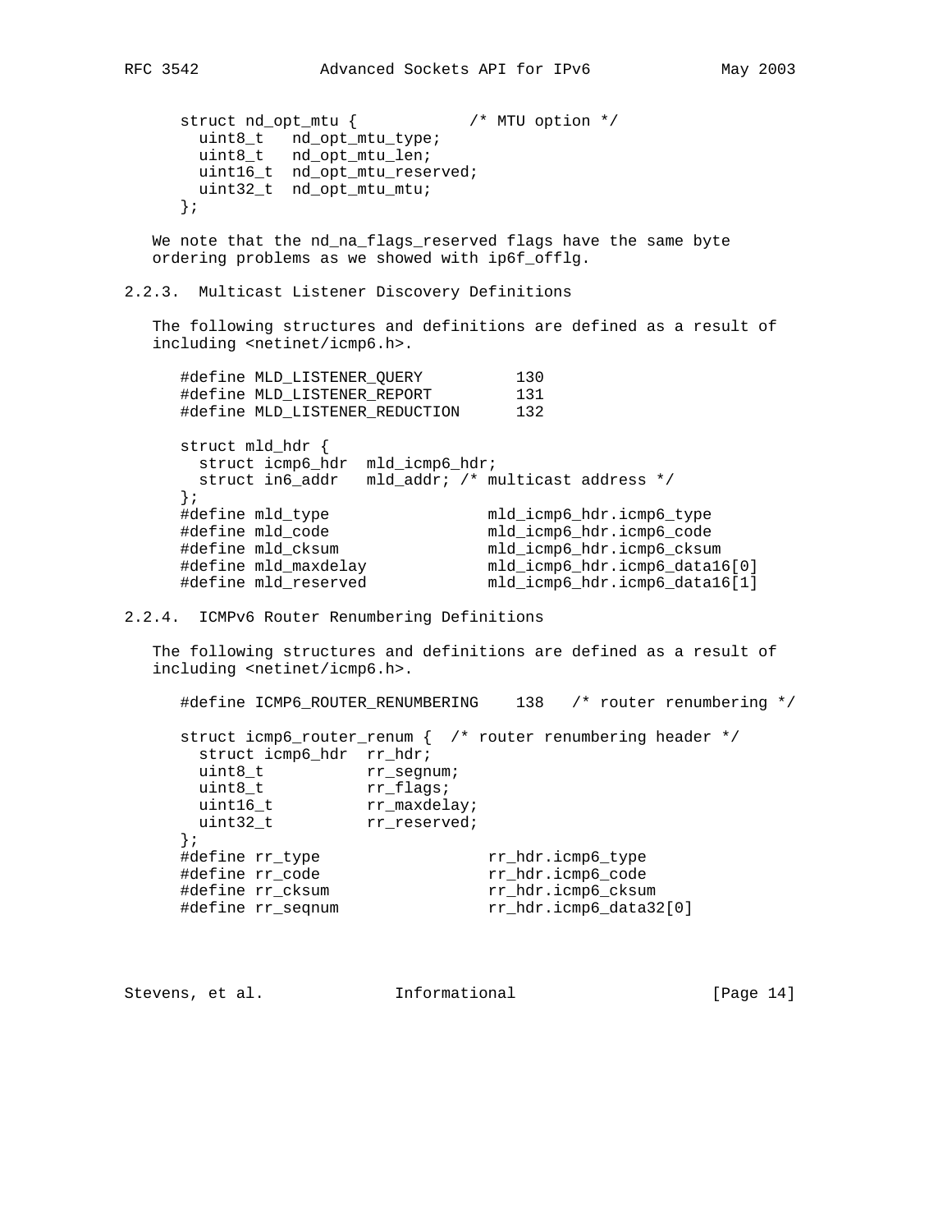```
struct nd_opt_mtu {            /* MTU option */
  uint8_t   nd_opt_mtu_type;
  uint8_t   nd_opt_mtu_len;
  uint16_t  nd_opt_mtu_reserved;
  uint32_t  nd_opt_mtu_mtu;
};
```

We note that the nd_na_flags_reserved flags have the same byte ordering problems as we showed with ip6f_offlg.

### 2.2.3. Multicast Listener Discovery Definitions

The following structures and definitions are defined as a result of including <netinet/icmp6.h>.

```
#define MLD_LISTENER_QUERY          130
#define MLD_LISTENER_REPORT         131
#define MLD_LISTENER_REDUCTION      132

struct mld_hdr {
  struct icmp6_hdr  mld_icmp6_hdr;
  struct in6_addr   mld_addr; /* multicast address */
};
#define mld_type                 mld_icmp6_hdr.icmp6_type
#define mld_code                 mld_icmp6_hdr.icmp6_code
#define mld_cksum                mld_icmp6_hdr.icmp6_cksum
#define mld_maxdelay             mld_icmp6_hdr.icmp6_data16[0]
#define mld_reserved             mld_icmp6_hdr.icmp6_data16[1]
```

### 2.2.4. ICMPv6 Router Renumbering Definitions

The following structures and definitions are defined as a result of including <netinet/icmp6.h>.

```
#define ICMP6_ROUTER_RENUMBERING    138   /* router renumbering */

struct icmp6_router_renum {  /* router renumbering header */
  struct icmp6_hdr  rr_hdr;
  uint8_t           rr_segnum;
  uint8_t           rr_flags;
  uint16_t          rr_maxdelay;
  uint32_t          rr_reserved;
};
#define rr_type                 rr_hdr.icmp6_type
#define rr_code                 rr_hdr.icmp6_code
#define rr_cksum                rr_hdr.icmp6_cksum
#define rr_seqnum               rr_hdr.icmp6_data32[0]
```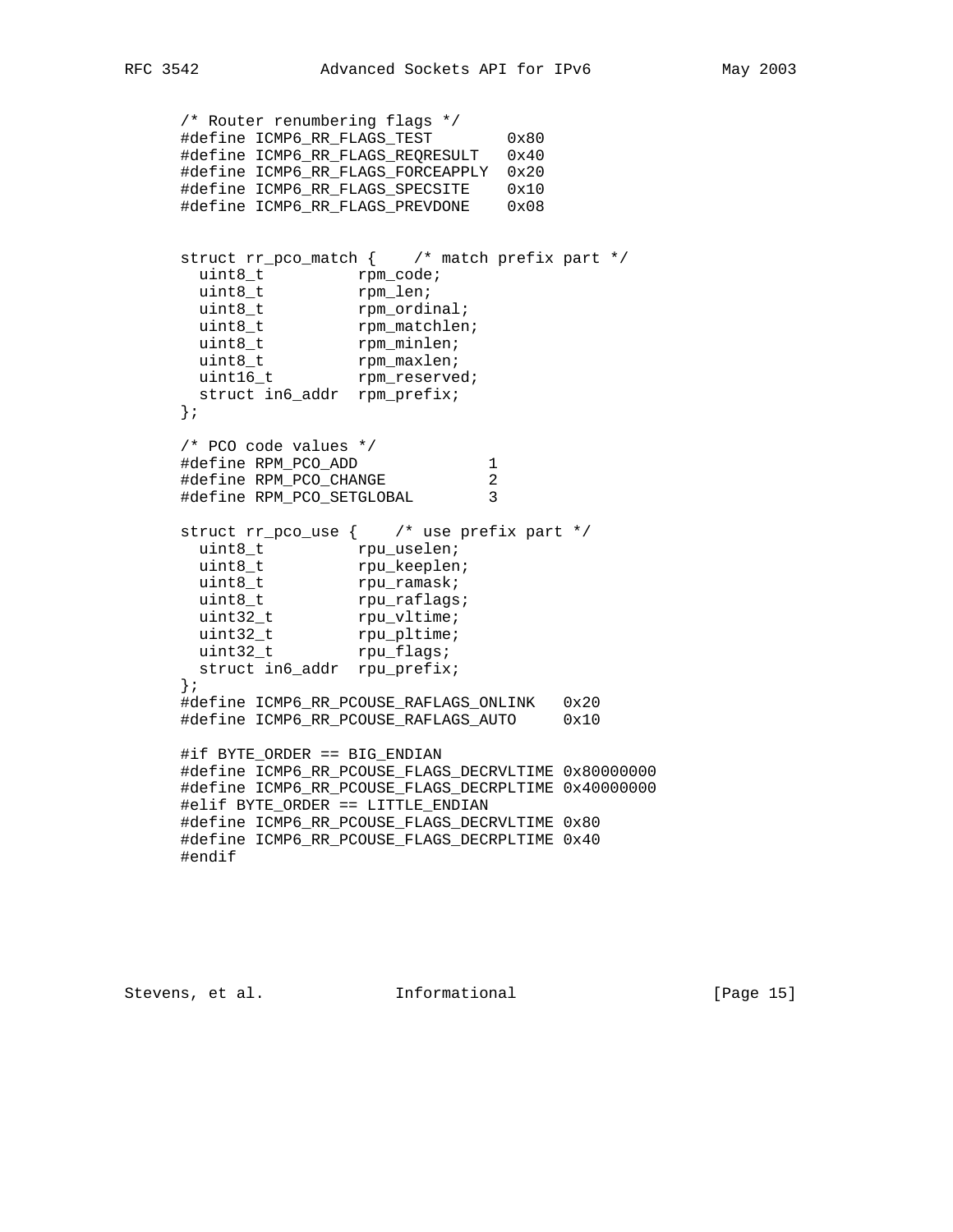```
/* Router renumbering flags */
#define ICMP6_RR_FLAGS_TEST        0x80
#define ICMP6_RR_FLAGS_REQRESULT   0x40
#define ICMP6_RR_FLAGS_FORCEAPPLY  0x20
#define ICMP6_RR_FLAGS_SPECSITE    0x10
#define ICMP6_RR_FLAGS_PREVDONE    0x08


struct rr_pco_match {    /* match prefix part */
  uint8_t          rpm_code;
  uint8_t          rpm_len;
  uint8_t          rpm_ordinal;
  uint8_t          rpm_matchlen;
  uint8_t          rpm_minlen;
  uint8_t          rpm_maxlen;
  uint16_t         rpm_reserved;
  struct in6_addr  rpm_prefix;
};

/* PCO code values */
#define RPM_PCO_ADD             1
#define RPM_PCO_CHANGE          2
#define RPM_PCO_SETGLOBAL       3

struct rr_pco_use {    /* use prefix part */
  uint8_t          rpu_uselen;
  uint8_t          rpu_keeplen;
  uint8_t          rpu_ramask;
  uint8_t          rpu_raflags;
  uint32_t         rpu_vltime;
  uint32_t         rpu_pltime;
  uint32_t         rpu_flags;
  struct in6_addr  rpu_prefix;
};
#define ICMP6_RR_PCOUSE_RAFLAGS_ONLINK   0x20
#define ICMP6_RR_PCOUSE_RAFLAGS_AUTO     0x10

#if BYTE_ORDER == BIG_ENDIAN
#define ICMP6_RR_PCOUSE_FLAGS_DECRVLTIME 0x80000000
#define ICMP6_RR_PCOUSE_FLAGS_DECRPLTIME 0x40000000
#elif BYTE_ORDER == LITTLE_ENDIAN
#define ICMP6_RR_PCOUSE_FLAGS_DECRVLTIME 0x80
#define ICMP6_RR_PCOUSE_FLAGS_DECRPLTIME 0x40
#endif
```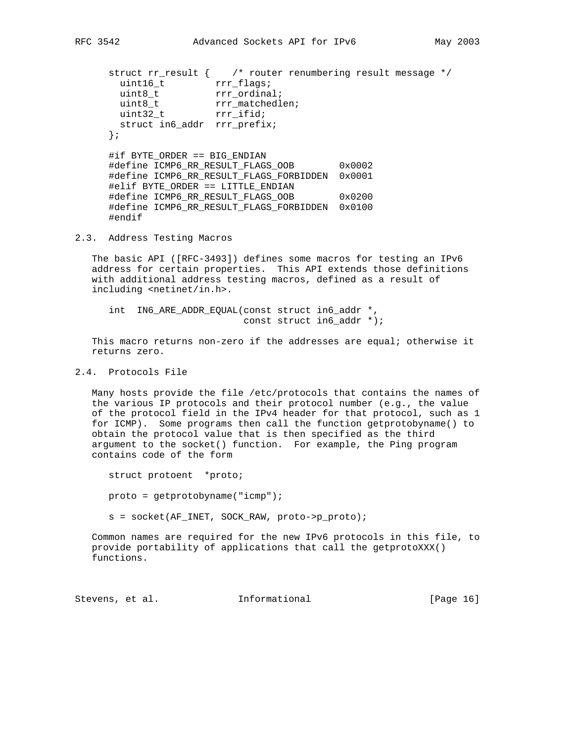```
struct rr_result {    /* router renumbering result message */
  uint16_t         rrr_flags;
  uint8_t          rrr_ordinal;
  uint8_t          rrr_matchedlen;
  uint32_t         rrr_ifid;
  struct in6_addr  rrr_prefix;
};

#if BYTE_ORDER == BIG_ENDIAN
#define ICMP6_RR_RESULT_FLAGS_OOB        0x0002
#define ICMP6_RR_RESULT_FLAGS_FORBIDDEN  0x0001
#elif BYTE_ORDER == LITTLE_ENDIAN
#define ICMP6_RR_RESULT_FLAGS_OOB        0x0200
#define ICMP6_RR_RESULT_FLAGS_FORBIDDEN  0x0100
#endif
```

## 2.3. Address Testing Macros

The basic API ([RFC-3493]) defines some macros for testing an IPv6 address for certain properties. This API extends those definitions with additional address testing macros, defined as a result of including <netinet/in.h>.

```
int  IN6_ARE_ADDR_EQUAL(const struct in6_addr *,
                        const struct in6_addr *);
```

This macro returns non-zero if the addresses are equal; otherwise it returns zero.

## 2.4. Protocols File

Many hosts provide the file /etc/protocols that contains the names of the various IP protocols and their protocol number (e.g., the value of the protocol field in the IPv4 header for that protocol, such as 1 for ICMP). Some programs then call the function getprotobyname() to obtain the protocol value that is then specified as the third argument to the socket() function. For example, the Ping program contains code of the form

```
struct protoent  *proto;

proto = getprotobyname("icmp");

s = socket(AF_INET, SOCK_RAW, proto->p_proto);
```

Common names are required for the new IPv6 protocols in this file, to provide portability of applications that call the getprotoXXX() functions.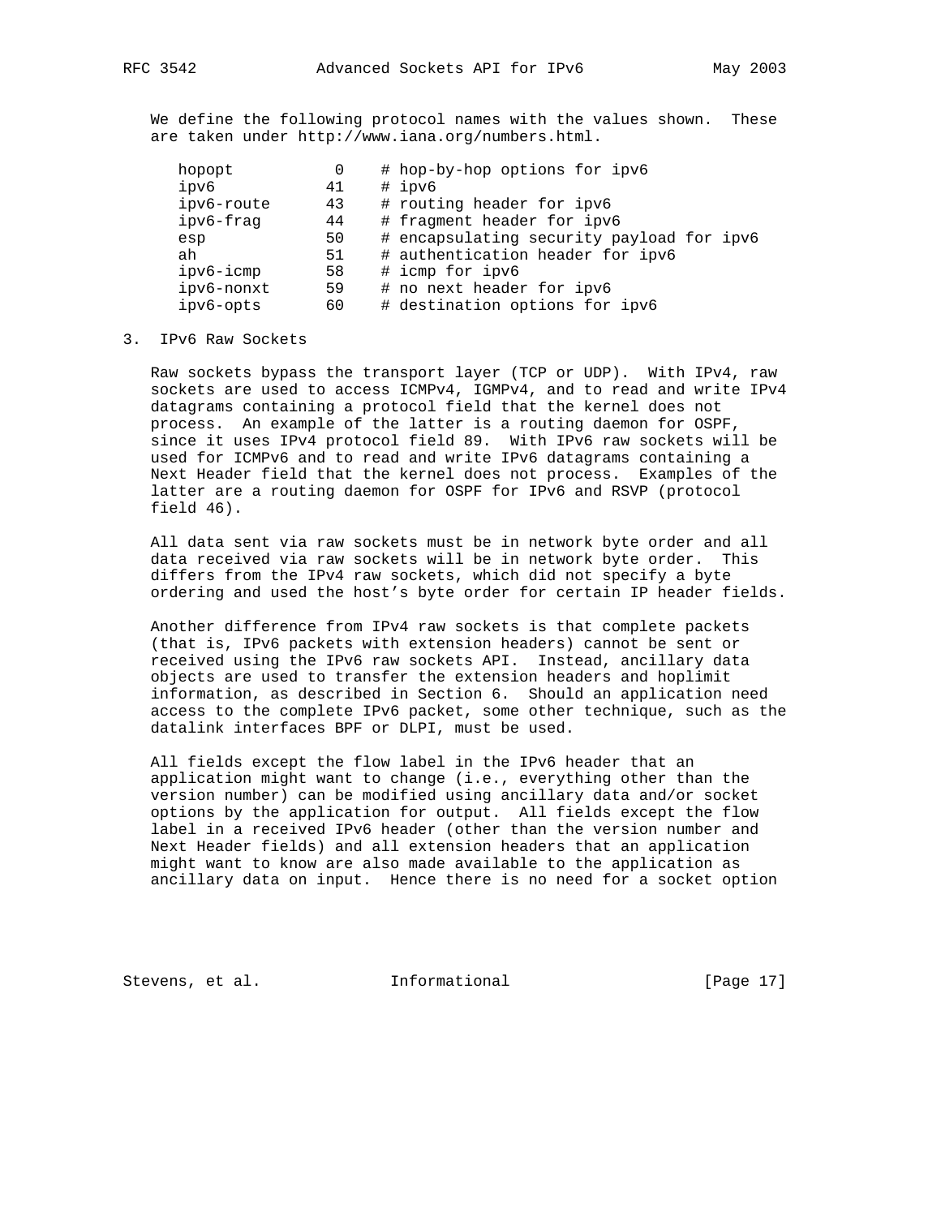We define the following protocol names with the values shown. These are taken under http://www.iana.org/numbers.html.

```
hopopt           0    # hop-by-hop options for ipv6
ipv6            41    # ipv6
ipv6-route      43    # routing header for ipv6
ipv6-frag       44    # fragment header for ipv6
esp             50    # encapsulating security payload for ipv6
ah              51    # authentication header for ipv6
ipv6-icmp       58    # icmp for ipv6
ipv6-nonxt      59    # no next header for ipv6
ipv6-opts       60    # destination options for ipv6
```

## 3. IPv6 Raw Sockets

Raw sockets bypass the transport layer (TCP or UDP). With IPv4, raw sockets are used to access ICMPv4, IGMPv4, and to read and write IPv4 datagrams containing a protocol field that the kernel does not process. An example of the latter is a routing daemon for OSPF, since it uses IPv4 protocol field 89. With IPv6 raw sockets will be used for ICMPv6 and to read and write IPv6 datagrams containing a Next Header field that the kernel does not process. Examples of the latter are a routing daemon for OSPF for IPv6 and RSVP (protocol field 46).

All data sent via raw sockets must be in network byte order and all data received via raw sockets will be in network byte order. This differs from the IPv4 raw sockets, which did not specify a byte ordering and used the host's byte order for certain IP header fields.

Another difference from IPv4 raw sockets is that complete packets (that is, IPv6 packets with extension headers) cannot be sent or received using the IPv6 raw sockets API. Instead, ancillary data objects are used to transfer the extension headers and hoplimit information, as described in Section 6. Should an application need access to the complete IPv6 packet, some other technique, such as the datalink interfaces BPF or DLPI, must be used.

All fields except the flow label in the IPv6 header that an application might want to change (i.e., everything other than the version number) can be modified using ancillary data and/or socket options by the application for output. All fields except the flow label in a received IPv6 header (other than the version number and Next Header fields) and all extension headers that an application might want to know are also made available to the application as ancillary data on input. Hence there is no need for a socket option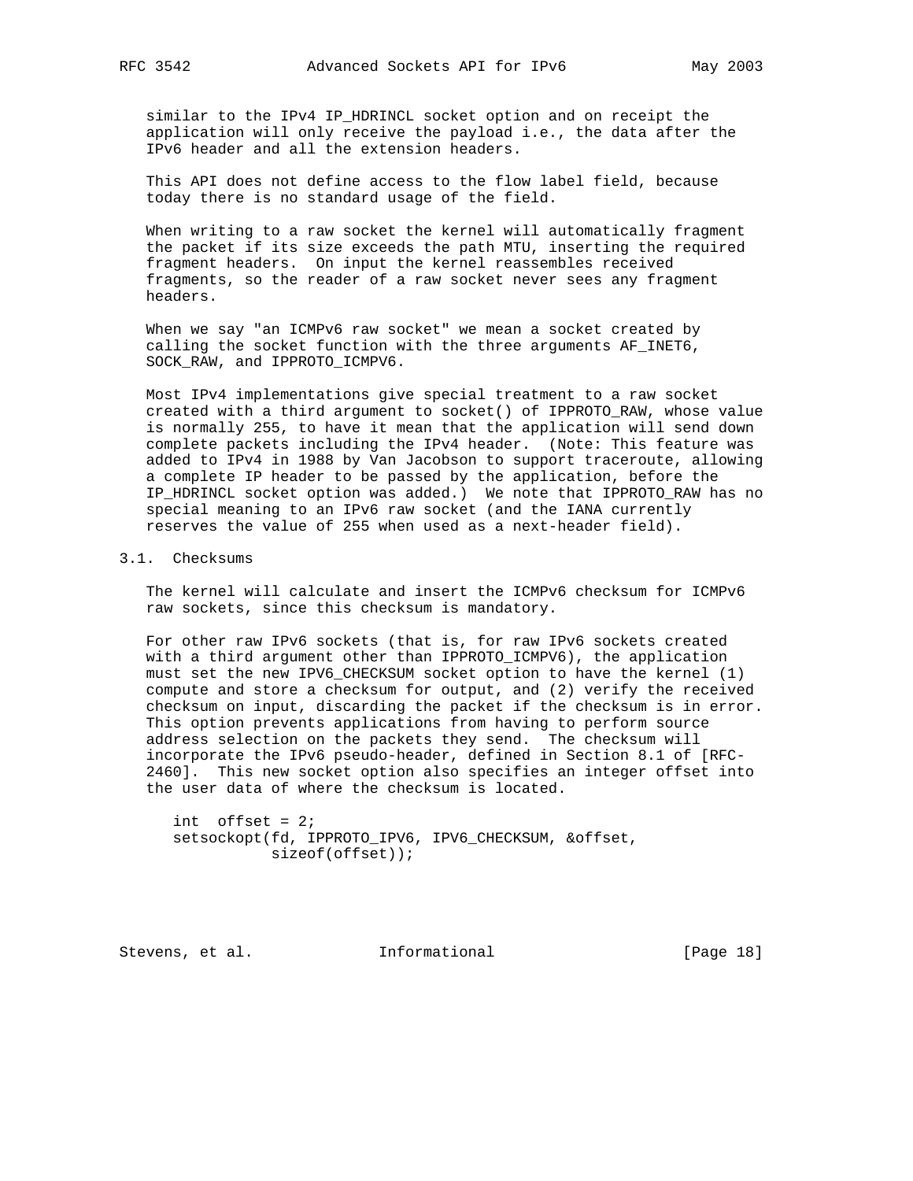similar to the IPv4 IP_HDRINCL socket option and on receipt the application will only receive the payload i.e., the data after the IPv6 header and all the extension headers.

This API does not define access to the flow label field, because today there is no standard usage of the field.

When writing to a raw socket the kernel will automatically fragment the packet if its size exceeds the path MTU, inserting the required fragment headers. On input the kernel reassembles received fragments, so the reader of a raw socket never sees any fragment headers.

When we say "an ICMPv6 raw socket" we mean a socket created by calling the socket function with the three arguments AF_INET6, SOCK_RAW, and IPPROTO_ICMPV6.

Most IPv4 implementations give special treatment to a raw socket created with a third argument to socket() of IPPROTO_RAW, whose value is normally 255, to have it mean that the application will send down complete packets including the IPv4 header. (Note: This feature was added to IPv4 in 1988 by Van Jacobson to support traceroute, allowing a complete IP header to be passed by the application, before the IP_HDRINCL socket option was added.) We note that IPPROTO_RAW has no special meaning to an IPv6 raw socket (and the IANA currently reserves the value of 255 when used as a next-header field).

## 3.1. Checksums

The kernel will calculate and insert the ICMPv6 checksum for ICMPv6 raw sockets, since this checksum is mandatory.

For other raw IPv6 sockets (that is, for raw IPv6 sockets created with a third argument other than IPPROTO_ICMPV6), the application must set the new IPV6_CHECKSUM socket option to have the kernel (1) compute and store a checksum for output, and (2) verify the received checksum on input, discarding the packet if the checksum is in error. This option prevents applications from having to perform source address selection on the packets they send. The checksum will incorporate the IPv6 pseudo-header, defined in Section 8.1 of [RFC-2460]. This new socket option also specifies an integer offset into the user data of where the checksum is located.

```
int  offset = 2;
setsockopt(fd, IPPROTO_IPV6, IPV6_CHECKSUM, &offset,
           sizeof(offset));
```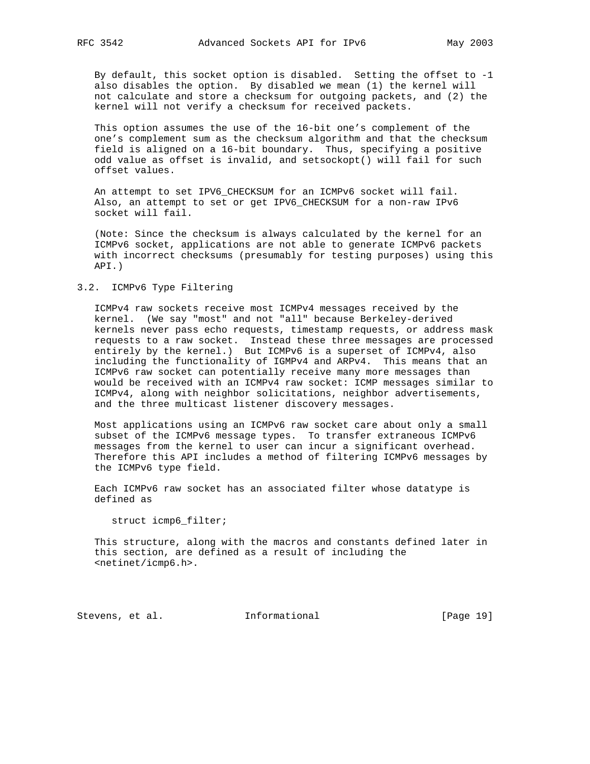By default, this socket option is disabled. Setting the offset to -1 also disables the option. By disabled we mean (1) the kernel will not calculate and store a checksum for outgoing packets, and (2) the kernel will not verify a checksum for received packets.

This option assumes the use of the 16-bit one's complement of the one's complement sum as the checksum algorithm and that the checksum field is aligned on a 16-bit boundary. Thus, specifying a positive odd value as offset is invalid, and setsockopt() will fail for such offset values.

An attempt to set IPV6_CHECKSUM for an ICMPv6 socket will fail. Also, an attempt to set or get IPV6_CHECKSUM for a non-raw IPv6 socket will fail.

(Note: Since the checksum is always calculated by the kernel for an ICMPv6 socket, applications are not able to generate ICMPv6 packets with incorrect checksums (presumably for testing purposes) using this API.)

## 3.2. ICMPv6 Type Filtering

ICMPv4 raw sockets receive most ICMPv4 messages received by the kernel. (We say "most" and not "all" because Berkeley-derived kernels never pass echo requests, timestamp requests, or address mask requests to a raw socket. Instead these three messages are processed entirely by the kernel.) But ICMPv6 is a superset of ICMPv4, also including the functionality of IGMPv4 and ARPv4. This means that an ICMPv6 raw socket can potentially receive many more messages than would be received with an ICMPv4 raw socket: ICMP messages similar to ICMPv4, along with neighbor solicitations, neighbor advertisements, and the three multicast listener discovery messages.

Most applications using an ICMPv6 raw socket care about only a small subset of the ICMPv6 message types. To transfer extraneous ICMPv6 messages from the kernel to user can incur a significant overhead. Therefore this API includes a method of filtering ICMPv6 messages by the ICMPv6 type field.

Each ICMPv6 raw socket has an associated filter whose datatype is defined as

```
struct icmp6_filter;
```

This structure, along with the macros and constants defined later in this section, are defined as a result of including the <netinet/icmp6.h>.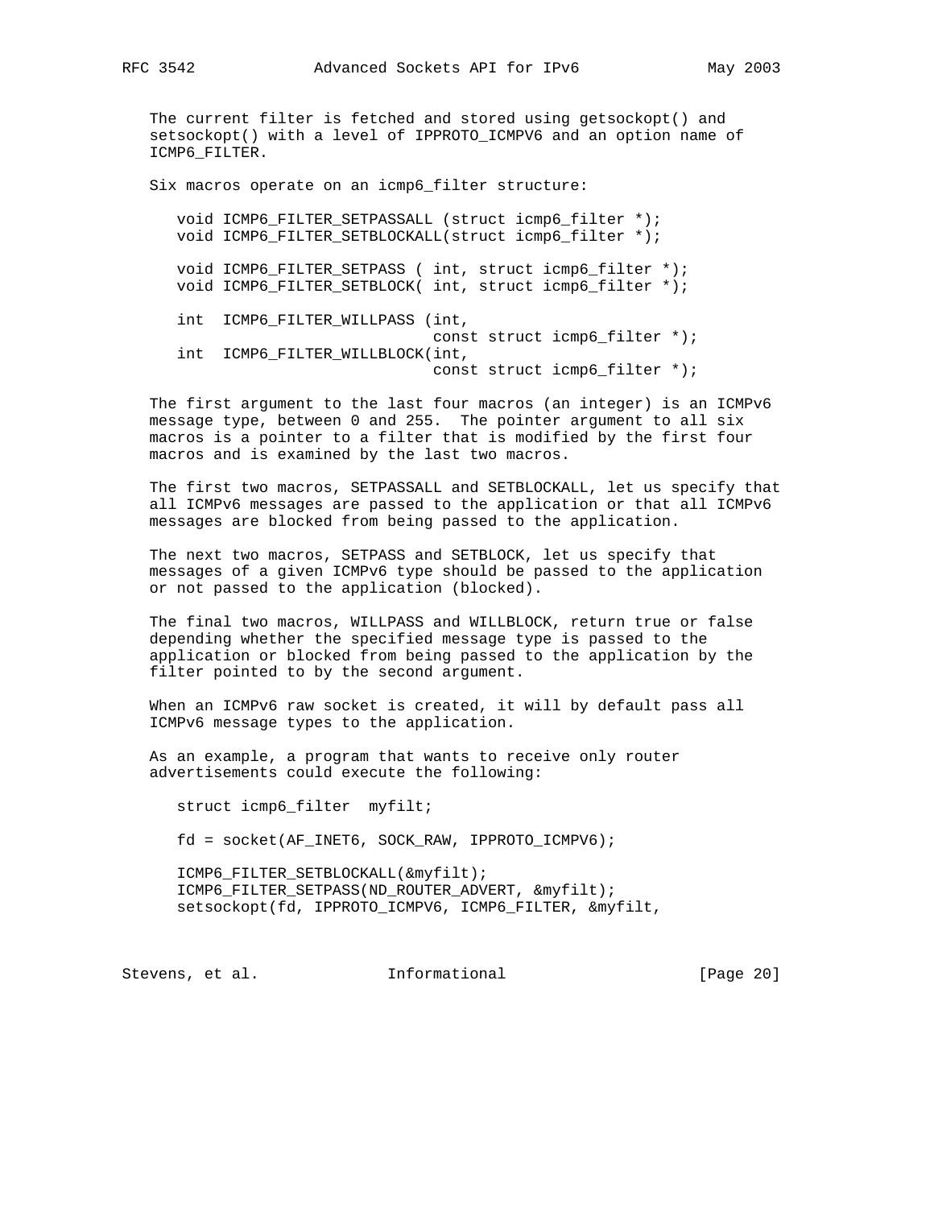The current filter is fetched and stored using getsockopt() and setsockopt() with a level of IPPROTO_ICMPV6 and an option name of ICMP6_FILTER.

Six macros operate on an icmp6_filter structure:

```
void ICMP6_FILTER_SETPASSALL (struct icmp6_filter *);
void ICMP6_FILTER_SETBLOCKALL(struct icmp6_filter *);

void ICMP6_FILTER_SETPASS ( int, struct icmp6_filter *);
void ICMP6_FILTER_SETBLOCK( int, struct icmp6_filter *);

int  ICMP6_FILTER_WILLPASS (int,
                            const struct icmp6_filter *);
int  ICMP6_FILTER_WILLBLOCK(int,
                            const struct icmp6_filter *);
```

The first argument to the last four macros (an integer) is an ICMPv6 message type, between 0 and 255. The pointer argument to all six macros is a pointer to a filter that is modified by the first four macros and is examined by the last two macros.

The first two macros, SETPASSALL and SETBLOCKALL, let us specify that all ICMPv6 messages are passed to the application or that all ICMPv6 messages are blocked from being passed to the application.

The next two macros, SETPASS and SETBLOCK, let us specify that messages of a given ICMPv6 type should be passed to the application or not passed to the application (blocked).

The final two macros, WILLPASS and WILLBLOCK, return true or false depending whether the specified message type is passed to the application or blocked from being passed to the application by the filter pointed to by the second argument.

When an ICMPv6 raw socket is created, it will by default pass all ICMPv6 message types to the application.

As an example, a program that wants to receive only router advertisements could execute the following:

```
struct icmp6_filter  myfilt;

fd = socket(AF_INET6, SOCK_RAW, IPPROTO_ICMPV6);

ICMP6_FILTER_SETBLOCKALL(&myfilt);
ICMP6_FILTER_SETPASS(ND_ROUTER_ADVERT, &myfilt);
setsockopt(fd, IPPROTO_ICMPV6, ICMP6_FILTER, &myfilt,
```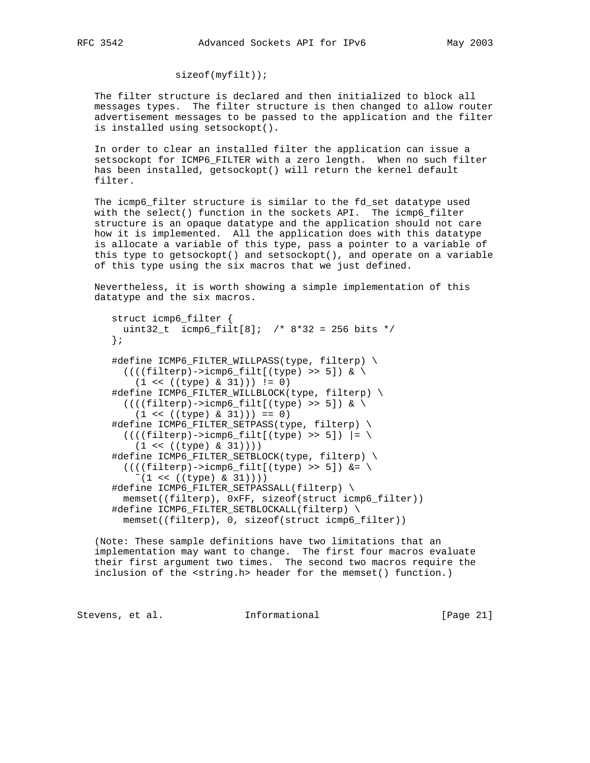```
              sizeof(myfilt));
```

The filter structure is declared and then initialized to block all messages types. The filter structure is then changed to allow router advertisement messages to be passed to the application and the filter is installed using setsockopt().

In order to clear an installed filter the application can issue a setsockopt for ICMP6_FILTER with a zero length. When no such filter has been installed, getsockopt() will return the kernel default filter.

The icmp6_filter structure is similar to the fd_set datatype used with the select() function in the sockets API. The icmp6_filter structure is an opaque datatype and the application should not care how it is implemented. All the application does with this datatype is allocate a variable of this type, pass a pointer to a variable of this type to getsockopt() and setsockopt(), and operate on a variable of this type using the six macros that we just defined.

Nevertheless, it is worth showing a simple implementation of this datatype and the six macros.

```
struct icmp6_filter {
  uint32_t  icmp6_filt[8];  /* 8*32 = 256 bits */
};

#define ICMP6_FILTER_WILLPASS(type, filterp) \
  ((((filterp)->icmp6_filt[(type) >> 5]) & \
    (1 << ((type) & 31))) != 0)
#define ICMP6_FILTER_WILLBLOCK(type, filterp) \
  ((((filterp)->icmp6_filt[(type) >> 5]) & \
    (1 << ((type) & 31))) == 0)
#define ICMP6_FILTER_SETPASS(type, filterp) \
  ((((filterp)->icmp6_filt[(type) >> 5]) |= \
    (1 << ((type) & 31))))
#define ICMP6_FILTER_SETBLOCK(type, filterp) \
  ((((filterp)->icmp6_filt[(type) >> 5]) &= \
    ~(1 << ((type) & 31))))
#define ICMP6_FILTER_SETPASSALL(filterp) \
  memset((filterp), 0xFF, sizeof(struct icmp6_filter))
#define ICMP6_FILTER_SETBLOCKALL(filterp) \
  memset((filterp), 0, sizeof(struct icmp6_filter))
```

(Note: These sample definitions have two limitations that an implementation may want to change. The first four macros evaluate their first argument two times. The second two macros require the inclusion of the <string.h> header for the memset() function.)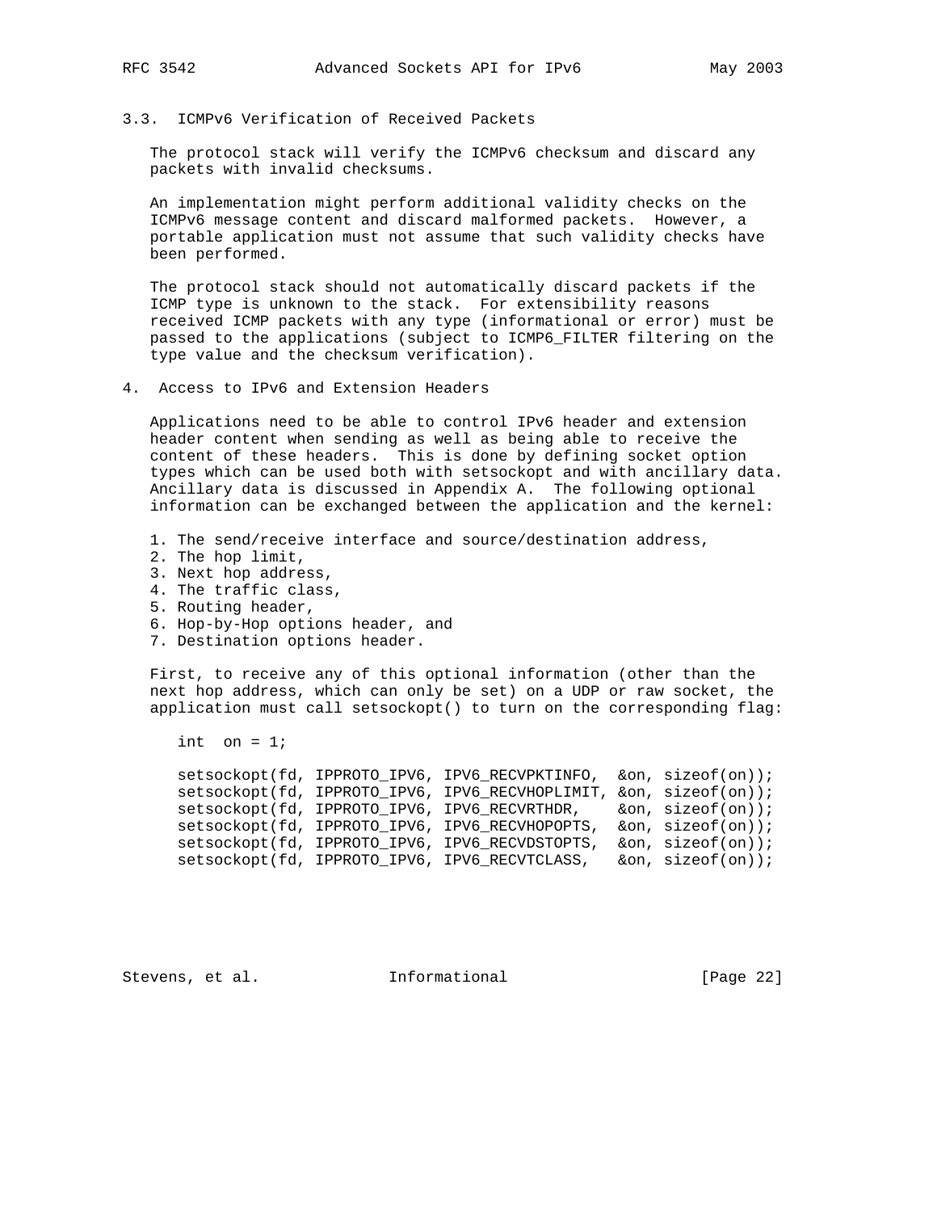### 3.3. ICMPv6 Verification of Received Packets

The protocol stack will verify the ICMPv6 checksum and discard any packets with invalid checksums.

An implementation might perform additional validity checks on the ICMPv6 message content and discard malformed packets. However, a portable application must not assume that such validity checks have been performed.

The protocol stack should not automatically discard packets if the ICMP type is unknown to the stack. For extensibility reasons received ICMP packets with any type (informational or error) must be passed to the applications (subject to ICMP6_FILTER filtering on the type value and the checksum verification).

## 4. Access to IPv6 and Extension Headers

Applications need to be able to control IPv6 header and extension header content when sending as well as being able to receive the content of these headers. This is done by defining socket option types which can be used both with setsockopt and with ancillary data. Ancillary data is discussed in Appendix A. The following optional information can be exchanged between the application and the kernel:

1. The send/receive interface and source/destination address,
2. The hop limit,
3. Next hop address,
4. The traffic class,
5. Routing header,
6. Hop-by-Hop options header, and
7. Destination options header.

First, to receive any of this optional information (other than the next hop address, which can only be set) on a UDP or raw socket, the application must call setsockopt() to turn on the corresponding flag:

```
int  on = 1;

setsockopt(fd, IPPROTO_IPV6, IPV6_RECVPKTINFO,  &on, sizeof(on));
setsockopt(fd, IPPROTO_IPV6, IPV6_RECVHOPLIMIT, &on, sizeof(on));
setsockopt(fd, IPPROTO_IPV6, IPV6_RECVRTHDR,    &on, sizeof(on));
setsockopt(fd, IPPROTO_IPV6, IPV6_RECVHOPOPTS,  &on, sizeof(on));
setsockopt(fd, IPPROTO_IPV6, IPV6_RECVDSTOPTS,  &on, sizeof(on));
setsockopt(fd, IPPROTO_IPV6, IPV6_RECVTCLASS,   &on, sizeof(on));
```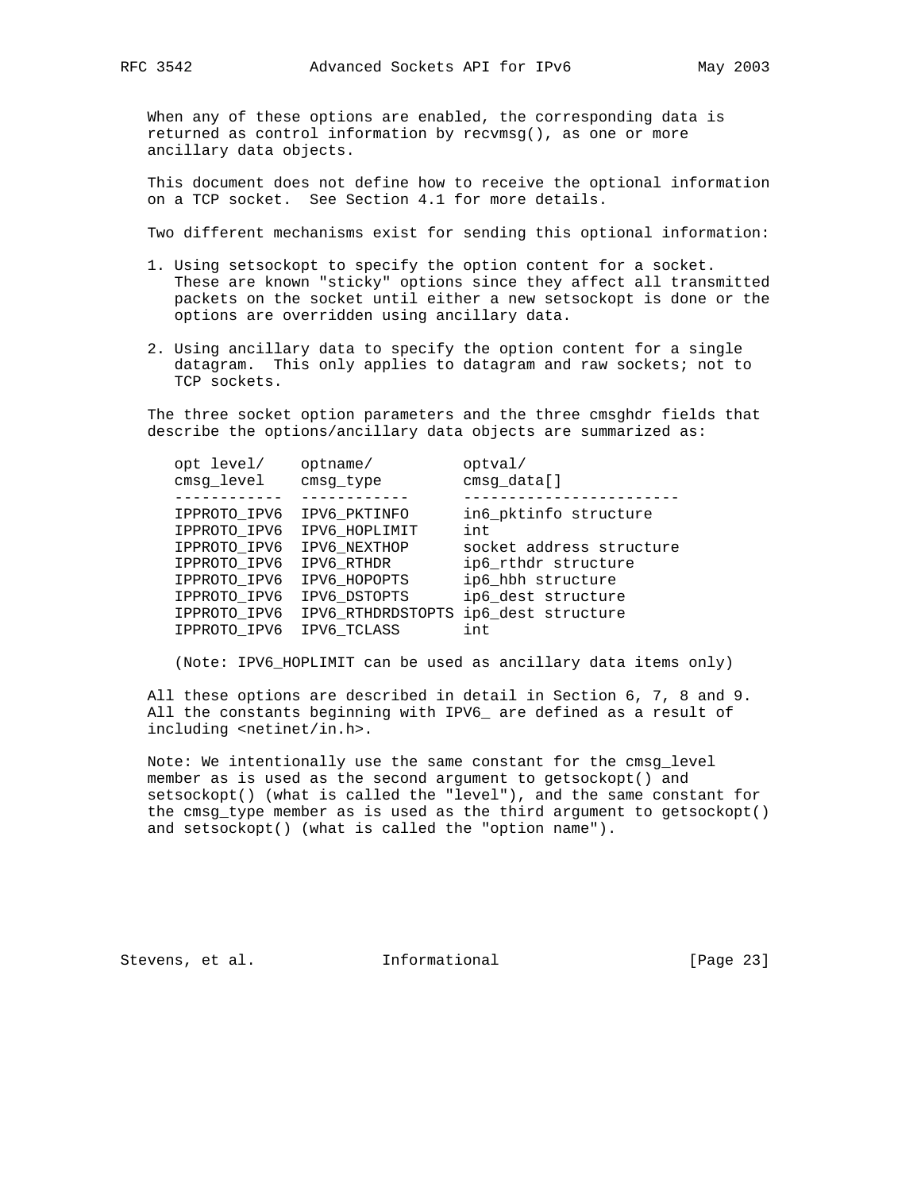When any of these options are enabled, the corresponding data is returned as control information by recvmsg(), as one or more ancillary data objects.

This document does not define how to receive the optional information on a TCP socket. See Section 4.1 for more details.

Two different mechanisms exist for sending this optional information:

1. Using setsockopt to specify the option content for a socket. These are known "sticky" options since they affect all transmitted packets on the socket until either a new setsockopt is done or the options are overridden using ancillary data.

2. Using ancillary data to specify the option content for a single datagram. This only applies to datagram and raw sockets; not to TCP sockets.

The three socket option parameters and the three cmsghdr fields that describe the options/ancillary data objects are summarized as:

| opt level/ cmsg_level | optname/ cmsg_type | optval/ cmsg_data[] |
|---|---|---|
| IPPROTO_IPV6 | IPV6_PKTINFO | in6_pktinfo structure |
| IPPROTO_IPV6 | IPV6_HOPLIMIT | int |
| IPPROTO_IPV6 | IPV6_NEXTHOP | socket address structure |
| IPPROTO_IPV6 | IPV6_RTHDR | ip6_rthdr structure |
| IPPROTO_IPV6 | IPV6_HOPOPTS | ip6_hbh structure |
| IPPROTO_IPV6 | IPV6_DSTOPTS | ip6_dest structure |
| IPPROTO_IPV6 | IPV6_RTHDRDSTOPTS | ip6_dest structure |
| IPPROTO_IPV6 | IPV6_TCLASS | int |

(Note: IPV6_HOPLIMIT can be used as ancillary data items only)

All these options are described in detail in Section 6, 7, 8 and 9. All the constants beginning with IPV6_ are defined as a result of including <netinet/in.h>.

Note: We intentionally use the same constant for the cmsg_level member as is used as the second argument to getsockopt() and setsockopt() (what is called the "level"), and the same constant for the cmsg_type member as is used as the third argument to getsockopt() and setsockopt() (what is called the "option name").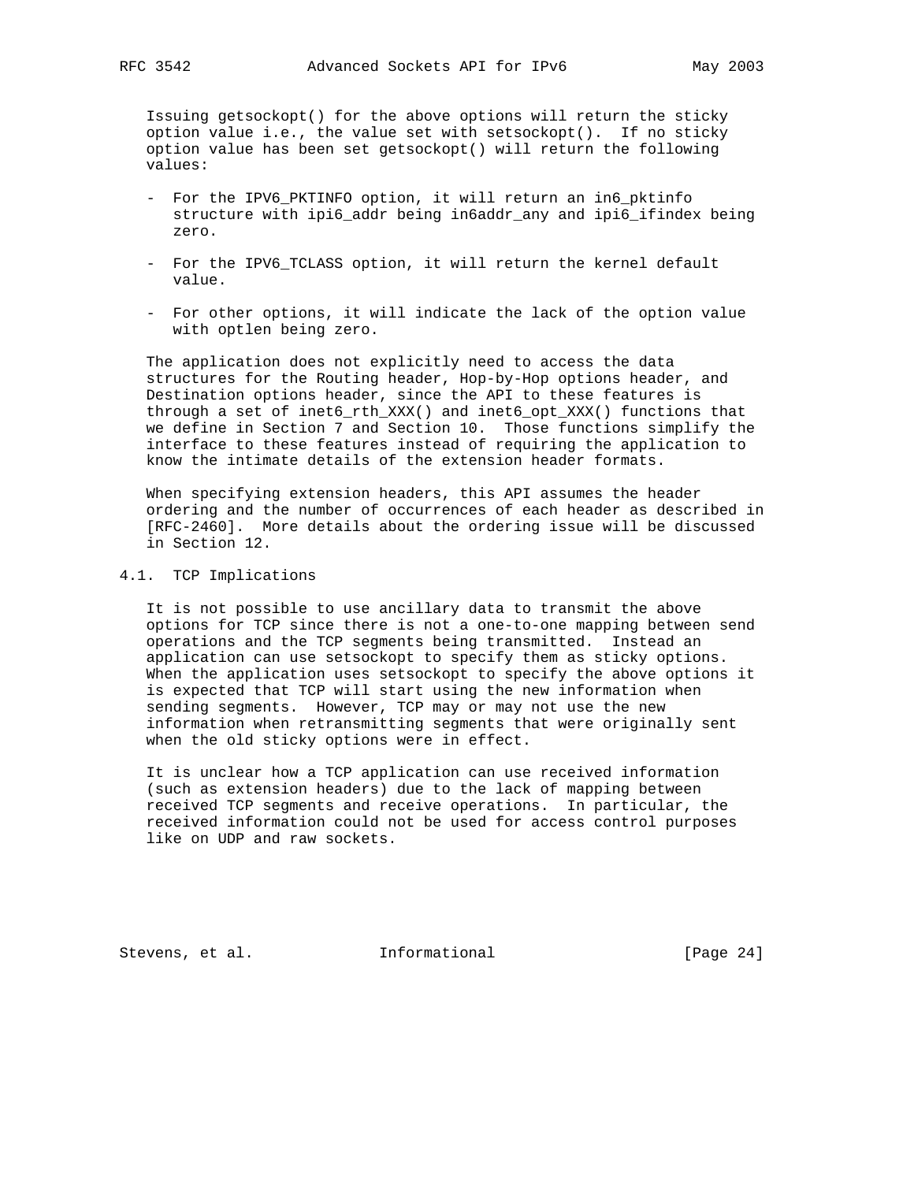Issuing getsockopt() for the above options will return the sticky option value i.e., the value set with setsockopt(). If no sticky option value has been set getsockopt() will return the following values:

- For the IPV6_PKTINFO option, it will return an in6_pktinfo structure with ipi6_addr being in6addr_any and ipi6_ifindex being zero.

- For the IPV6_TCLASS option, it will return the kernel default value.

- For other options, it will indicate the lack of the option value with optlen being zero.

The application does not explicitly need to access the data structures for the Routing header, Hop-by-Hop options header, and Destination options header, since the API to these features is through a set of inet6_rth_XXX() and inet6_opt_XXX() functions that we define in Section 7 and Section 10. Those functions simplify the interface to these features instead of requiring the application to know the intimate details of the extension header formats.

When specifying extension headers, this API assumes the header ordering and the number of occurrences of each header as described in [RFC-2460]. More details about the ordering issue will be discussed in Section 12.

## 4.1. TCP Implications

It is not possible to use ancillary data to transmit the above options for TCP since there is not a one-to-one mapping between send operations and the TCP segments being transmitted. Instead an application can use setsockopt to specify them as sticky options. When the application uses setsockopt to specify the above options it is expected that TCP will start using the new information when sending segments. However, TCP may or may not use the new information when retransmitting segments that were originally sent when the old sticky options were in effect.

It is unclear how a TCP application can use received information (such as extension headers) due to the lack of mapping between received TCP segments and receive operations. In particular, the received information could not be used for access control purposes like on UDP and raw sockets.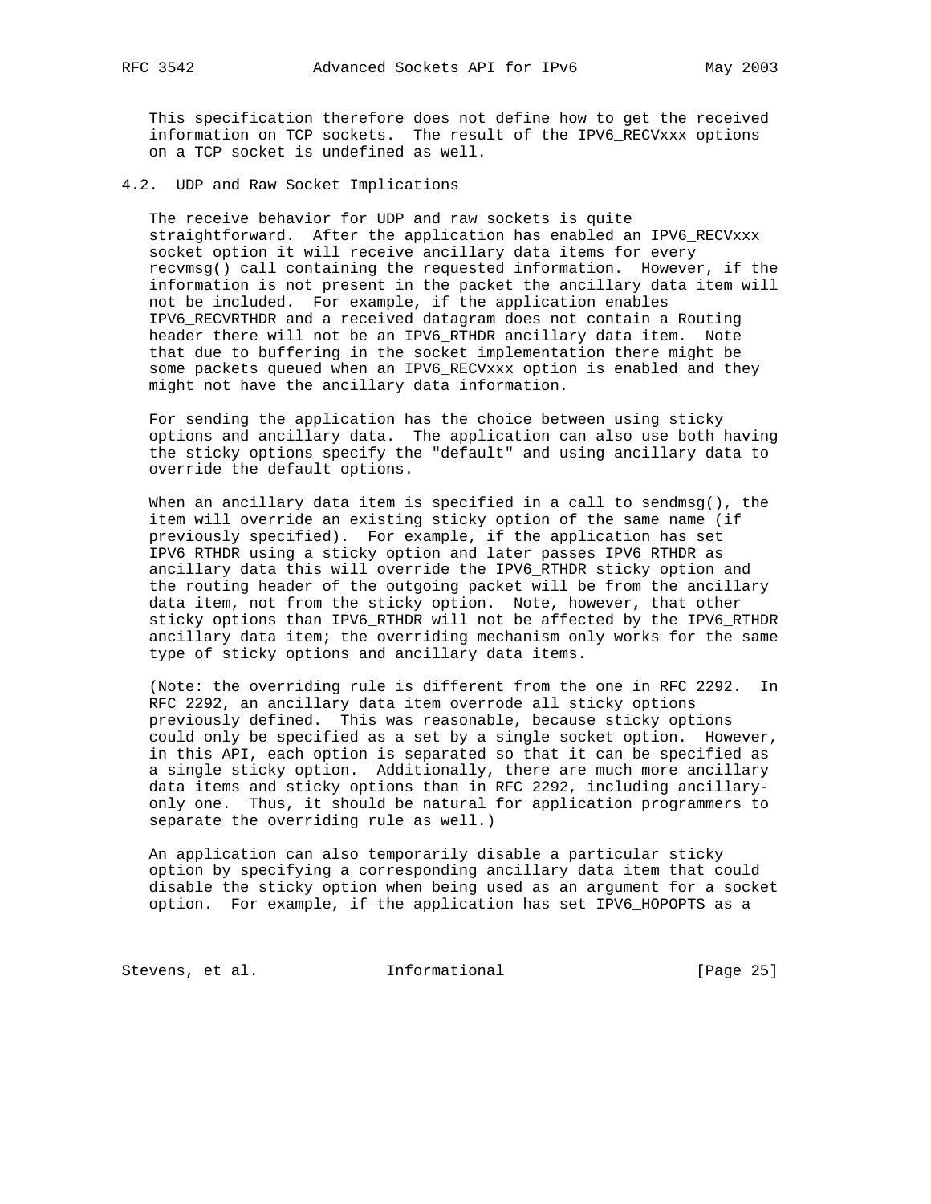This specification therefore does not define how to get the received information on TCP sockets. The result of the IPV6_RECVxxx options on a TCP socket is undefined as well.

## 4.2. UDP and Raw Socket Implications

The receive behavior for UDP and raw sockets is quite straightforward. After the application has enabled an IPV6_RECVxxx socket option it will receive ancillary data items for every recvmsg() call containing the requested information. However, if the information is not present in the packet the ancillary data item will not be included. For example, if the application enables IPV6_RECVRTHDR and a received datagram does not contain a Routing header there will not be an IPV6_RTHDR ancillary data item. Note that due to buffering in the socket implementation there might be some packets queued when an IPV6_RECVxxx option is enabled and they might not have the ancillary data information.

For sending the application has the choice between using sticky options and ancillary data. The application can also use both having the sticky options specify the "default" and using ancillary data to override the default options.

When an ancillary data item is specified in a call to sendmsg(), the item will override an existing sticky option of the same name (if previously specified). For example, if the application has set IPV6_RTHDR using a sticky option and later passes IPV6_RTHDR as ancillary data this will override the IPV6_RTHDR sticky option and the routing header of the outgoing packet will be from the ancillary data item, not from the sticky option. Note, however, that other sticky options than IPV6_RTHDR will not be affected by the IPV6_RTHDR ancillary data item; the overriding mechanism only works for the same type of sticky options and ancillary data items.

(Note: the overriding rule is different from the one in RFC 2292. In RFC 2292, an ancillary data item overrode all sticky options previously defined. This was reasonable, because sticky options could only be specified as a set by a single socket option. However, in this API, each option is separated so that it can be specified as a single sticky option. Additionally, there are much more ancillary data items and sticky options than in RFC 2292, including ancillary-only one. Thus, it should be natural for application programmers to separate the overriding rule as well.)

An application can also temporarily disable a particular sticky option by specifying a corresponding ancillary data item that could disable the sticky option when being used as an argument for a socket option. For example, if the application has set IPV6_HOPOPTS as a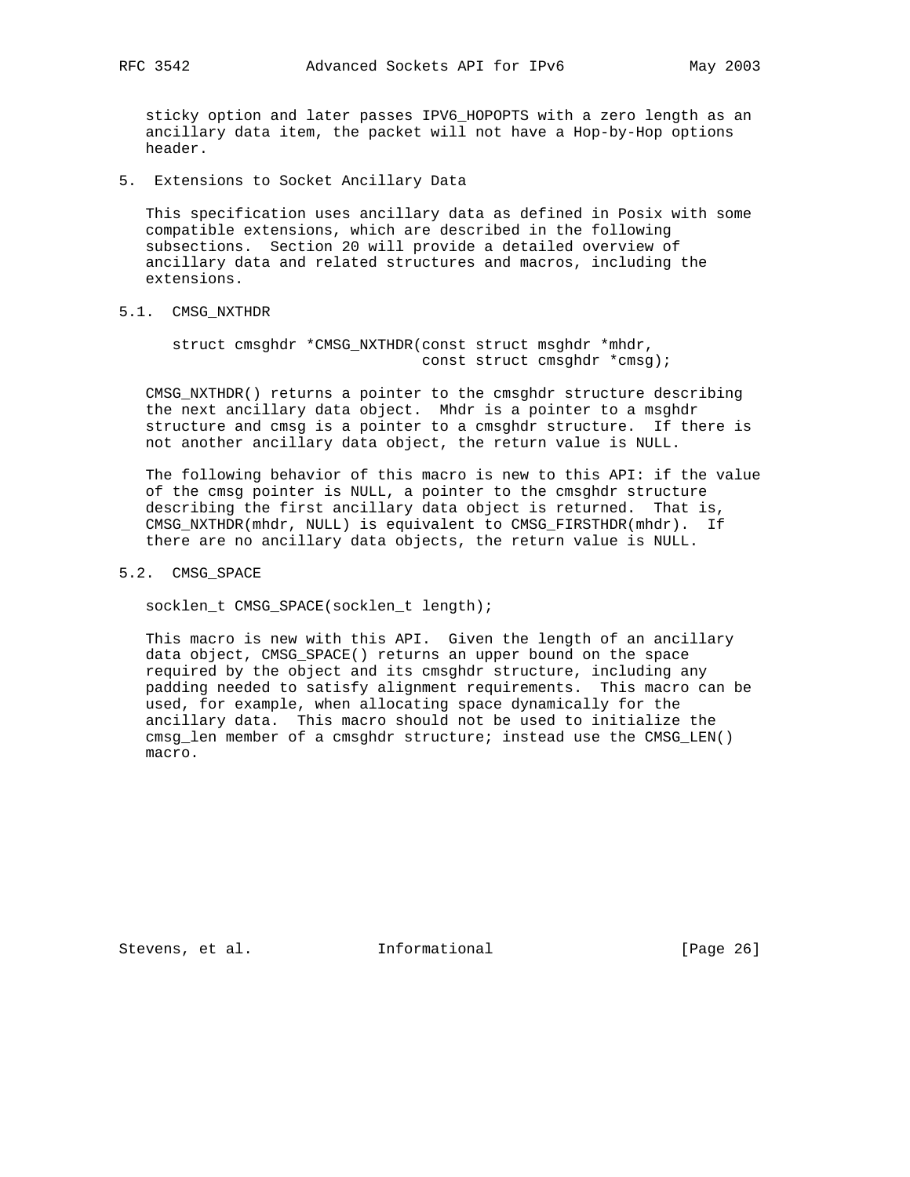sticky option and later passes IPV6_HOPOPTS with a zero length as an ancillary data item, the packet will not have a Hop-by-Hop options header.

## 5. Extensions to Socket Ancillary Data

This specification uses ancillary data as defined in Posix with some compatible extensions, which are described in the following subsections. Section 20 will provide a detailed overview of ancillary data and related structures and macros, including the extensions.

### 5.1. CMSG_NXTHDR

```
struct cmsghdr *CMSG_NXTHDR(const struct msghdr *mhdr,
                            const struct cmsghdr *cmsg);
```

CMSG_NXTHDR() returns a pointer to the cmsghdr structure describing the next ancillary data object. Mhdr is a pointer to a msghdr structure and cmsg is a pointer to a cmsghdr structure. If there is not another ancillary data object, the return value is NULL.

The following behavior of this macro is new to this API: if the value of the cmsg pointer is NULL, a pointer to the cmsghdr structure describing the first ancillary data object is returned. That is, CMSG_NXTHDR(mhdr, NULL) is equivalent to CMSG_FIRSTHDR(mhdr). If there are no ancillary data objects, the return value is NULL.

### 5.2. CMSG_SPACE

```
socklen_t CMSG_SPACE(socklen_t length);
```

This macro is new with this API. Given the length of an ancillary data object, CMSG_SPACE() returns an upper bound on the space required by the object and its cmsghdr structure, including any padding needed to satisfy alignment requirements. This macro can be used, for example, when allocating space dynamically for the ancillary data. This macro should not be used to initialize the cmsg_len member of a cmsghdr structure; instead use the CMSG_LEN() macro.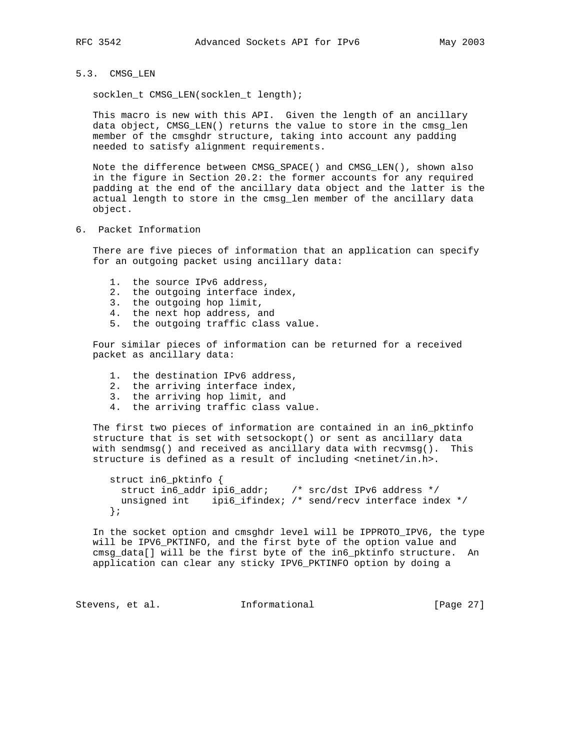### 5.3. CMSG_LEN

```
socklen_t CMSG_LEN(socklen_t length);
```

This macro is new with this API. Given the length of an ancillary data object, CMSG_LEN() returns the value to store in the cmsg_len member of the cmsghdr structure, taking into account any padding needed to satisfy alignment requirements.

Note the difference between CMSG_SPACE() and CMSG_LEN(), shown also in the figure in Section 20.2: the former accounts for any required padding at the end of the ancillary data object and the latter is the actual length to store in the cmsg_len member of the ancillary data object.

## 6. Packet Information

There are five pieces of information that an application can specify for an outgoing packet using ancillary data:

1. the source IPv6 address,
2. the outgoing interface index,
3. the outgoing hop limit,
4. the next hop address, and
5. the outgoing traffic class value.

Four similar pieces of information can be returned for a received packet as ancillary data:

1. the destination IPv6 address,
2. the arriving interface index,
3. the arriving hop limit, and
4. the arriving traffic class value.

The first two pieces of information are contained in an in6_pktinfo structure that is set with setsockopt() or sent as ancillary data with sendmsg() and received as ancillary data with recvmsg(). This structure is defined as a result of including <netinet/in.h>.

```
struct in6_pktinfo {
  struct in6_addr ipi6_addr;    /* src/dst IPv6 address */
  unsigned int    ipi6_ifindex; /* send/recv interface index */
};
```

In the socket option and cmsghdr level will be IPPROTO_IPV6, the type will be IPV6_PKTINFO, and the first byte of the option value and cmsg_data[] will be the first byte of the in6_pktinfo structure. An application can clear any sticky IPV6_PKTINFO option by doing a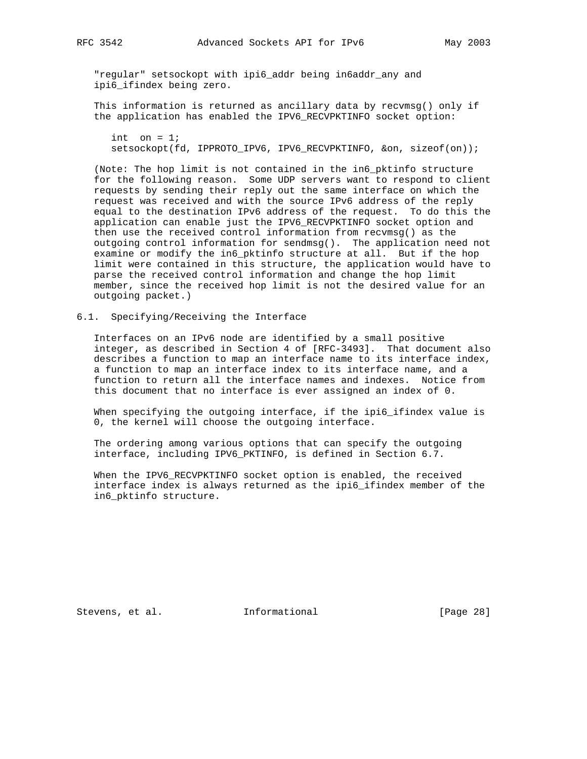"regular" setsockopt with ipi6_addr being in6addr_any and ipi6_ifindex being zero.

This information is returned as ancillary data by recvmsg() only if the application has enabled the IPV6_RECVPKTINFO socket option:

```
int  on = 1;
setsockopt(fd, IPPROTO_IPV6, IPV6_RECVPKTINFO, &on, sizeof(on));
```

(Note: The hop limit is not contained in the in6_pktinfo structure for the following reason. Some UDP servers want to respond to client requests by sending their reply out the same interface on which the request was received and with the source IPv6 address of the reply equal to the destination IPv6 address of the request. To do this the application can enable just the IPV6_RECVPKTINFO socket option and then use the received control information from recvmsg() as the outgoing control information for sendmsg(). The application need not examine or modify the in6_pktinfo structure at all. But if the hop limit were contained in this structure, the application would have to parse the received control information and change the hop limit member, since the received hop limit is not the desired value for an outgoing packet.)

## 6.1. Specifying/Receiving the Interface

Interfaces on an IPv6 node are identified by a small positive integer, as described in Section 4 of [RFC-3493]. That document also describes a function to map an interface name to its interface index, a function to map an interface index to its interface name, and a function to return all the interface names and indexes. Notice from this document that no interface is ever assigned an index of 0.

When specifying the outgoing interface, if the ipi6_ifindex value is 0, the kernel will choose the outgoing interface.

The ordering among various options that can specify the outgoing interface, including IPV6_PKTINFO, is defined in Section 6.7.

When the IPV6_RECVPKTINFO socket option is enabled, the received interface index is always returned as the ipi6_ifindex member of the in6_pktinfo structure.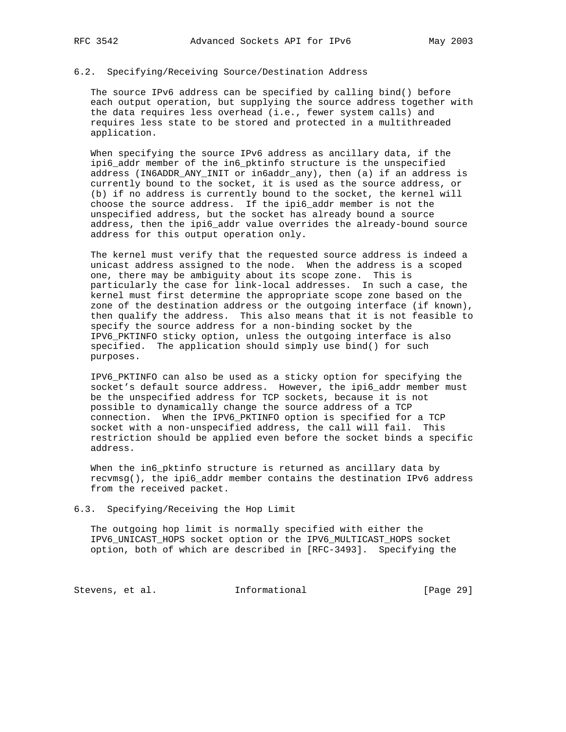## 6.2. Specifying/Receiving Source/Destination Address

The source IPv6 address can be specified by calling bind() before each output operation, but supplying the source address together with the data requires less overhead (i.e., fewer system calls) and requires less state to be stored and protected in a multithreaded application.

When specifying the source IPv6 address as ancillary data, if the ipi6_addr member of the in6_pktinfo structure is the unspecified address (IN6ADDR_ANY_INIT or in6addr_any), then (a) if an address is currently bound to the socket, it is used as the source address, or (b) if no address is currently bound to the socket, the kernel will choose the source address. If the ipi6_addr member is not the unspecified address, but the socket has already bound a source address, then the ipi6_addr value overrides the already-bound source address for this output operation only.

The kernel must verify that the requested source address is indeed a unicast address assigned to the node. When the address is a scoped one, there may be ambiguity about its scope zone. This is particularly the case for link-local addresses. In such a case, the kernel must first determine the appropriate scope zone based on the zone of the destination address or the outgoing interface (if known), then qualify the address. This also means that it is not feasible to specify the source address for a non-binding socket by the IPV6_PKTINFO sticky option, unless the outgoing interface is also specified. The application should simply use bind() for such purposes.

IPV6_PKTINFO can also be used as a sticky option for specifying the socket's default source address. However, the ipi6_addr member must be the unspecified address for TCP sockets, because it is not possible to dynamically change the source address of a TCP connection. When the IPV6_PKTINFO option is specified for a TCP socket with a non-unspecified address, the call will fail. This restriction should be applied even before the socket binds a specific address.

When the in6_pktinfo structure is returned as ancillary data by recvmsg(), the ipi6_addr member contains the destination IPv6 address from the received packet.

## 6.3. Specifying/Receiving the Hop Limit

The outgoing hop limit is normally specified with either the IPV6_UNICAST_HOPS socket option or the IPV6_MULTICAST_HOPS socket option, both of which are described in [RFC-3493]. Specifying the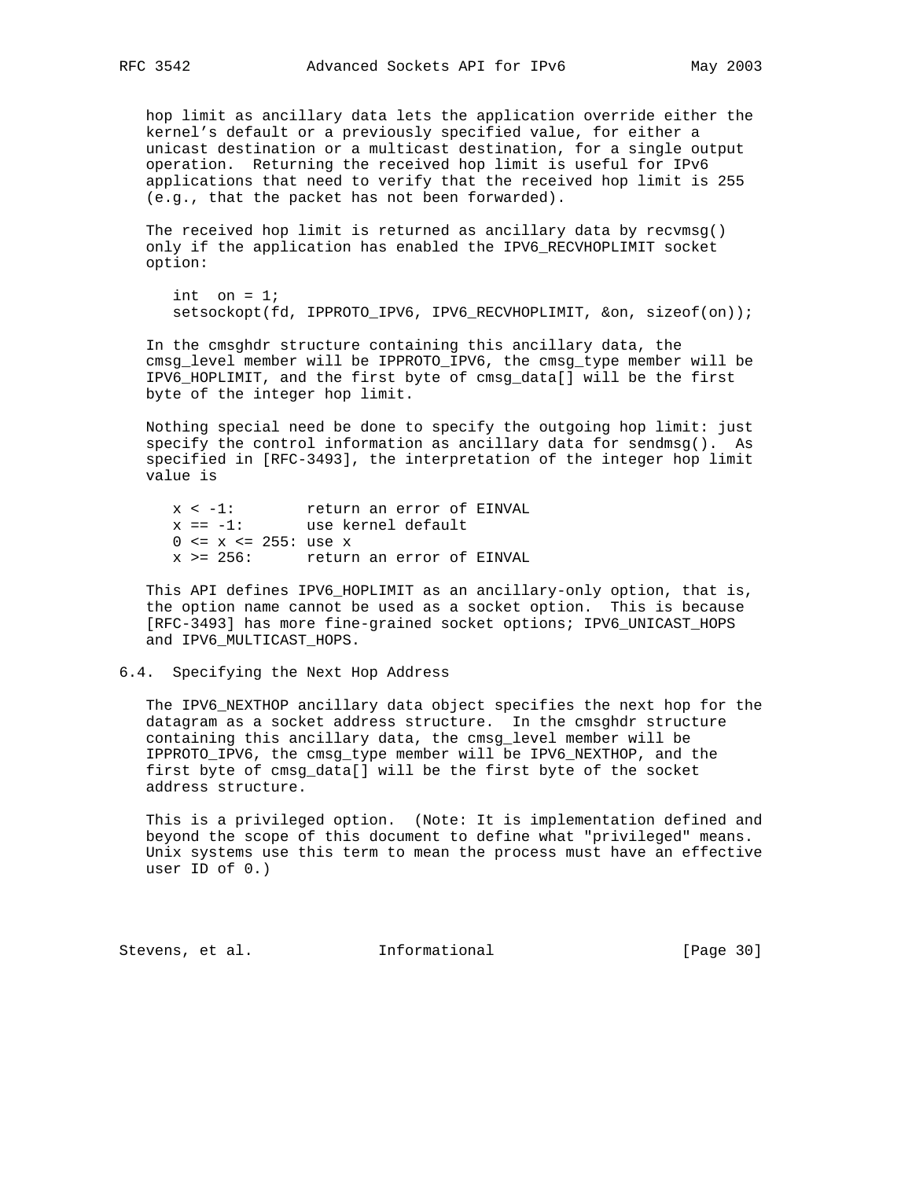hop limit as ancillary data lets the application override either the kernel's default or a previously specified value, for either a unicast destination or a multicast destination, for a single output operation. Returning the received hop limit is useful for IPv6 applications that need to verify that the received hop limit is 255 (e.g., that the packet has not been forwarded).

The received hop limit is returned as ancillary data by recvmsg() only if the application has enabled the IPV6_RECVHOPLIMIT socket option:

```
int  on = 1;
setsockopt(fd, IPPROTO_IPV6, IPV6_RECVHOPLIMIT, &on, sizeof(on));
```

In the cmsghdr structure containing this ancillary data, the cmsg_level member will be IPPROTO_IPV6, the cmsg_type member will be IPV6_HOPLIMIT, and the first byte of cmsg_data[] will be the first byte of the integer hop limit.

Nothing special need be done to specify the outgoing hop limit: just specify the control information as ancillary data for sendmsg(). As specified in [RFC-3493], the interpretation of the integer hop limit value is

```
x < -1:        return an error of EINVAL
x == -1:       use kernel default
0 <= x <= 255: use x
x >= 256:      return an error of EINVAL
```

This API defines IPV6_HOPLIMIT as an ancillary-only option, that is, the option name cannot be used as a socket option. This is because [RFC-3493] has more fine-grained socket options; IPV6_UNICAST_HOPS and IPV6_MULTICAST_HOPS.

## 6.4. Specifying the Next Hop Address

The IPV6_NEXTHOP ancillary data object specifies the next hop for the datagram as a socket address structure. In the cmsghdr structure containing this ancillary data, the cmsg_level member will be IPPROTO_IPV6, the cmsg_type member will be IPV6_NEXTHOP, and the first byte of cmsg_data[] will be the first byte of the socket address structure.

This is a privileged option. (Note: It is implementation defined and beyond the scope of this document to define what "privileged" means. Unix systems use this term to mean the process must have an effective user ID of 0.)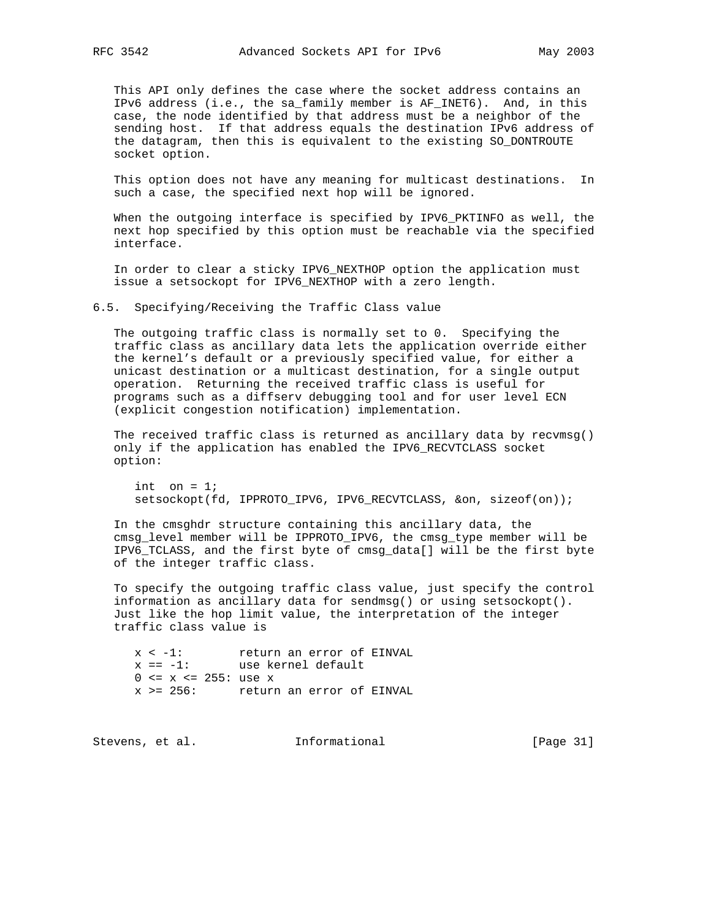This API only defines the case where the socket address contains an IPv6 address (i.e., the sa_family member is AF_INET6). And, in this case, the node identified by that address must be a neighbor of the sending host. If that address equals the destination IPv6 address of the datagram, then this is equivalent to the existing SO_DONTROUTE socket option.

This option does not have any meaning for multicast destinations. In such a case, the specified next hop will be ignored.

When the outgoing interface is specified by IPV6_PKTINFO as well, the next hop specified by this option must be reachable via the specified interface.

In order to clear a sticky IPV6_NEXTHOP option the application must issue a setsockopt for IPV6_NEXTHOP with a zero length.

## 6.5. Specifying/Receiving the Traffic Class value

The outgoing traffic class is normally set to 0. Specifying the traffic class as ancillary data lets the application override either the kernel's default or a previously specified value, for either a unicast destination or a multicast destination, for a single output operation. Returning the received traffic class is useful for programs such as a diffserv debugging tool and for user level ECN (explicit congestion notification) implementation.

The received traffic class is returned as ancillary data by recvmsg() only if the application has enabled the IPV6_RECVTCLASS socket option:

```
int  on = 1;
setsockopt(fd, IPPROTO_IPV6, IPV6_RECVTCLASS, &on, sizeof(on));
```

In the cmsghdr structure containing this ancillary data, the cmsg_level member will be IPPROTO_IPV6, the cmsg_type member will be IPV6_TCLASS, and the first byte of cmsg_data[] will be the first byte of the integer traffic class.

To specify the outgoing traffic class value, just specify the control information as ancillary data for sendmsg() or using setsockopt(). Just like the hop limit value, the interpretation of the integer traffic class value is

```
x < -1:        return an error of EINVAL
x == -1:       use kernel default
0 <= x <= 255: use x
x >= 256:      return an error of EINVAL
```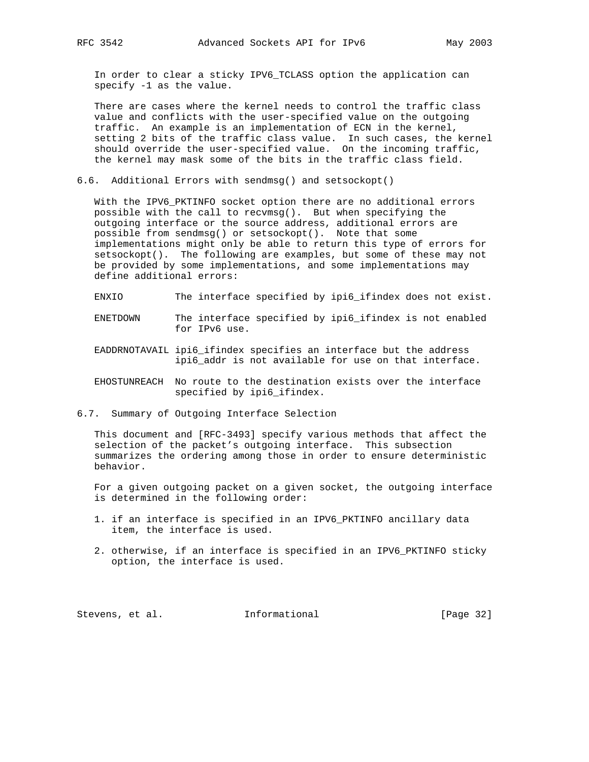In order to clear a sticky IPV6_TCLASS option the application can specify -1 as the value.

There are cases where the kernel needs to control the traffic class value and conflicts with the user-specified value on the outgoing traffic. An example is an implementation of ECN in the kernel, setting 2 bits of the traffic class value. In such cases, the kernel should override the user-specified value. On the incoming traffic, the kernel may mask some of the bits in the traffic class field.

## 6.6. Additional Errors with sendmsg() and setsockopt()

With the IPV6_PKTINFO socket option there are no additional errors possible with the call to recvmsg(). But when specifying the outgoing interface or the source address, additional errors are possible from sendmsg() or setsockopt(). Note that some implementations might only be able to return this type of errors for setsockopt(). The following are examples, but some of these may not be provided by some implementations, and some implementations may define additional errors:

- ENXIO — The interface specified by ipi6_ifindex does not exist.
- ENETDOWN — The interface specified by ipi6_ifindex is not enabled for IPv6 use.
- EADDRNOTAVAIL — ipi6_ifindex specifies an interface but the address ipi6_addr is not available for use on that interface.
- EHOSTUNREACH — No route to the destination exists over the interface specified by ipi6_ifindex.

## 6.7. Summary of Outgoing Interface Selection

This document and [RFC-3493] specify various methods that affect the selection of the packet's outgoing interface. This subsection summarizes the ordering among those in order to ensure deterministic behavior.

For a given outgoing packet on a given socket, the outgoing interface is determined in the following order:

1. if an interface is specified in an IPV6_PKTINFO ancillary data item, the interface is used.

2. otherwise, if an interface is specified in an IPV6_PKTINFO sticky option, the interface is used.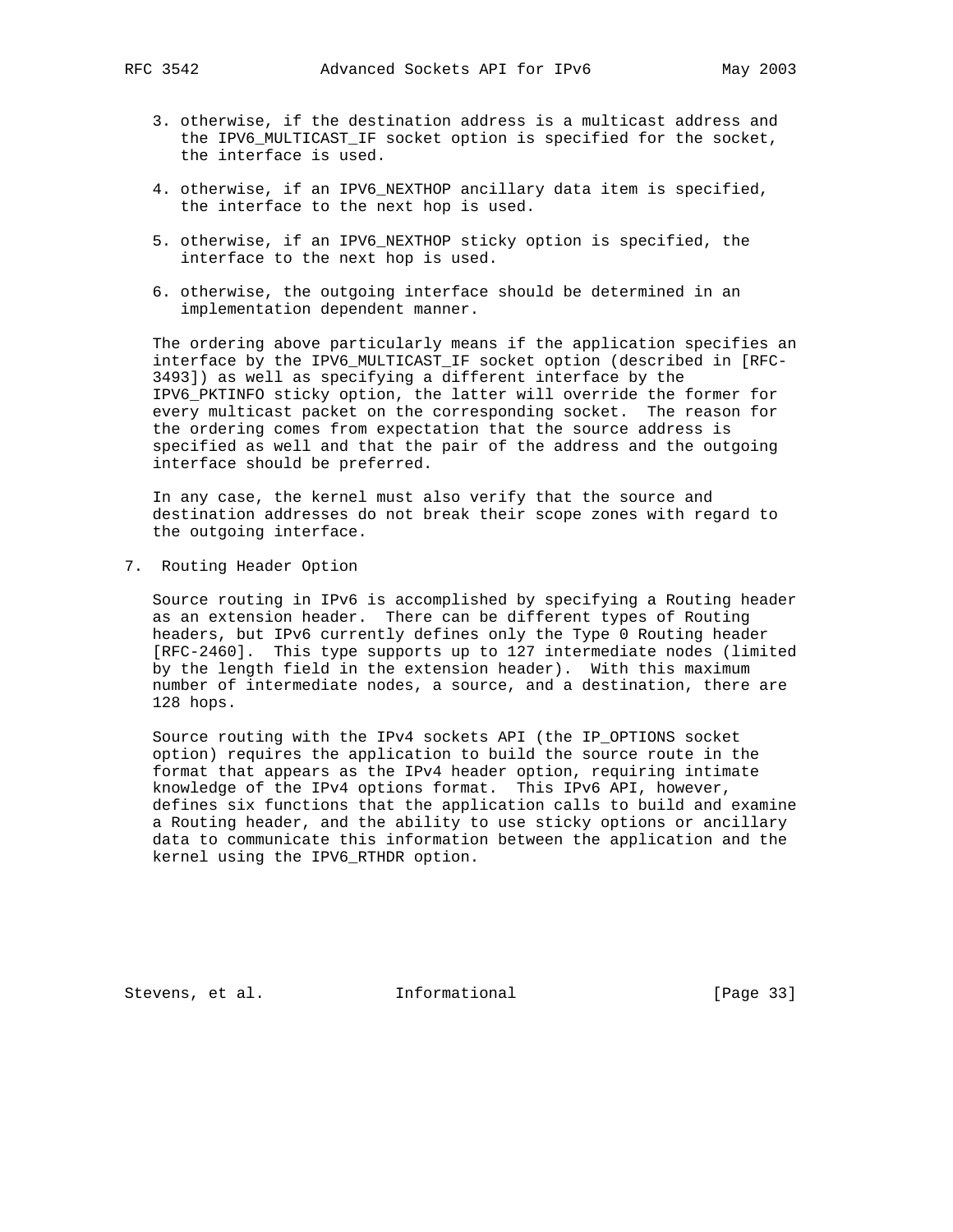3. otherwise, if the destination address is a multicast address and the IPV6_MULTICAST_IF socket option is specified for the socket, the interface is used.

4. otherwise, if an IPV6_NEXTHOP ancillary data item is specified, the interface to the next hop is used.

5. otherwise, if an IPV6_NEXTHOP sticky option is specified, the interface to the next hop is used.

6. otherwise, the outgoing interface should be determined in an implementation dependent manner.

The ordering above particularly means if the application specifies an interface by the IPV6_MULTICAST_IF socket option (described in [RFC-3493]) as well as specifying a different interface by the IPV6_PKTINFO sticky option, the latter will override the former for every multicast packet on the corresponding socket. The reason for the ordering comes from expectation that the source address is specified as well and that the pair of the address and the outgoing interface should be preferred.

In any case, the kernel must also verify that the source and destination addresses do not break their scope zones with regard to the outgoing interface.

## 7. Routing Header Option

Source routing in IPv6 is accomplished by specifying a Routing header as an extension header. There can be different types of Routing headers, but IPv6 currently defines only the Type 0 Routing header [RFC-2460]. This type supports up to 127 intermediate nodes (limited by the length field in the extension header). With this maximum number of intermediate nodes, a source, and a destination, there are 128 hops.

Source routing with the IPv4 sockets API (the IP_OPTIONS socket option) requires the application to build the source route in the format that appears as the IPv4 header option, requiring intimate knowledge of the IPv4 options format. This IPv6 API, however, defines six functions that the application calls to build and examine a Routing header, and the ability to use sticky options or ancillary data to communicate this information between the application and the kernel using the IPV6_RTHDR option.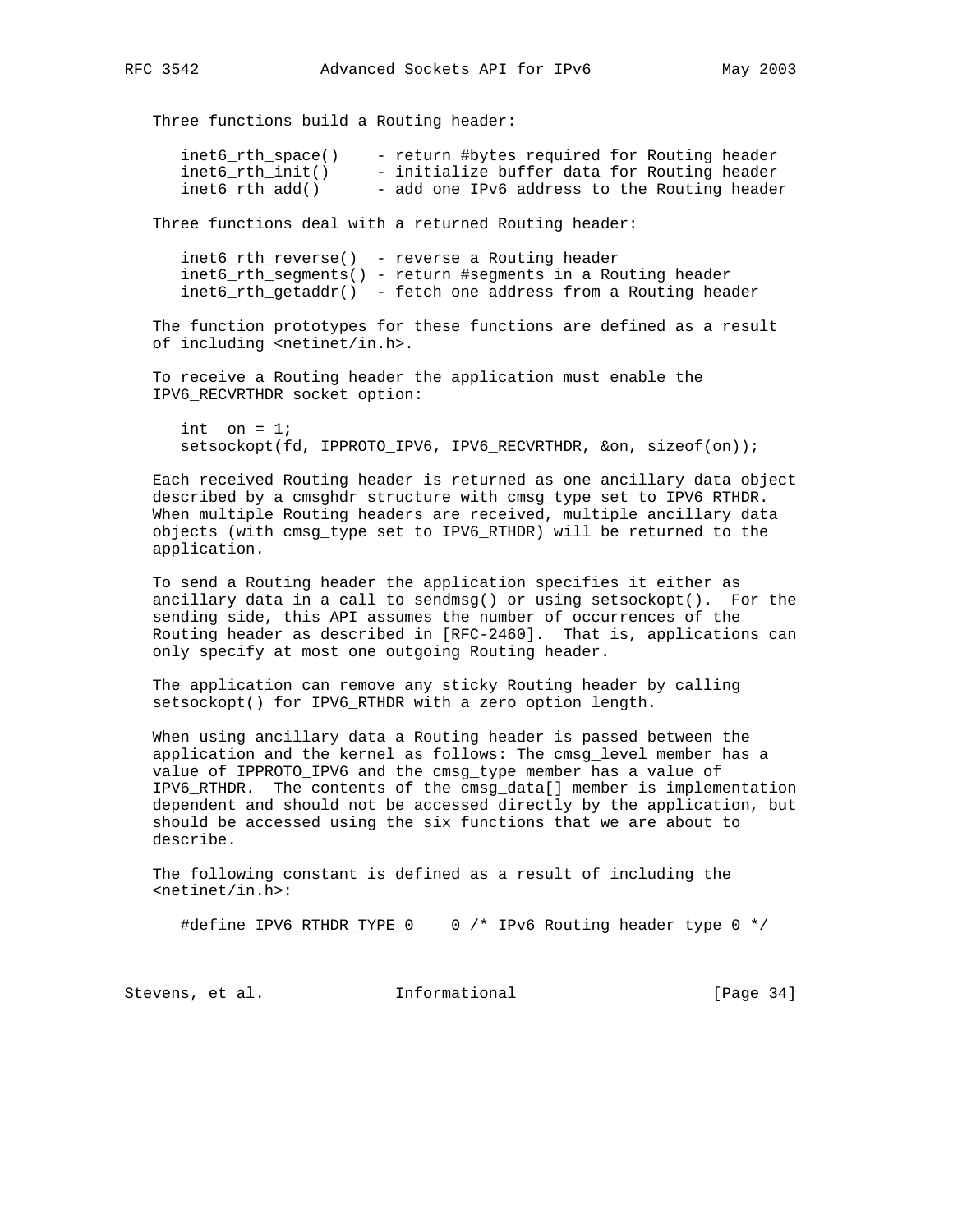Three functions build a Routing header:

```
inet6_rth_space()    - return #bytes required for Routing header
inet6_rth_init()     - initialize buffer data for Routing header
inet6_rth_add()      - add one IPv6 address to the Routing header
```

Three functions deal with a returned Routing header:

```
inet6_rth_reverse()  - reverse a Routing header
inet6_rth_segments() - return #segments in a Routing header
inet6_rth_getaddr()  - fetch one address from a Routing header
```

The function prototypes for these functions are defined as a result of including <netinet/in.h>.

To receive a Routing header the application must enable the IPV6_RECVRTHDR socket option:

```
int  on = 1;
setsockopt(fd, IPPROTO_IPV6, IPV6_RECVRTHDR, &on, sizeof(on));
```

Each received Routing header is returned as one ancillary data object described by a cmsghdr structure with cmsg_type set to IPV6_RTHDR. When multiple Routing headers are received, multiple ancillary data objects (with cmsg_type set to IPV6_RTHDR) will be returned to the application.

To send a Routing header the application specifies it either as ancillary data in a call to sendmsg() or using setsockopt(). For the sending side, this API assumes the number of occurrences of the Routing header as described in [RFC-2460]. That is, applications can only specify at most one outgoing Routing header.

The application can remove any sticky Routing header by calling setsockopt() for IPV6_RTHDR with a zero option length.

When using ancillary data a Routing header is passed between the application and the kernel as follows: The cmsg_level member has a value of IPPROTO_IPV6 and the cmsg_type member has a value of IPV6_RTHDR. The contents of the cmsg_data[] member is implementation dependent and should not be accessed directly by the application, but should be accessed using the six functions that we are about to describe.

The following constant is defined as a result of including the <netinet/in.h>:

```
#define IPV6_RTHDR_TYPE_0    0 /* IPv6 Routing header type 0 */
```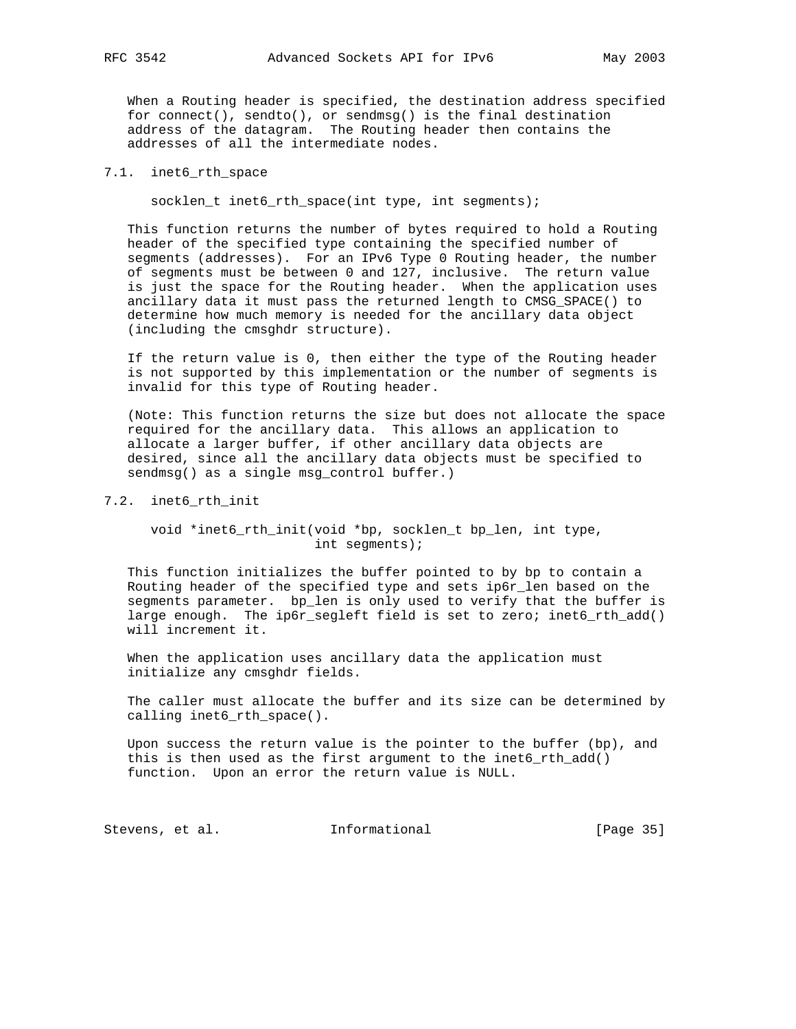When a Routing header is specified, the destination address specified for connect(), sendto(), or sendmsg() is the final destination address of the datagram. The Routing header then contains the addresses of all the intermediate nodes.

### 7.1. inet6_rth_space

```
socklen_t inet6_rth_space(int type, int segments);
```

This function returns the number of bytes required to hold a Routing header of the specified type containing the specified number of segments (addresses). For an IPv6 Type 0 Routing header, the number of segments must be between 0 and 127, inclusive. The return value is just the space for the Routing header. When the application uses ancillary data it must pass the returned length to CMSG_SPACE() to determine how much memory is needed for the ancillary data object (including the cmsghdr structure).

If the return value is 0, then either the type of the Routing header is not supported by this implementation or the number of segments is invalid for this type of Routing header.

(Note: This function returns the size but does not allocate the space required for the ancillary data. This allows an application to allocate a larger buffer, if other ancillary data objects are desired, since all the ancillary data objects must be specified to sendmsg() as a single msg_control buffer.)

### 7.2. inet6_rth_init

```
void *inet6_rth_init(void *bp, socklen_t bp_len, int type,
                     int segments);
```

This function initializes the buffer pointed to by bp to contain a Routing header of the specified type and sets ip6r_len based on the segments parameter. bp_len is only used to verify that the buffer is large enough. The ip6r_segleft field is set to zero; inet6_rth_add() will increment it.

When the application uses ancillary data the application must initialize any cmsghdr fields.

The caller must allocate the buffer and its size can be determined by calling inet6_rth_space().

Upon success the return value is the pointer to the buffer (bp), and this is then used as the first argument to the inet6_rth_add() function. Upon an error the return value is NULL.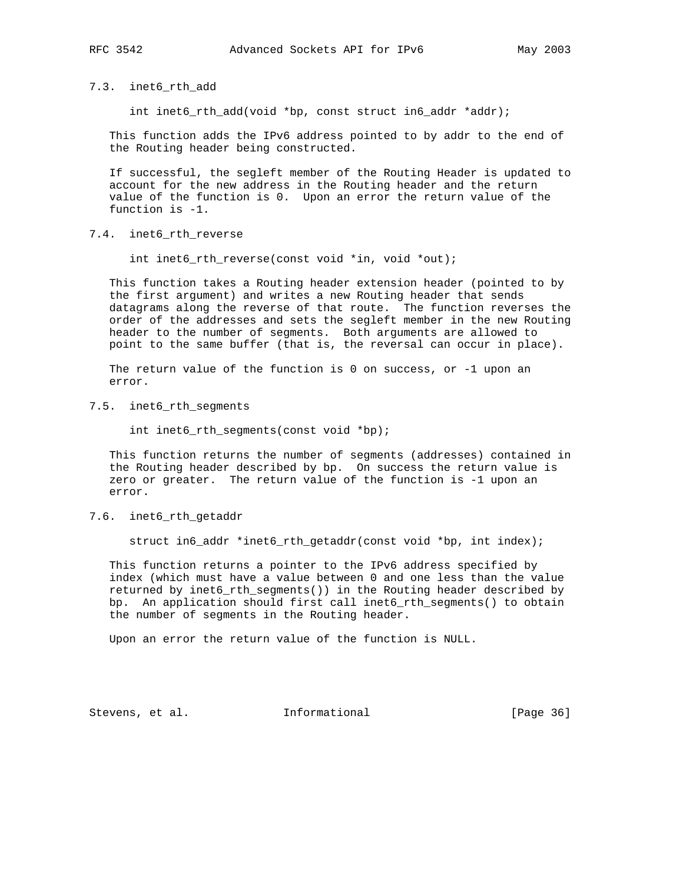### 7.3. inet6_rth_add

```
int inet6_rth_add(void *bp, const struct in6_addr *addr);
```

This function adds the IPv6 address pointed to by addr to the end of the Routing header being constructed.

If successful, the segleft member of the Routing Header is updated to account for the new address in the Routing header and the return value of the function is 0. Upon an error the return value of the function is -1.

### 7.4. inet6_rth_reverse

```
int inet6_rth_reverse(const void *in, void *out);
```

This function takes a Routing header extension header (pointed to by the first argument) and writes a new Routing header that sends datagrams along the reverse of that route. The function reverses the order of the addresses and sets the segleft member in the new Routing header to the number of segments. Both arguments are allowed to point to the same buffer (that is, the reversal can occur in place).

The return value of the function is 0 on success, or -1 upon an error.

### 7.5. inet6_rth_segments

```
int inet6_rth_segments(const void *bp);
```

This function returns the number of segments (addresses) contained in the Routing header described by bp. On success the return value is zero or greater. The return value of the function is -1 upon an error.

### 7.6. inet6_rth_getaddr

```
struct in6_addr *inet6_rth_getaddr(const void *bp, int index);
```

This function returns a pointer to the IPv6 address specified by index (which must have a value between 0 and one less than the value returned by inet6_rth_segments()) in the Routing header described by bp. An application should first call inet6_rth_segments() to obtain the number of segments in the Routing header.

Upon an error the return value of the function is NULL.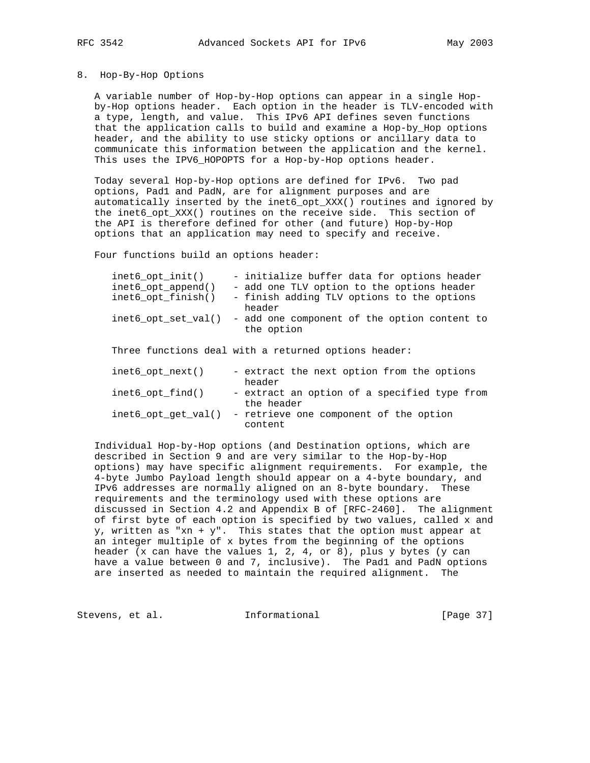## 8. Hop-By-Hop Options

A variable number of Hop-by-Hop options can appear in a single Hop-by-Hop options header. Each option in the header is TLV-encoded with a type, length, and value. This IPv6 API defines seven functions that the application calls to build and examine a Hop-by_Hop options header, and the ability to use sticky options or ancillary data to communicate this information between the application and the kernel. This uses the IPV6_HOPOPTS for a Hop-by-Hop options header.

Today several Hop-by-Hop options are defined for IPv6. Two pad options, Pad1 and PadN, are for alignment purposes and are automatically inserted by the inet6_opt_XXX() routines and ignored by the inet6_opt_XXX() routines on the receive side. This section of the API is therefore defined for other (and future) Hop-by-Hop options that an application may need to specify and receive.

Four functions build an options header:

```
inet6_opt_init()     - initialize buffer data for options header
inet6_opt_append()   - add one TLV option to the options header
inet6_opt_finish()   - finish adding TLV options to the options
                       header
inet6_opt_set_val()  - add one component of the option content to
                       the option
```

Three functions deal with a returned options header:

```
inet6_opt_next()     - extract the next option from the options
                       header
inet6_opt_find()     - extract an option of a specified type from
                       the header
inet6_opt_get_val()  - retrieve one component of the option
                       content
```

Individual Hop-by-Hop options (and Destination options, which are described in Section 9 and are very similar to the Hop-by-Hop options) may have specific alignment requirements. For example, the 4-byte Jumbo Payload length should appear on a 4-byte boundary, and IPv6 addresses are normally aligned on an 8-byte boundary. These requirements and the terminology used with these options are discussed in Section 4.2 and Appendix B of [RFC-2460]. The alignment of first byte of each option is specified by two values, called x and y, written as "xn + y". This states that the option must appear at an integer multiple of x bytes from the beginning of the options header (x can have the values 1, 2, 4, or 8), plus y bytes (y can have a value between 0 and 7, inclusive). The Pad1 and PadN options are inserted as needed to maintain the required alignment. The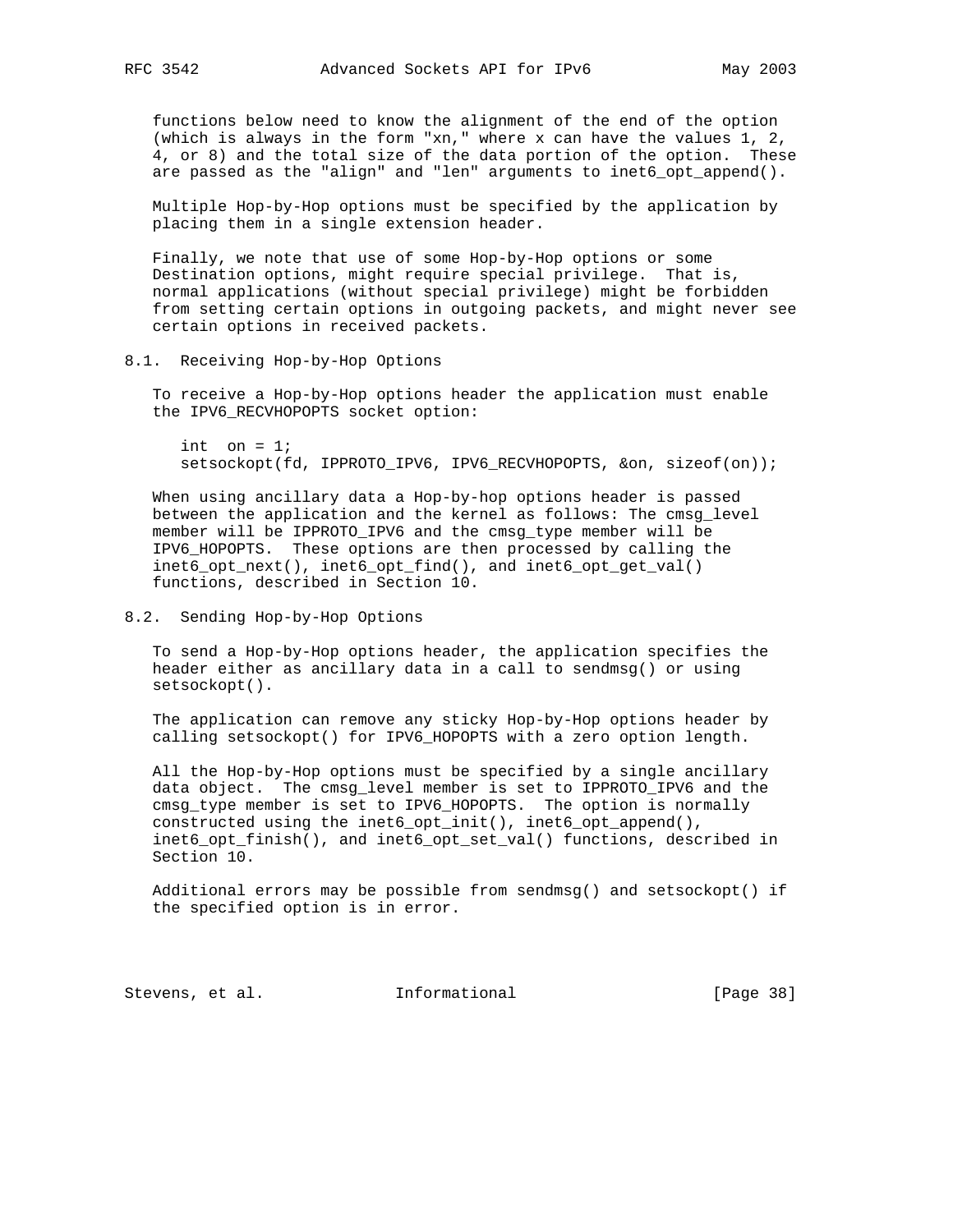functions below need to know the alignment of the end of the option (which is always in the form "xn," where x can have the values 1, 2, 4, or 8) and the total size of the data portion of the option. These are passed as the "align" and "len" arguments to inet6_opt_append().

Multiple Hop-by-Hop options must be specified by the application by placing them in a single extension header.

Finally, we note that use of some Hop-by-Hop options or some Destination options, might require special privilege. That is, normal applications (without special privilege) might be forbidden from setting certain options in outgoing packets, and might never see certain options in received packets.

## 8.1. Receiving Hop-by-Hop Options

To receive a Hop-by-Hop options header the application must enable the IPV6_RECVHOPOPTS socket option:

```
int  on = 1;
setsockopt(fd, IPPROTO_IPV6, IPV6_RECVHOPOPTS, &on, sizeof(on));
```

When using ancillary data a Hop-by-hop options header is passed between the application and the kernel as follows: The cmsg_level member will be IPPROTO_IPV6 and the cmsg_type member will be IPV6_HOPOPTS. These options are then processed by calling the inet6_opt_next(), inet6_opt_find(), and inet6_opt_get_val() functions, described in Section 10.

## 8.2. Sending Hop-by-Hop Options

To send a Hop-by-Hop options header, the application specifies the header either as ancillary data in a call to sendmsg() or using setsockopt().

The application can remove any sticky Hop-by-Hop options header by calling setsockopt() for IPV6_HOPOPTS with a zero option length.

All the Hop-by-Hop options must be specified by a single ancillary data object. The cmsg_level member is set to IPPROTO_IPV6 and the cmsg_type member is set to IPV6_HOPOPTS. The option is normally constructed using the inet6_opt_init(), inet6_opt_append(), inet6_opt_finish(), and inet6_opt_set_val() functions, described in Section 10.

Additional errors may be possible from sendmsg() and setsockopt() if the specified option is in error.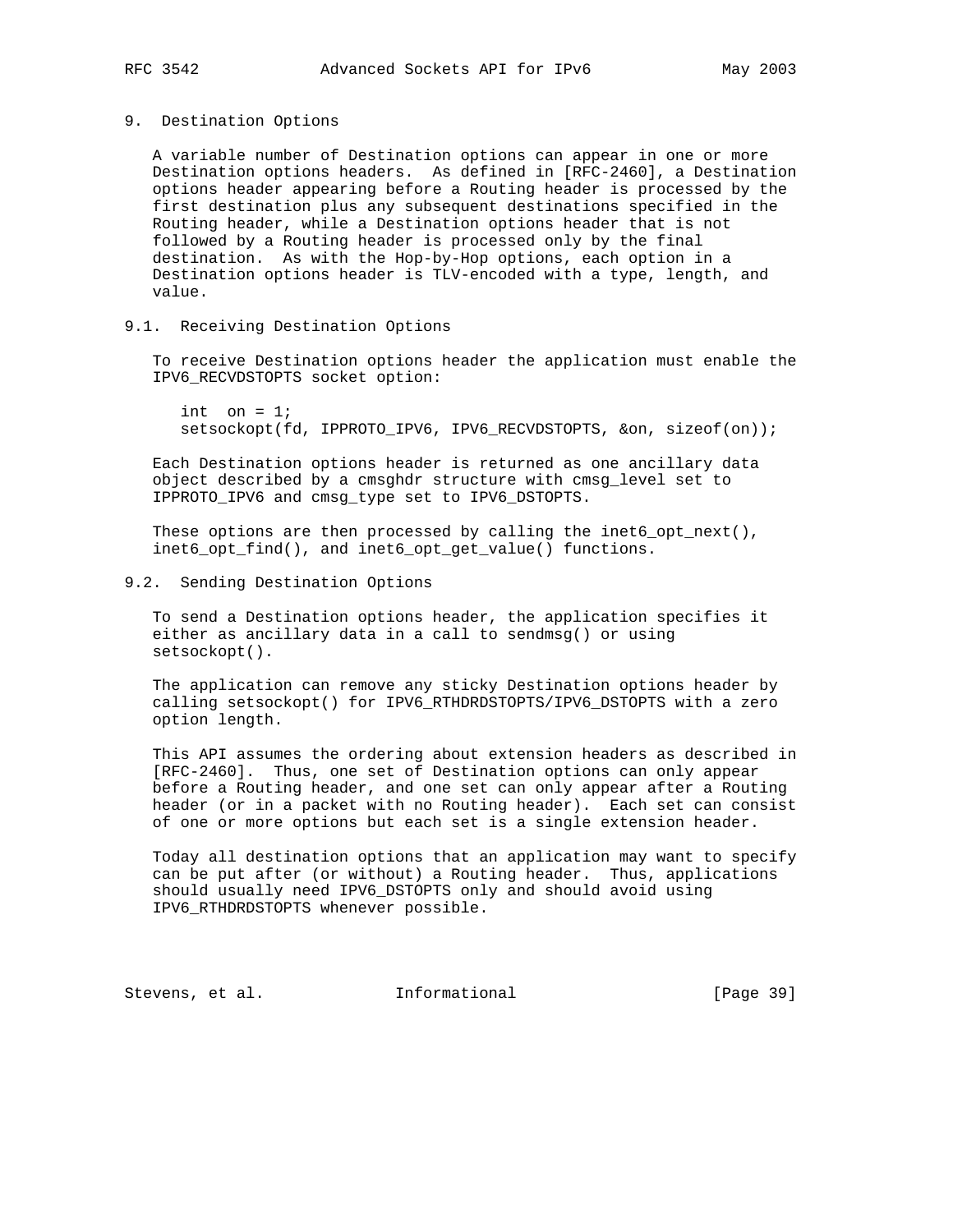## 9. Destination Options

A variable number of Destination options can appear in one or more Destination options headers. As defined in [RFC-2460], a Destination options header appearing before a Routing header is processed by the first destination plus any subsequent destinations specified in the Routing header, while a Destination options header that is not followed by a Routing header is processed only by the final destination. As with the Hop-by-Hop options, each option in a Destination options header is TLV-encoded with a type, length, and value.

### 9.1. Receiving Destination Options

To receive Destination options header the application must enable the IPV6_RECVDSTOPTS socket option:

```
int  on = 1;
setsockopt(fd, IPPROTO_IPV6, IPV6_RECVDSTOPTS, &on, sizeof(on));
```

Each Destination options header is returned as one ancillary data object described by a cmsghdr structure with cmsg_level set to IPPROTO_IPV6 and cmsg_type set to IPV6_DSTOPTS.

These options are then processed by calling the inet6_opt_next(), inet6_opt_find(), and inet6_opt_get_value() functions.

### 9.2. Sending Destination Options

To send a Destination options header, the application specifies it either as ancillary data in a call to sendmsg() or using setsockopt().

The application can remove any sticky Destination options header by calling setsockopt() for IPV6_RTHDRDSTOPTS/IPV6_DSTOPTS with a zero option length.

This API assumes the ordering about extension headers as described in [RFC-2460]. Thus, one set of Destination options can only appear before a Routing header, and one set can only appear after a Routing header (or in a packet with no Routing header). Each set can consist of one or more options but each set is a single extension header.

Today all destination options that an application may want to specify can be put after (or without) a Routing header. Thus, applications should usually need IPV6_DSTOPTS only and should avoid using IPV6_RTHDRDSTOPTS whenever possible.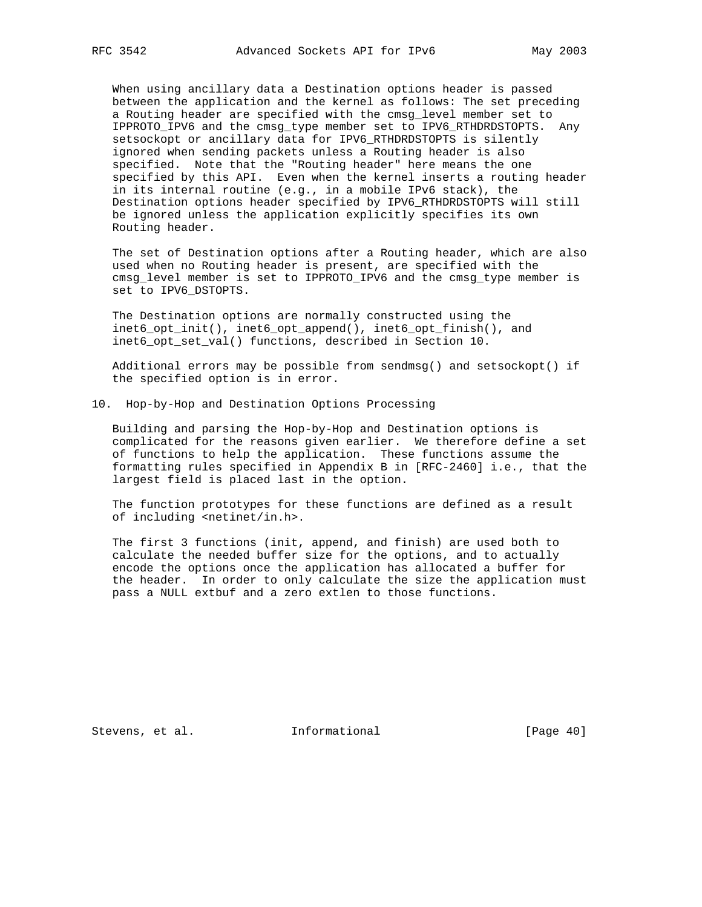When using ancillary data a Destination options header is passed between the application and the kernel as follows: The set preceding a Routing header are specified with the cmsg_level member set to IPPROTO_IPV6 and the cmsg_type member set to IPV6_RTHDRDSTOPTS. Any setsockopt or ancillary data for IPV6_RTHDRDSTOPTS is silently ignored when sending packets unless a Routing header is also specified. Note that the "Routing header" here means the one specified by this API. Even when the kernel inserts a routing header in its internal routine (e.g., in a mobile IPv6 stack), the Destination options header specified by IPV6_RTHDRDSTOPTS will still be ignored unless the application explicitly specifies its own Routing header.

The set of Destination options after a Routing header, which are also used when no Routing header is present, are specified with the cmsg_level member is set to IPPROTO_IPV6 and the cmsg_type member is set to IPV6_DSTOPTS.

The Destination options are normally constructed using the inet6_opt_init(), inet6_opt_append(), inet6_opt_finish(), and inet6_opt_set_val() functions, described in Section 10.

Additional errors may be possible from sendmsg() and setsockopt() if the specified option is in error.

## 10. Hop-by-Hop and Destination Options Processing

Building and parsing the Hop-by-Hop and Destination options is complicated for the reasons given earlier. We therefore define a set of functions to help the application. These functions assume the formatting rules specified in Appendix B in [RFC-2460] i.e., that the largest field is placed last in the option.

The function prototypes for these functions are defined as a result of including <netinet/in.h>.

The first 3 functions (init, append, and finish) are used both to calculate the needed buffer size for the options, and to actually encode the options once the application has allocated a buffer for the header. In order to only calculate the size the application must pass a NULL extbuf and a zero extlen to those functions.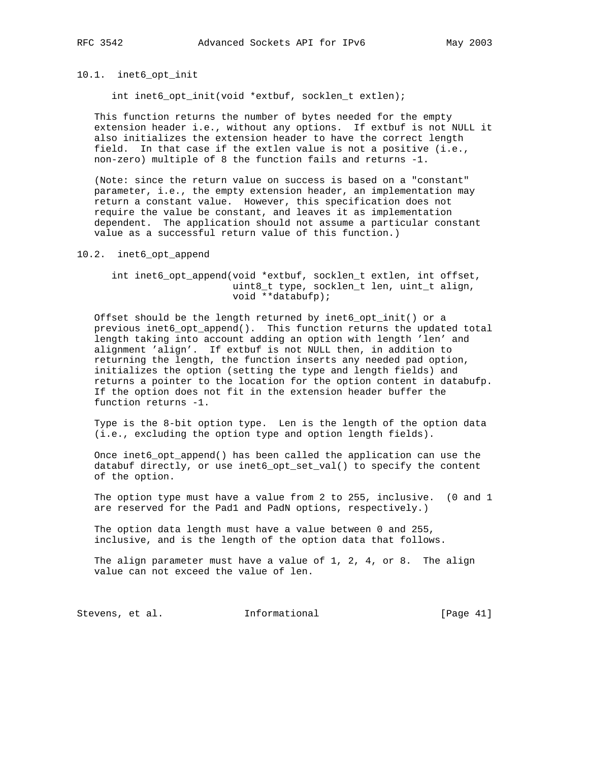### 10.1. inet6_opt_init

```
int inet6_opt_init(void *extbuf, socklen_t extlen);
```

This function returns the number of bytes needed for the empty extension header i.e., without any options. If extbuf is not NULL it also initializes the extension header to have the correct length field. In that case if the extlen value is not a positive (i.e., non-zero) multiple of 8 the function fails and returns -1.

(Note: since the return value on success is based on a "constant" parameter, i.e., the empty extension header, an implementation may return a constant value. However, this specification does not require the value be constant, and leaves it as implementation dependent. The application should not assume a particular constant value as a successful return value of this function.)

### 10.2. inet6_opt_append

```
int inet6_opt_append(void *extbuf, socklen_t extlen, int offset,
                     uint8_t type, socklen_t len, uint_t align,
                     void **databufp);
```

Offset should be the length returned by inet6_opt_init() or a previous inet6_opt_append(). This function returns the updated total length taking into account adding an option with length 'len' and alignment 'align'. If extbuf is not NULL then, in addition to returning the length, the function inserts any needed pad option, initializes the option (setting the type and length fields) and returns a pointer to the location for the option content in databufp. If the option does not fit in the extension header buffer the function returns -1.

Type is the 8-bit option type. Len is the length of the option data (i.e., excluding the option type and option length fields).

Once inet6_opt_append() has been called the application can use the databuf directly, or use inet6_opt_set_val() to specify the content of the option.

The option type must have a value from 2 to 255, inclusive. (0 and 1 are reserved for the Pad1 and PadN options, respectively.)

The option data length must have a value between 0 and 255, inclusive, and is the length of the option data that follows.

The align parameter must have a value of 1, 2, 4, or 8. The align value can not exceed the value of len.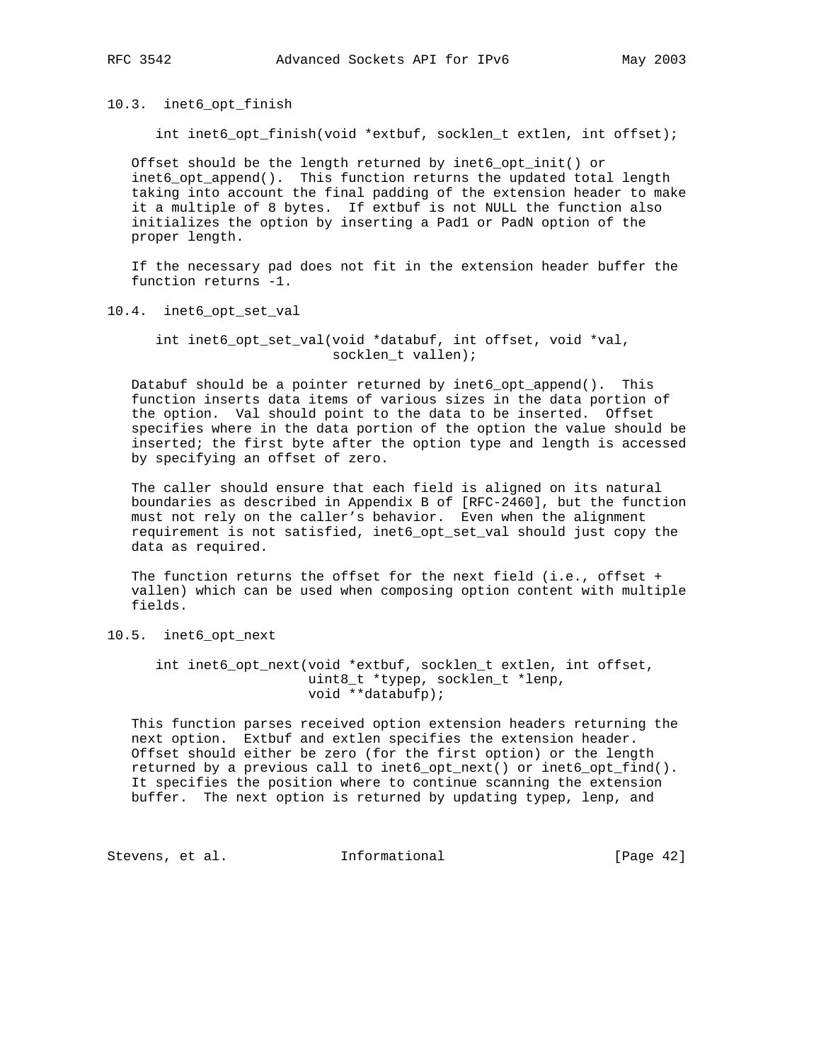### 10.3. inet6_opt_finish

```
int inet6_opt_finish(void *extbuf, socklen_t extlen, int offset);
```

Offset should be the length returned by inet6_opt_init() or inet6_opt_append(). This function returns the updated total length taking into account the final padding of the extension header to make it a multiple of 8 bytes. If extbuf is not NULL the function also initializes the option by inserting a Pad1 or PadN option of the proper length.

If the necessary pad does not fit in the extension header buffer the function returns -1.

### 10.4. inet6_opt_set_val

```
int inet6_opt_set_val(void *databuf, int offset, void *val,
                      socklen_t vallen);
```

Databuf should be a pointer returned by inet6_opt_append(). This function inserts data items of various sizes in the data portion of the option. Val should point to the data to be inserted. Offset specifies where in the data portion of the option the value should be inserted; the first byte after the option type and length is accessed by specifying an offset of zero.

The caller should ensure that each field is aligned on its natural boundaries as described in Appendix B of [RFC-2460], but the function must not rely on the caller's behavior. Even when the alignment requirement is not satisfied, inet6_opt_set_val should just copy the data as required.

The function returns the offset for the next field (i.e., offset + vallen) which can be used when composing option content with multiple fields.

### 10.5. inet6_opt_next

```
int inet6_opt_next(void *extbuf, socklen_t extlen, int offset,
                   uint8_t *typep, socklen_t *lenp,
                   void **databufp);
```

This function parses received option extension headers returning the next option. Extbuf and extlen specifies the extension header. Offset should either be zero (for the first option) or the length returned by a previous call to inet6_opt_next() or inet6_opt_find(). It specifies the position where to continue scanning the extension buffer. The next option is returned by updating typep, lenp, and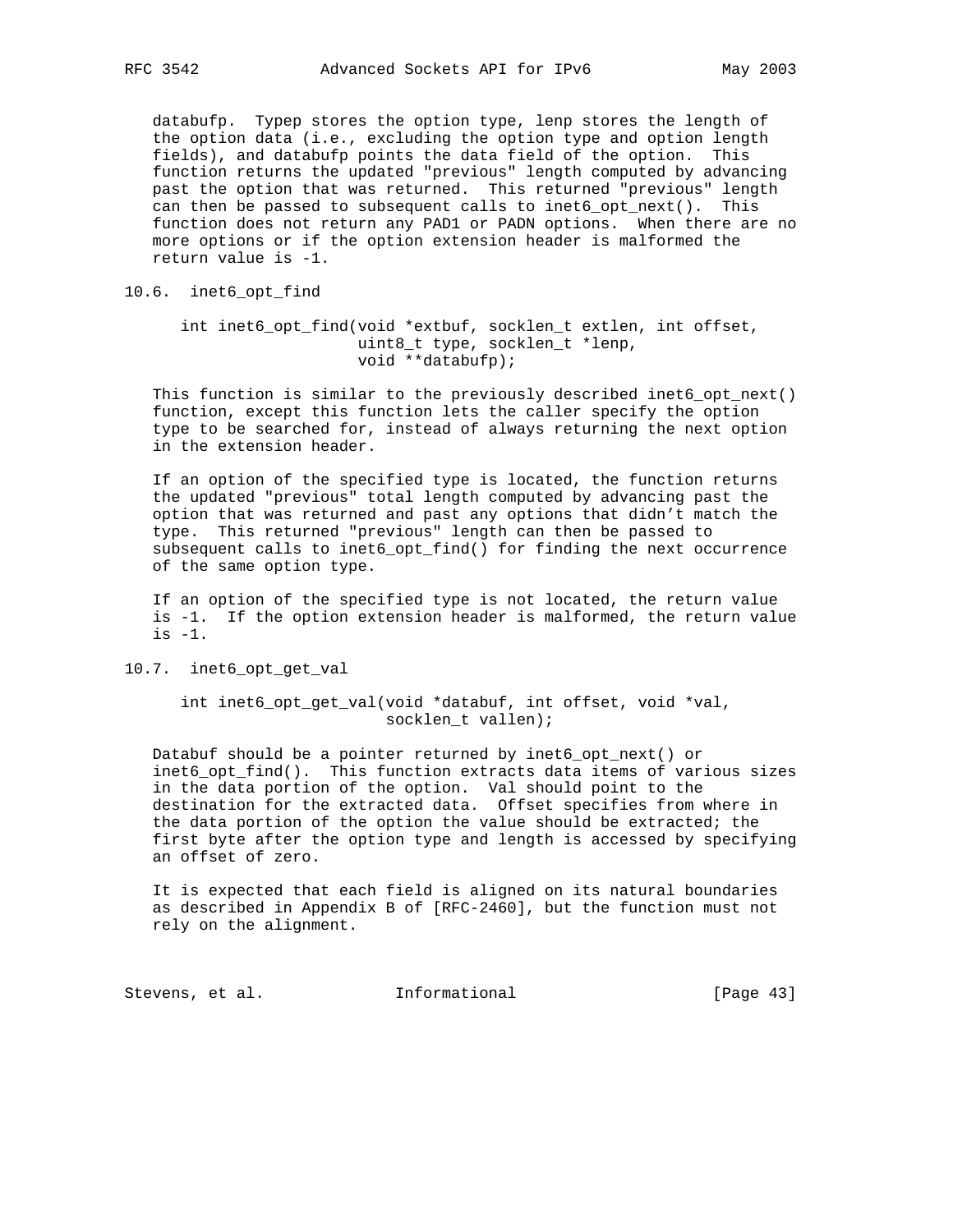databufp. Typep stores the option type, lenp stores the length of the option data (i.e., excluding the option type and option length fields), and databufp points the data field of the option. This function returns the updated "previous" length computed by advancing past the option that was returned. This returned "previous" length can then be passed to subsequent calls to inet6_opt_next(). This function does not return any PAD1 or PADN options. When there are no more options or if the option extension header is malformed the return value is -1.

### 10.6. inet6_opt_find

```
int inet6_opt_find(void *extbuf, socklen_t extlen, int offset,
                   uint8_t type, socklen_t *lenp,
                   void **databufp);
```

This function is similar to the previously described inet6_opt_next() function, except this function lets the caller specify the option type to be searched for, instead of always returning the next option in the extension header.

If an option of the specified type is located, the function returns the updated "previous" total length computed by advancing past the option that was returned and past any options that didn't match the type. This returned "previous" length can then be passed to subsequent calls to inet6_opt_find() for finding the next occurrence of the same option type.

If an option of the specified type is not located, the return value is -1. If the option extension header is malformed, the return value is -1.

### 10.7. inet6_opt_get_val

```
int inet6_opt_get_val(void *databuf, int offset, void *val,
                      socklen_t vallen);
```

Databuf should be a pointer returned by inet6_opt_next() or inet6_opt_find(). This function extracts data items of various sizes in the data portion of the option. Val should point to the destination for the extracted data. Offset specifies from where in the data portion of the option the value should be extracted; the first byte after the option type and length is accessed by specifying an offset of zero.

It is expected that each field is aligned on its natural boundaries as described in Appendix B of [RFC-2460], but the function must not rely on the alignment.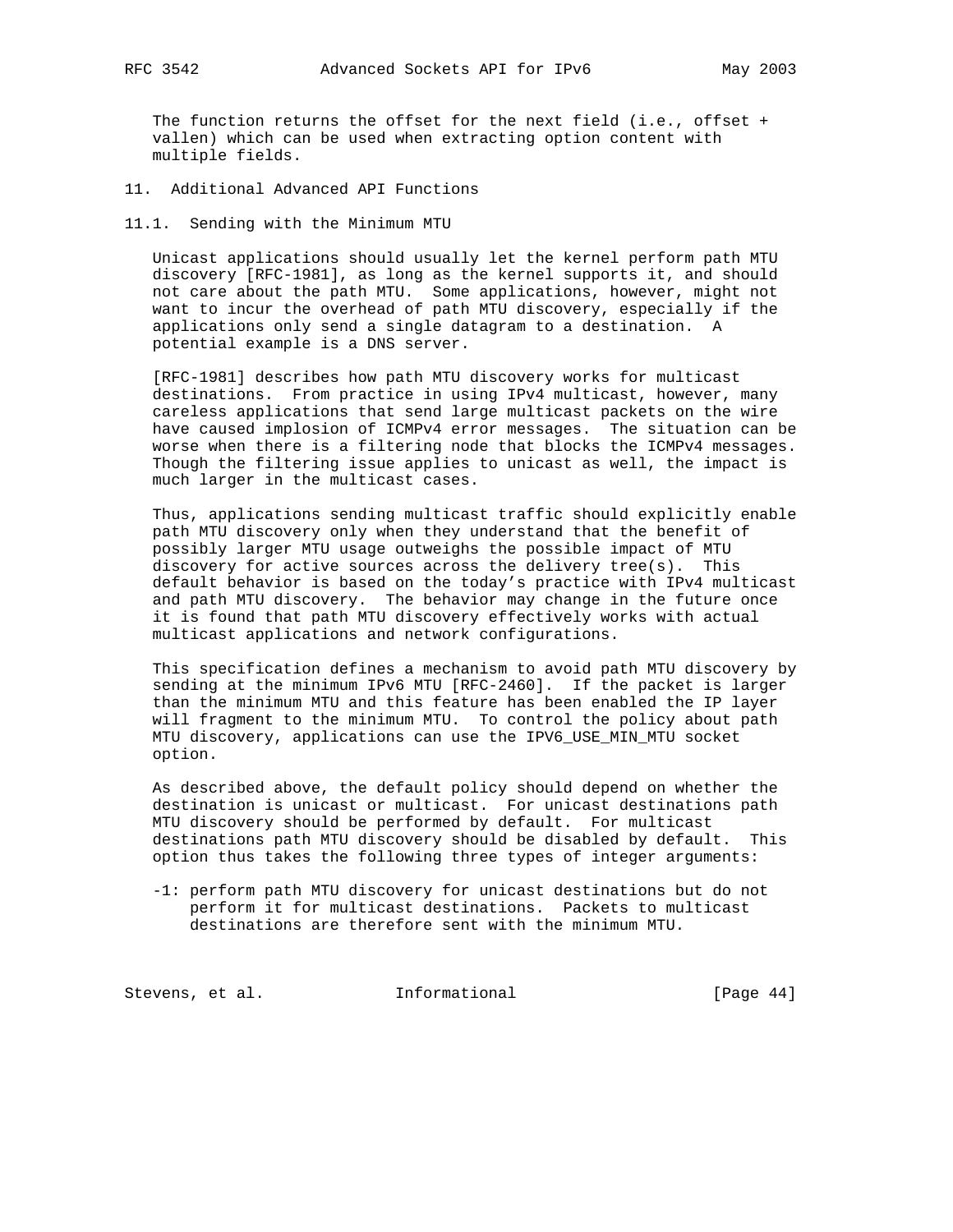The function returns the offset for the next field (i.e., offset + vallen) which can be used when extracting option content with multiple fields.

## 11. Additional Advanced API Functions

### 11.1. Sending with the Minimum MTU

Unicast applications should usually let the kernel perform path MTU discovery [RFC-1981], as long as the kernel supports it, and should not care about the path MTU. Some applications, however, might not want to incur the overhead of path MTU discovery, especially if the applications only send a single datagram to a destination. A potential example is a DNS server.

[RFC-1981] describes how path MTU discovery works for multicast destinations. From practice in using IPv4 multicast, however, many careless applications that send large multicast packets on the wire have caused implosion of ICMPv4 error messages. The situation can be worse when there is a filtering node that blocks the ICMPv4 messages. Though the filtering issue applies to unicast as well, the impact is much larger in the multicast cases.

Thus, applications sending multicast traffic should explicitly enable path MTU discovery only when they understand that the benefit of possibly larger MTU usage outweighs the possible impact of MTU discovery for active sources across the delivery tree(s). This default behavior is based on the today's practice with IPv4 multicast and path MTU discovery. The behavior may change in the future once it is found that path MTU discovery effectively works with actual multicast applications and network configurations.

This specification defines a mechanism to avoid path MTU discovery by sending at the minimum IPv6 MTU [RFC-2460]. If the packet is larger than the minimum MTU and this feature has been enabled the IP layer will fragment to the minimum MTU. To control the policy about path MTU discovery, applications can use the IPV6_USE_MIN_MTU socket option.

As described above, the default policy should depend on whether the destination is unicast or multicast. For unicast destinations path MTU discovery should be performed by default. For multicast destinations path MTU discovery should be disabled by default. This option thus takes the following three types of integer arguments:

- -1: perform path MTU discovery for unicast destinations but do not perform it for multicast destinations. Packets to multicast destinations are therefore sent with the minimum MTU.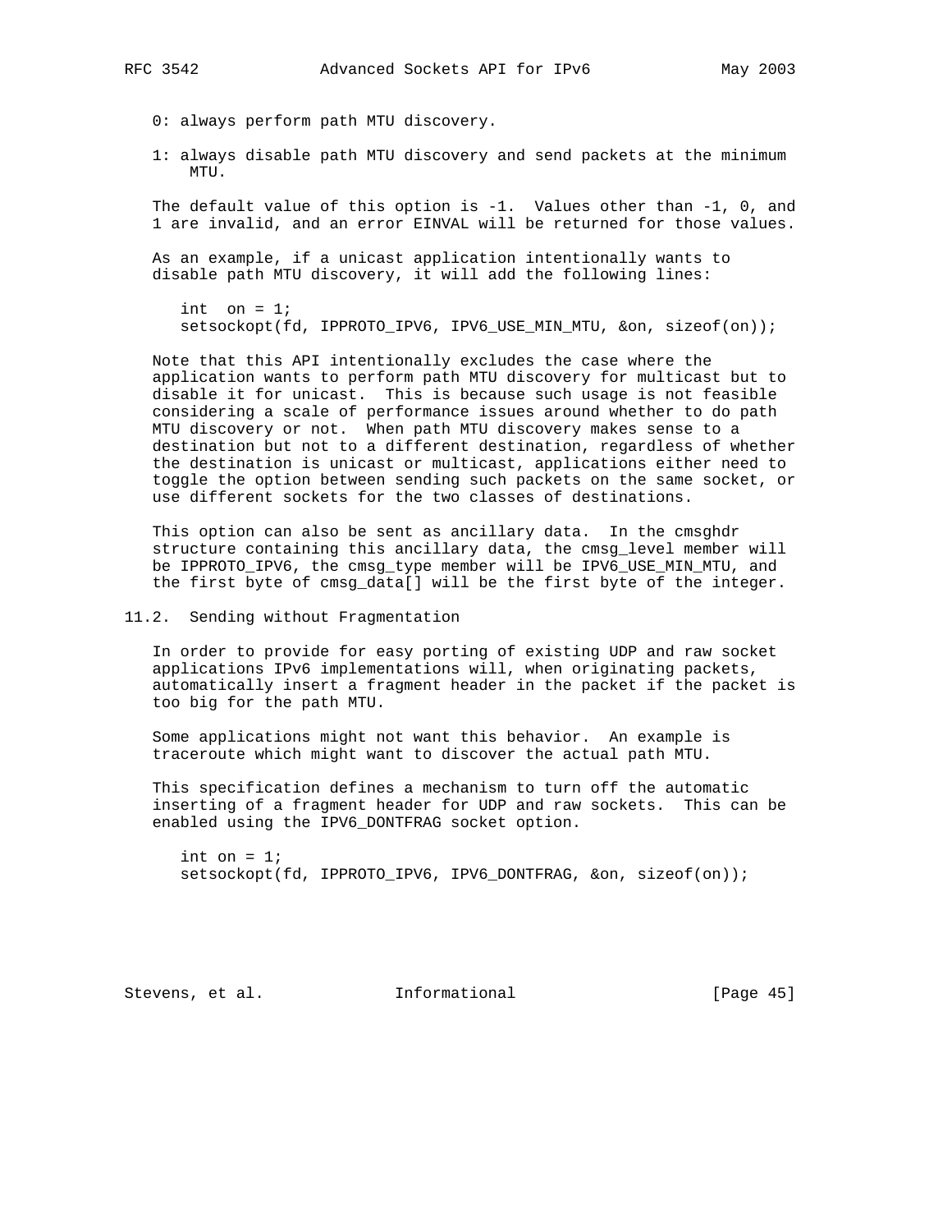0: always perform path MTU discovery.

1: always disable path MTU discovery and send packets at the minimum MTU.

The default value of this option is -1. Values other than -1, 0, and 1 are invalid, and an error EINVAL will be returned for those values.

As an example, if a unicast application intentionally wants to disable path MTU discovery, it will add the following lines:

```
int  on = 1;
setsockopt(fd, IPPROTO_IPV6, IPV6_USE_MIN_MTU, &on, sizeof(on));
```

Note that this API intentionally excludes the case where the application wants to perform path MTU discovery for multicast but to disable it for unicast. This is because such usage is not feasible considering a scale of performance issues around whether to do path MTU discovery or not. When path MTU discovery makes sense to a destination but not to a different destination, regardless of whether the destination is unicast or multicast, applications either need to toggle the option between sending such packets on the same socket, or use different sockets for the two classes of destinations.

This option can also be sent as ancillary data. In the cmsghdr structure containing this ancillary data, the cmsg_level member will be IPPROTO_IPV6, the cmsg_type member will be IPV6_USE_MIN_MTU, and the first byte of cmsg_data[] will be the first byte of the integer.

## 11.2. Sending without Fragmentation

In order to provide for easy porting of existing UDP and raw socket applications IPv6 implementations will, when originating packets, automatically insert a fragment header in the packet if the packet is too big for the path MTU.

Some applications might not want this behavior. An example is traceroute which might want to discover the actual path MTU.

This specification defines a mechanism to turn off the automatic inserting of a fragment header for UDP and raw sockets. This can be enabled using the IPV6_DONTFRAG socket option.

```
int on = 1;
setsockopt(fd, IPPROTO_IPV6, IPV6_DONTFRAG, &on, sizeof(on));
```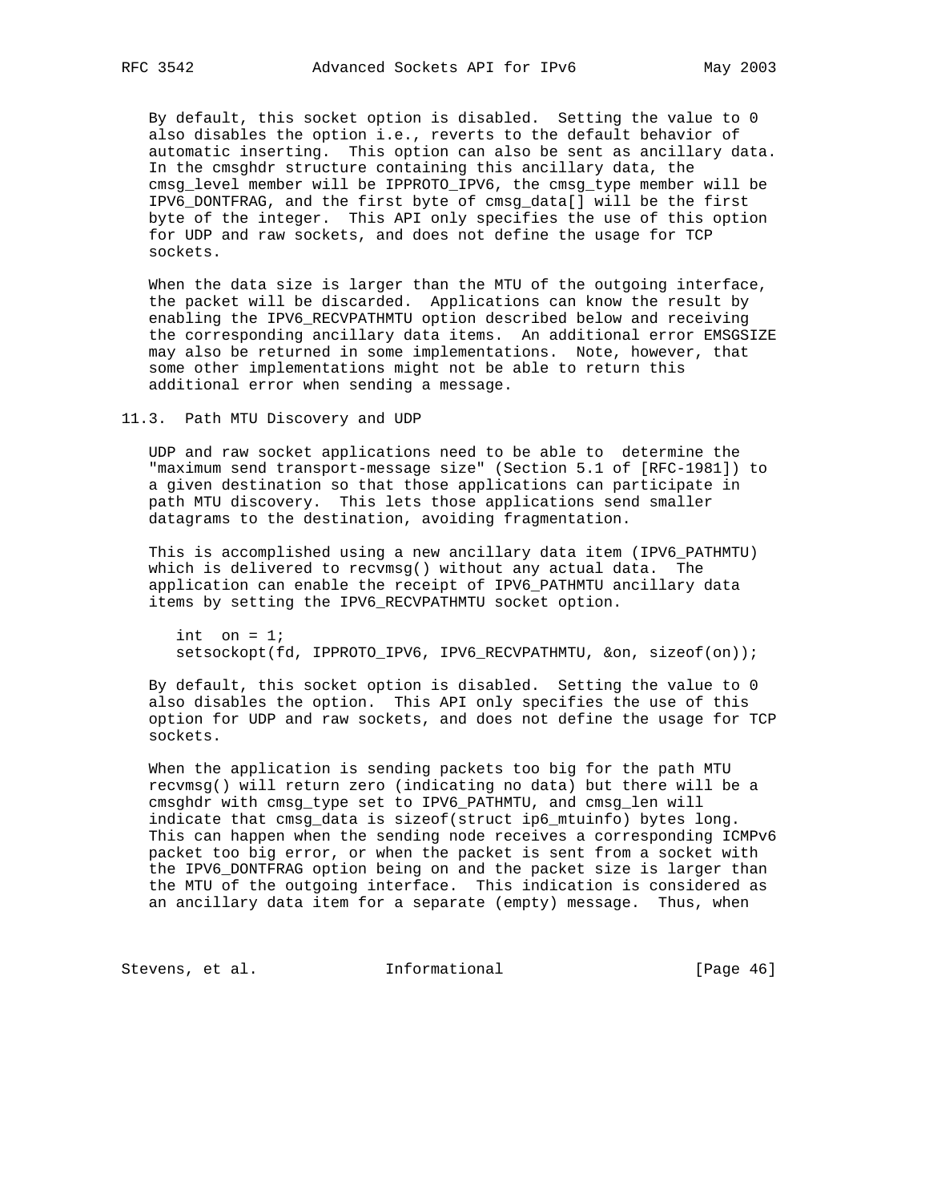By default, this socket option is disabled. Setting the value to 0 also disables the option i.e., reverts to the default behavior of automatic inserting. This option can also be sent as ancillary data. In the cmsghdr structure containing this ancillary data, the cmsg_level member will be IPPROTO_IPV6, the cmsg_type member will be IPV6_DONTFRAG, and the first byte of cmsg_data[] will be the first byte of the integer. This API only specifies the use of this option for UDP and raw sockets, and does not define the usage for TCP sockets.

When the data size is larger than the MTU of the outgoing interface, the packet will be discarded. Applications can know the result by enabling the IPV6_RECVPATHMTU option described below and receiving the corresponding ancillary data items. An additional error EMSGSIZE may also be returned in some implementations. Note, however, that some other implementations might not be able to return this additional error when sending a message.

## 11.3. Path MTU Discovery and UDP

UDP and raw socket applications need to be able to determine the "maximum send transport-message size" (Section 5.1 of [RFC-1981]) to a given destination so that those applications can participate in path MTU discovery. This lets those applications send smaller datagrams to the destination, avoiding fragmentation.

This is accomplished using a new ancillary data item (IPV6_PATHMTU) which is delivered to recvmsg() without any actual data. The application can enable the receipt of IPV6_PATHMTU ancillary data items by setting the IPV6_RECVPATHMTU socket option.

```
int  on = 1;
setsockopt(fd, IPPROTO_IPV6, IPV6_RECVPATHMTU, &on, sizeof(on));
```

By default, this socket option is disabled. Setting the value to 0 also disables the option. This API only specifies the use of this option for UDP and raw sockets, and does not define the usage for TCP sockets.

When the application is sending packets too big for the path MTU recvmsg() will return zero (indicating no data) but there will be a cmsghdr with cmsg_type set to IPV6_PATHMTU, and cmsg_len will indicate that cmsg_data is sizeof(struct ip6_mtuinfo) bytes long. This can happen when the sending node receives a corresponding ICMPv6 packet too big error, or when the packet is sent from a socket with the IPV6_DONTFRAG option being on and the packet size is larger than the MTU of the outgoing interface. This indication is considered as an ancillary data item for a separate (empty) message. Thus, when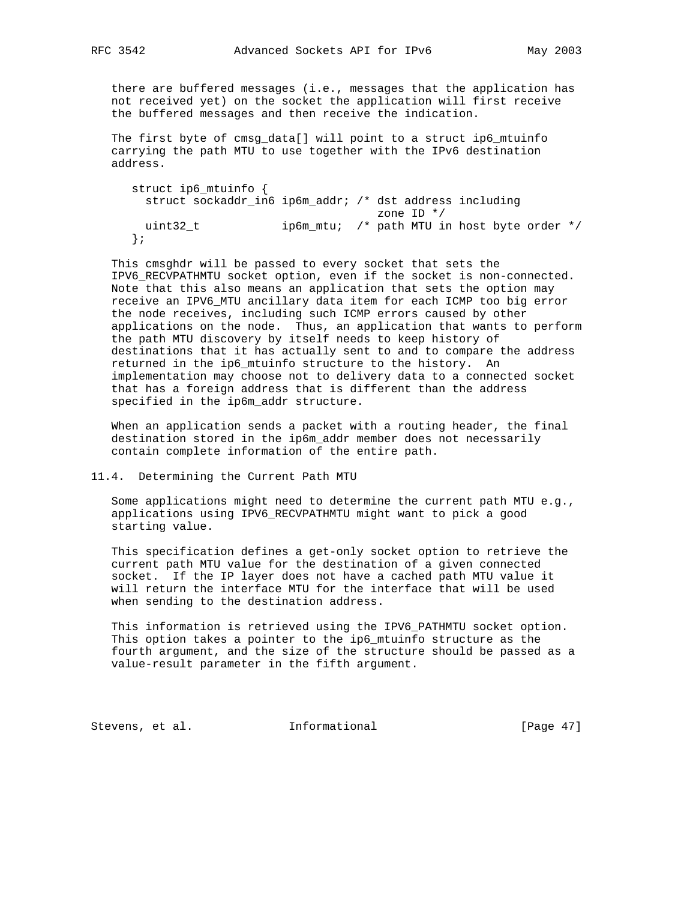there are buffered messages (i.e., messages that the application has not received yet) on the socket the application will first receive the buffered messages and then receive the indication.

The first byte of cmsg_data[] will point to a struct ip6_mtuinfo carrying the path MTU to use together with the IPv6 destination address.

```
struct ip6_mtuinfo {
  struct sockaddr_in6 ip6m_addr; /* dst address including
                                    zone ID */
  uint32_t            ip6m_mtu;  /* path MTU in host byte order */
};
```

This cmsghdr will be passed to every socket that sets the IPV6_RECVPATHMTU socket option, even if the socket is non-connected. Note that this also means an application that sets the option may receive an IPV6_MTU ancillary data item for each ICMP too big error the node receives, including such ICMP errors caused by other applications on the node. Thus, an application that wants to perform the path MTU discovery by itself needs to keep history of destinations that it has actually sent to and to compare the address returned in the ip6_mtuinfo structure to the history. An implementation may choose not to delivery data to a connected socket that has a foreign address that is different than the address specified in the ip6m_addr structure.

When an application sends a packet with a routing header, the final destination stored in the ip6m_addr member does not necessarily contain complete information of the entire path.

## 11.4. Determining the Current Path MTU

Some applications might need to determine the current path MTU e.g., applications using IPV6_RECVPATHMTU might want to pick a good starting value.

This specification defines a get-only socket option to retrieve the current path MTU value for the destination of a given connected socket. If the IP layer does not have a cached path MTU value it will return the interface MTU for the interface that will be used when sending to the destination address.

This information is retrieved using the IPV6_PATHMTU socket option. This option takes a pointer to the ip6_mtuinfo structure as the fourth argument, and the size of the structure should be passed as a value-result parameter in the fifth argument.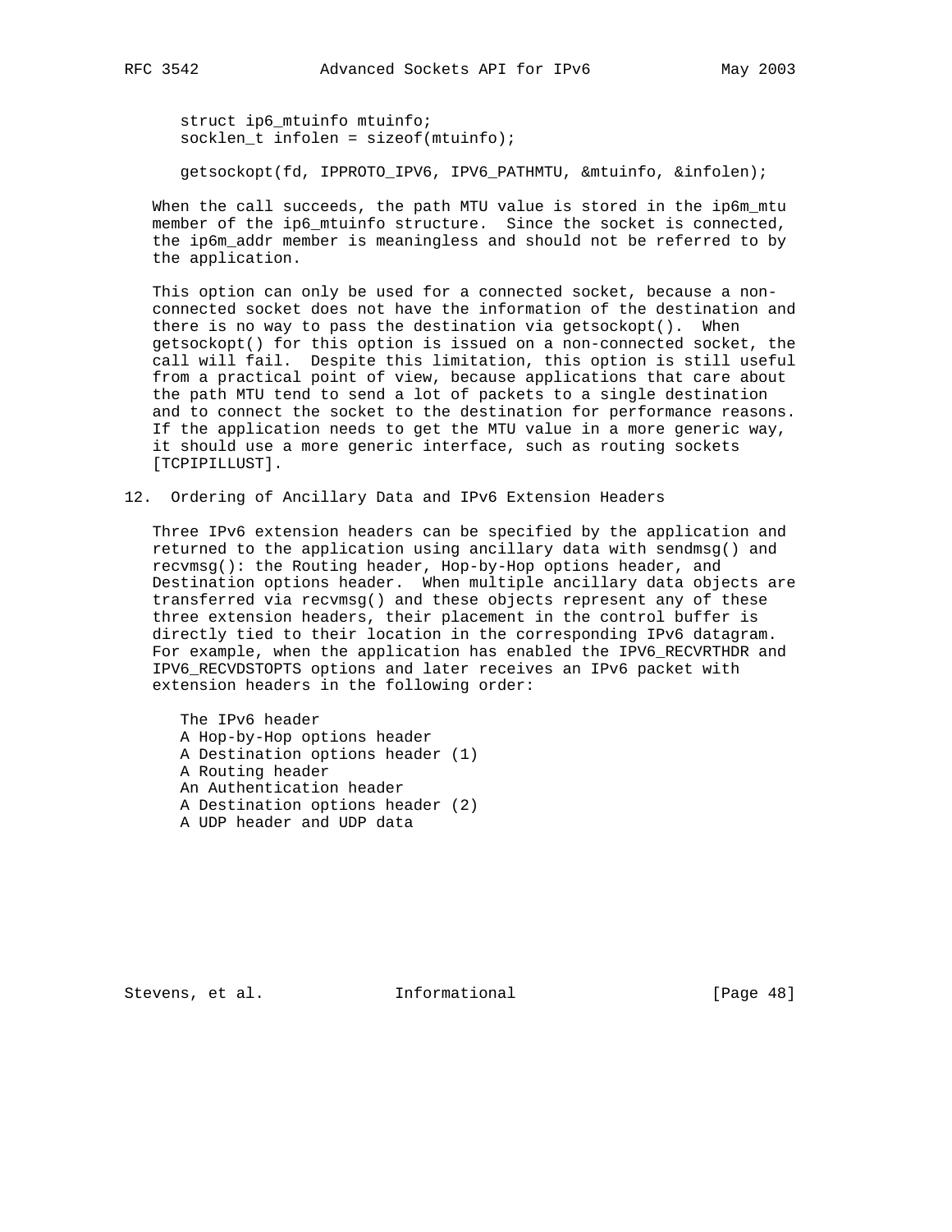```
struct ip6_mtuinfo mtuinfo;
socklen_t infolen = sizeof(mtuinfo);

getsockopt(fd, IPPROTO_IPV6, IPV6_PATHMTU, &mtuinfo, &infolen);
```

When the call succeeds, the path MTU value is stored in the ip6m_mtu member of the ip6_mtuinfo structure. Since the socket is connected, the ip6m_addr member is meaningless and should not be referred to by the application.

This option can only be used for a connected socket, because a non-connected socket does not have the information of the destination and there is no way to pass the destination via getsockopt(). When getsockopt() for this option is issued on a non-connected socket, the call will fail. Despite this limitation, this option is still useful from a practical point of view, because applications that care about the path MTU tend to send a lot of packets to a single destination and to connect the socket to the destination for performance reasons. If the application needs to get the MTU value in a more generic way, it should use a more generic interface, such as routing sockets [TCPIPILLUST].

## 12. Ordering of Ancillary Data and IPv6 Extension Headers

Three IPv6 extension headers can be specified by the application and returned to the application using ancillary data with sendmsg() and recvmsg(): the Routing header, Hop-by-Hop options header, and Destination options header. When multiple ancillary data objects are transferred via recvmsg() and these objects represent any of these three extension headers, their placement in the control buffer is directly tied to their location in the corresponding IPv6 datagram. For example, when the application has enabled the IPV6_RECVRTHDR and IPV6_RECVDSTOPTS options and later receives an IPv6 packet with extension headers in the following order:

```
The IPv6 header
A Hop-by-Hop options header
A Destination options header (1)
A Routing header
An Authentication header
A Destination options header (2)
A UDP header and UDP data
```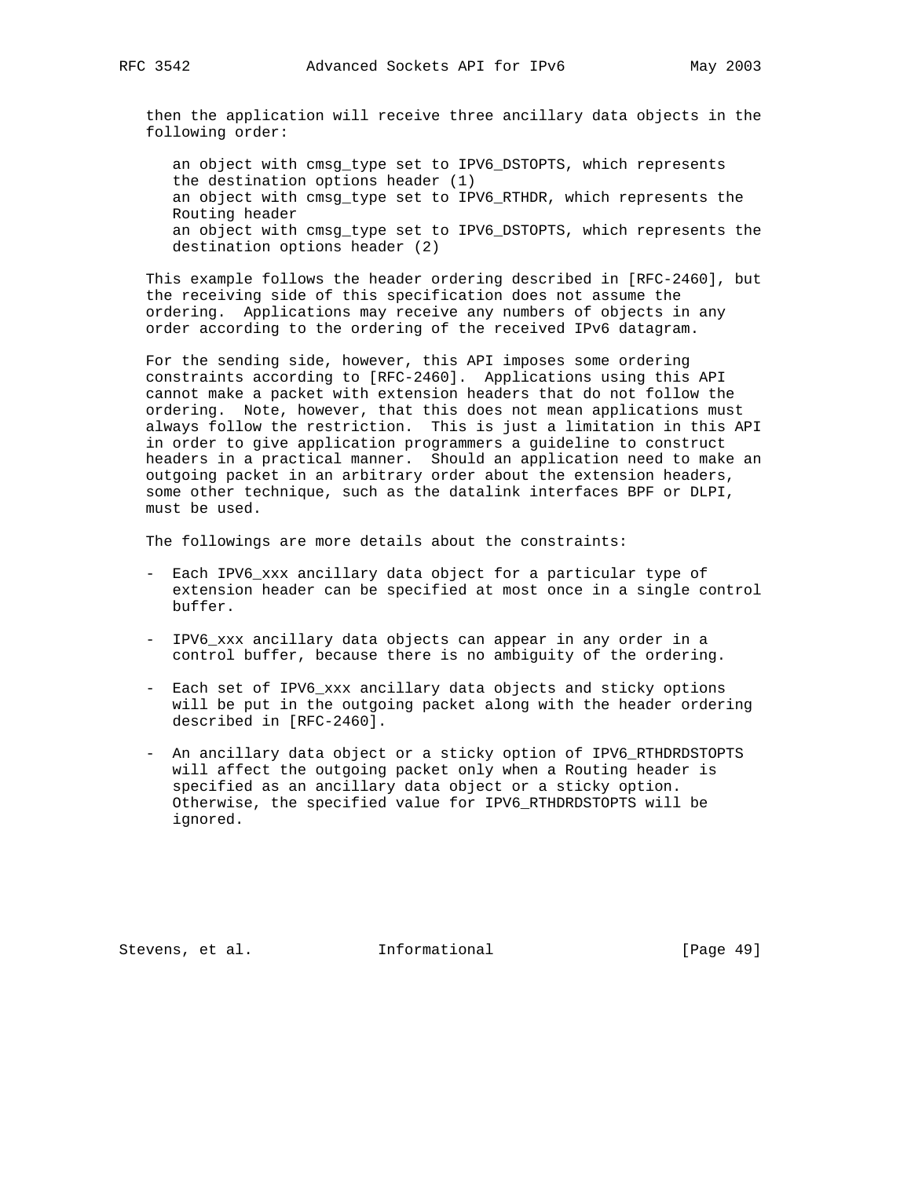then the application will receive three ancillary data objects in the following order:

an object with cmsg_type set to IPV6_DSTOPTS, which represents the destination options header (1)
an object with cmsg_type set to IPV6_RTHDR, which represents the Routing header
an object with cmsg_type set to IPV6_DSTOPTS, which represents the destination options header (2)

This example follows the header ordering described in [RFC-2460], but the receiving side of this specification does not assume the ordering. Applications may receive any numbers of objects in any order according to the ordering of the received IPv6 datagram.

For the sending side, however, this API imposes some ordering constraints according to [RFC-2460]. Applications using this API cannot make a packet with extension headers that do not follow the ordering. Note, however, that this does not mean applications must always follow the restriction. This is just a limitation in this API in order to give application programmers a guideline to construct headers in a practical manner. Should an application need to make an outgoing packet in an arbitrary order about the extension headers, some other technique, such as the datalink interfaces BPF or DLPI, must be used.

The followings are more details about the constraints:

- Each IPV6_xxx ancillary data object for a particular type of extension header can be specified at most once in a single control buffer.

- IPV6_xxx ancillary data objects can appear in any order in a control buffer, because there is no ambiguity of the ordering.

- Each set of IPV6_xxx ancillary data objects and sticky options will be put in the outgoing packet along with the header ordering described in [RFC-2460].

- An ancillary data object or a sticky option of IPV6_RTHDRDSTOPTS will affect the outgoing packet only when a Routing header is specified as an ancillary data object or a sticky option. Otherwise, the specified value for IPV6_RTHDRDSTOPTS will be ignored.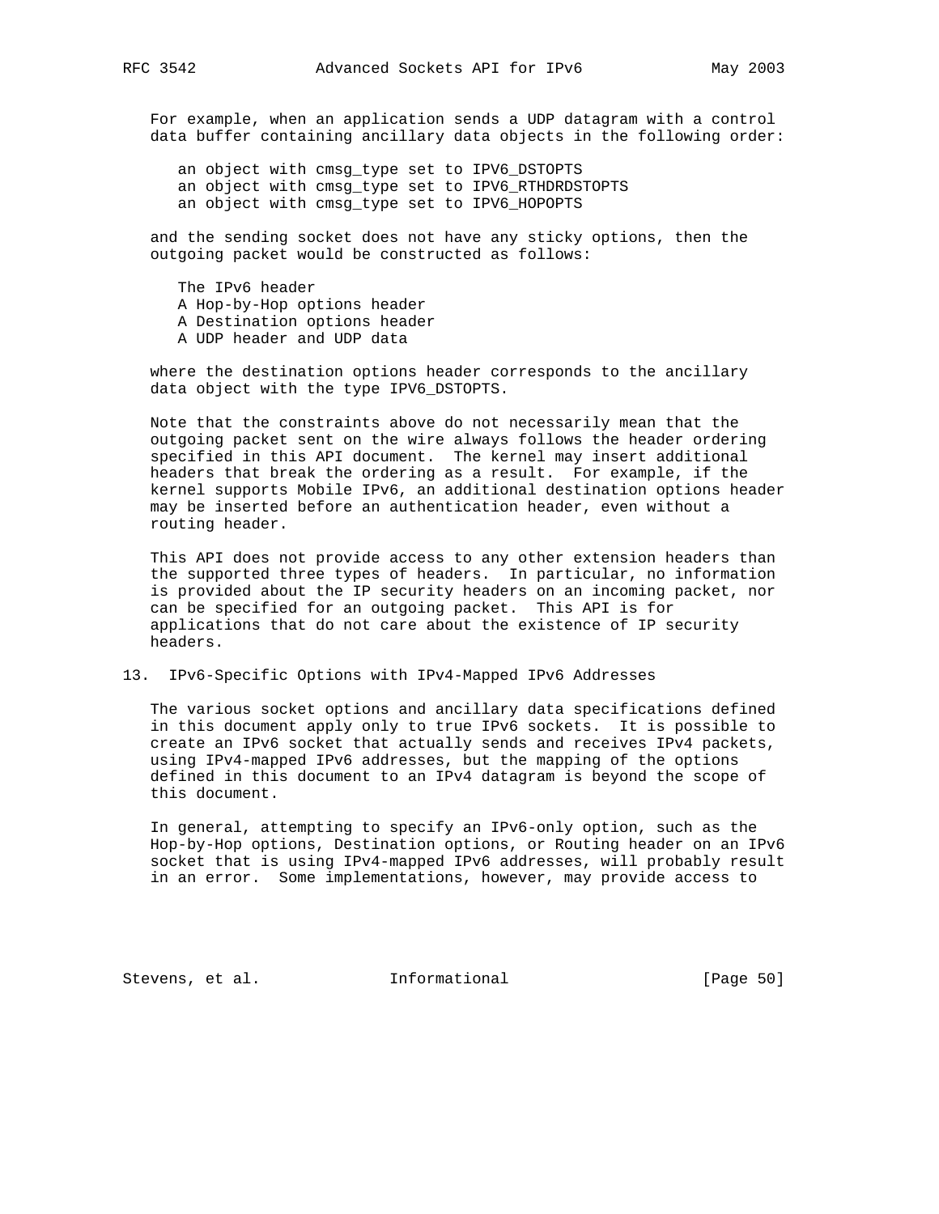For example, when an application sends a UDP datagram with a control data buffer containing ancillary data objects in the following order:

```
an object with cmsg_type set to IPV6_DSTOPTS
an object with cmsg_type set to IPV6_RTHDRDSTOPTS
an object with cmsg_type set to IPV6_HOPOPTS
```

and the sending socket does not have any sticky options, then the outgoing packet would be constructed as follows:

```
The IPv6 header
A Hop-by-Hop options header
A Destination options header
A UDP header and UDP data
```

where the destination options header corresponds to the ancillary data object with the type IPV6_DSTOPTS.

Note that the constraints above do not necessarily mean that the outgoing packet sent on the wire always follows the header ordering specified in this API document. The kernel may insert additional headers that break the ordering as a result. For example, if the kernel supports Mobile IPv6, an additional destination options header may be inserted before an authentication header, even without a routing header.

This API does not provide access to any other extension headers than the supported three types of headers. In particular, no information is provided about the IP security headers on an incoming packet, nor can be specified for an outgoing packet. This API is for applications that do not care about the existence of IP security headers.

## 13. IPv6-Specific Options with IPv4-Mapped IPv6 Addresses

The various socket options and ancillary data specifications defined in this document apply only to true IPv6 sockets. It is possible to create an IPv6 socket that actually sends and receives IPv4 packets, using IPv4-mapped IPv6 addresses, but the mapping of the options defined in this document to an IPv4 datagram is beyond the scope of this document.

In general, attempting to specify an IPv6-only option, such as the Hop-by-Hop options, Destination options, or Routing header on an IPv6 socket that is using IPv4-mapped IPv6 addresses, will probably result in an error. Some implementations, however, may provide access to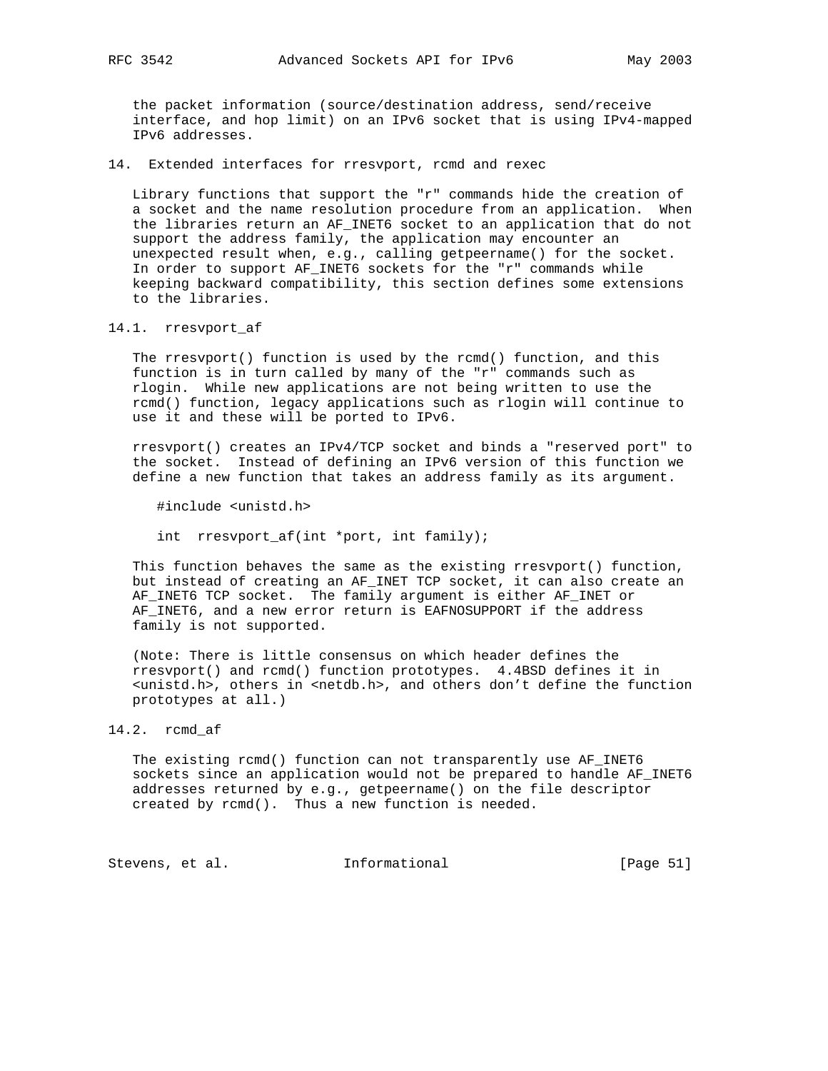the packet information (source/destination address, send/receive interface, and hop limit) on an IPv6 socket that is using IPv4-mapped IPv6 addresses.

## 14. Extended interfaces for rresvport, rcmd and rexec

Library functions that support the "r" commands hide the creation of a socket and the name resolution procedure from an application. When the libraries return an AF_INET6 socket to an application that do not support the address family, the application may encounter an unexpected result when, e.g., calling getpeername() for the socket. In order to support AF_INET6 sockets for the "r" commands while keeping backward compatibility, this section defines some extensions to the libraries.

### 14.1. rresvport_af

The rresvport() function is used by the rcmd() function, and this function is in turn called by many of the "r" commands such as rlogin. While new applications are not being written to use the rcmd() function, legacy applications such as rlogin will continue to use it and these will be ported to IPv6.

rresvport() creates an IPv4/TCP socket and binds a "reserved port" to the socket. Instead of defining an IPv6 version of this function we define a new function that takes an address family as its argument.

```
#include <unistd.h>

int  rresvport_af(int *port, int family);
```

This function behaves the same as the existing rresvport() function, but instead of creating an AF_INET TCP socket, it can also create an AF_INET6 TCP socket. The family argument is either AF_INET or AF_INET6, and a new error return is EAFNOSUPPORT if the address family is not supported.

(Note: There is little consensus on which header defines the rresvport() and rcmd() function prototypes. 4.4BSD defines it in <unistd.h>, others in <netdb.h>, and others don't define the function prototypes at all.)

### 14.2. rcmd_af

The existing rcmd() function can not transparently use AF_INET6 sockets since an application would not be prepared to handle AF_INET6 addresses returned by e.g., getpeername() on the file descriptor created by rcmd(). Thus a new function is needed.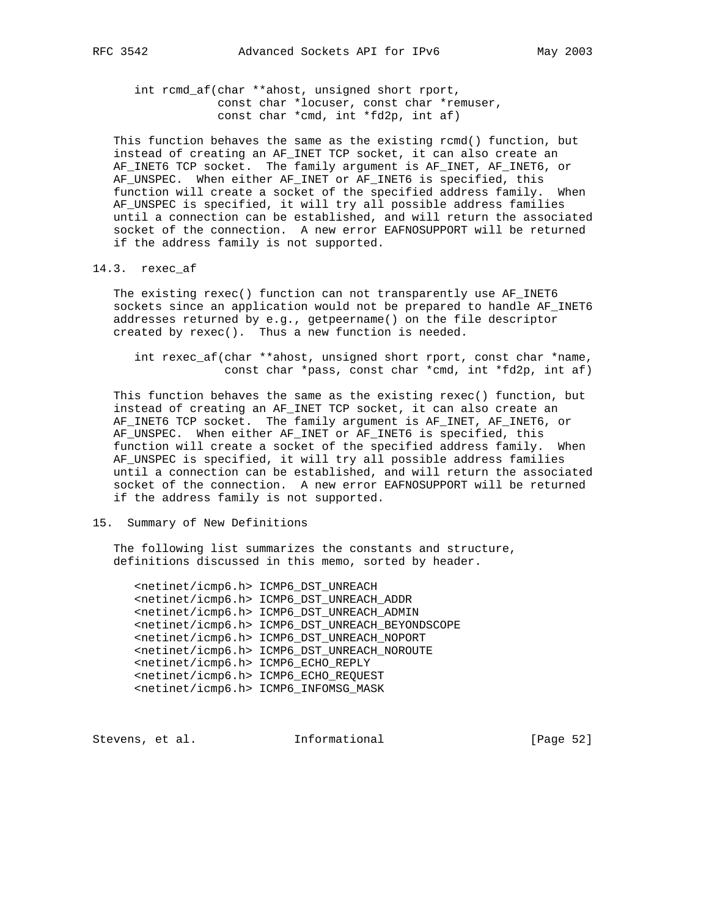```
int rcmd_af(char **ahost, unsigned short rport,
            const char *locuser, const char *remuser,
            const char *cmd, int *fd2p, int af)
```

This function behaves the same as the existing rcmd() function, but instead of creating an AF_INET TCP socket, it can also create an AF_INET6 TCP socket. The family argument is AF_INET, AF_INET6, or AF_UNSPEC. When either AF_INET or AF_INET6 is specified, this function will create a socket of the specified address family. When AF_UNSPEC is specified, it will try all possible address families until a connection can be established, and will return the associated socket of the connection. A new error EAFNOSUPPORT will be returned if the address family is not supported.

### 14.3. rexec_af

The existing rexec() function can not transparently use AF_INET6 sockets since an application would not be prepared to handle AF_INET6 addresses returned by e.g., getpeername() on the file descriptor created by rexec(). Thus a new function is needed.

```
int rexec_af(char **ahost, unsigned short rport, const char *name,
             const char *pass, const char *cmd, int *fd2p, int af)
```

This function behaves the same as the existing rexec() function, but instead of creating an AF_INET TCP socket, it can also create an AF_INET6 TCP socket. The family argument is AF_INET, AF_INET6, or AF_UNSPEC. When either AF_INET or AF_INET6 is specified, this function will create a socket of the specified address family. When AF_UNSPEC is specified, it will try all possible address families until a connection can be established, and will return the associated socket of the connection. A new error EAFNOSUPPORT will be returned if the address family is not supported.

## 15. Summary of New Definitions

The following list summarizes the constants and structure, definitions discussed in this memo, sorted by header.

```
<netinet/icmp6.h> ICMP6_DST_UNREACH
<netinet/icmp6.h> ICMP6_DST_UNREACH_ADDR
<netinet/icmp6.h> ICMP6_DST_UNREACH_ADMIN
<netinet/icmp6.h> ICMP6_DST_UNREACH_BEYONDSCOPE
<netinet/icmp6.h> ICMP6_DST_UNREACH_NOPORT
<netinet/icmp6.h> ICMP6_DST_UNREACH_NOROUTE
<netinet/icmp6.h> ICMP6_ECHO_REPLY
<netinet/icmp6.h> ICMP6_ECHO_REQUEST
<netinet/icmp6.h> ICMP6_INFOMSG_MASK
```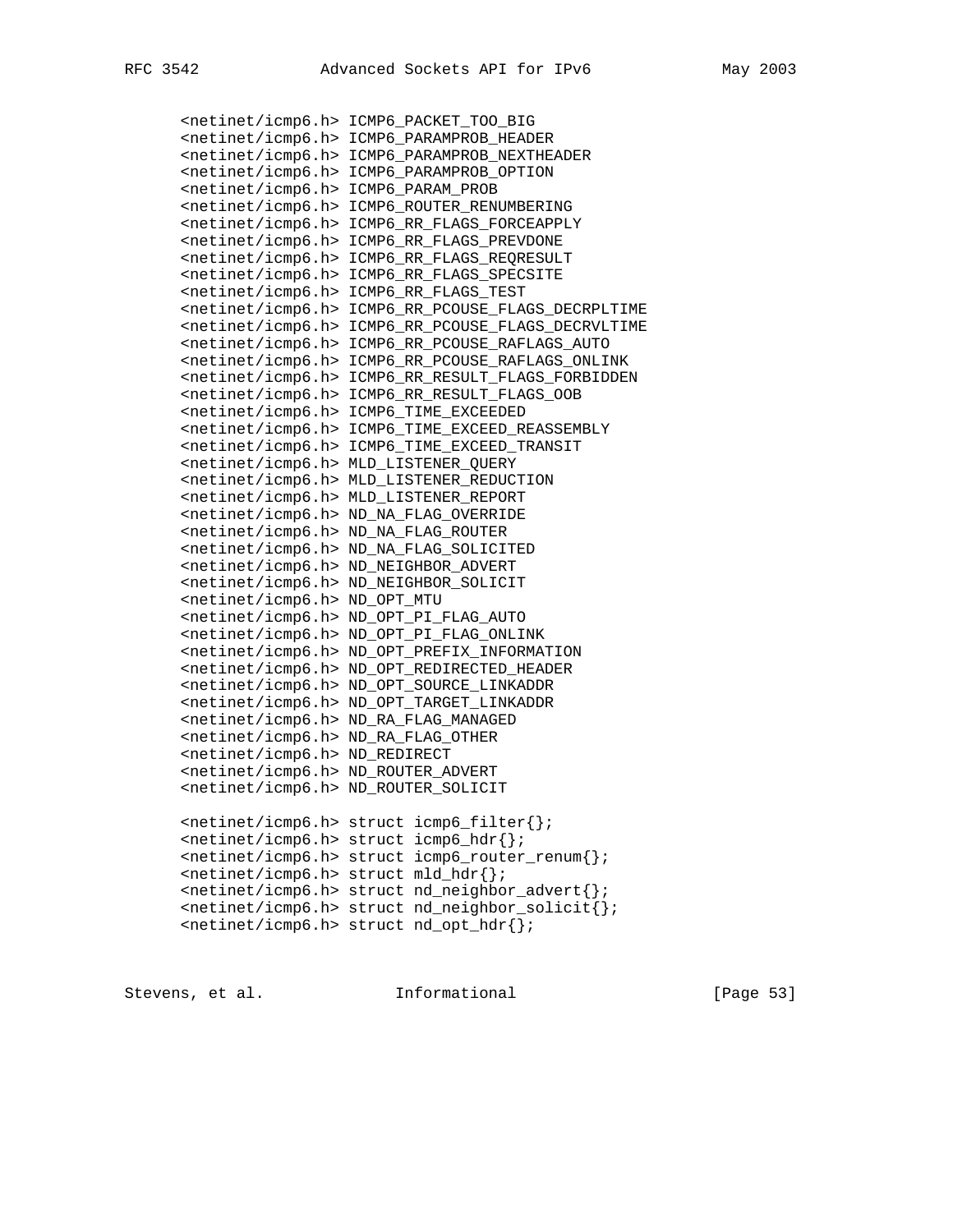```
<netinet/icmp6.h> ICMP6_PACKET_TOO_BIG
<netinet/icmp6.h> ICMP6_PARAMPROB_HEADER
<netinet/icmp6.h> ICMP6_PARAMPROB_NEXTHEADER
<netinet/icmp6.h> ICMP6_PARAMPROB_OPTION
<netinet/icmp6.h> ICMP6_PARAM_PROB
<netinet/icmp6.h> ICMP6_ROUTER_RENUMBERING
<netinet/icmp6.h> ICMP6_RR_FLAGS_FORCEAPPLY
<netinet/icmp6.h> ICMP6_RR_FLAGS_PREVDONE
<netinet/icmp6.h> ICMP6_RR_FLAGS_REQRESULT
<netinet/icmp6.h> ICMP6_RR_FLAGS_SPECSITE
<netinet/icmp6.h> ICMP6_RR_FLAGS_TEST
<netinet/icmp6.h> ICMP6_RR_PCOUSE_FLAGS_DECRPLTIME
<netinet/icmp6.h> ICMP6_RR_PCOUSE_FLAGS_DECRVLTIME
<netinet/icmp6.h> ICMP6_RR_PCOUSE_RAFLAGS_AUTO
<netinet/icmp6.h> ICMP6_RR_PCOUSE_RAFLAGS_ONLINK
<netinet/icmp6.h> ICMP6_RR_RESULT_FLAGS_FORBIDDEN
<netinet/icmp6.h> ICMP6_RR_RESULT_FLAGS_OOB
<netinet/icmp6.h> ICMP6_TIME_EXCEEDED
<netinet/icmp6.h> ICMP6_TIME_EXCEED_REASSEMBLY
<netinet/icmp6.h> ICMP6_TIME_EXCEED_TRANSIT
<netinet/icmp6.h> MLD_LISTENER_QUERY
<netinet/icmp6.h> MLD_LISTENER_REDUCTION
<netinet/icmp6.h> MLD_LISTENER_REPORT
<netinet/icmp6.h> ND_NA_FLAG_OVERRIDE
<netinet/icmp6.h> ND_NA_FLAG_ROUTER
<netinet/icmp6.h> ND_NA_FLAG_SOLICITED
<netinet/icmp6.h> ND_NEIGHBOR_ADVERT
<netinet/icmp6.h> ND_NEIGHBOR_SOLICIT
<netinet/icmp6.h> ND_OPT_MTU
<netinet/icmp6.h> ND_OPT_PI_FLAG_AUTO
<netinet/icmp6.h> ND_OPT_PI_FLAG_ONLINK
<netinet/icmp6.h> ND_OPT_PREFIX_INFORMATION
<netinet/icmp6.h> ND_OPT_REDIRECTED_HEADER
<netinet/icmp6.h> ND_OPT_SOURCE_LINKADDR
<netinet/icmp6.h> ND_OPT_TARGET_LINKADDR
<netinet/icmp6.h> ND_RA_FLAG_MANAGED
<netinet/icmp6.h> ND_RA_FLAG_OTHER
<netinet/icmp6.h> ND_REDIRECT
<netinet/icmp6.h> ND_ROUTER_ADVERT
<netinet/icmp6.h> ND_ROUTER_SOLICIT

<netinet/icmp6.h> struct icmp6_filter{};
<netinet/icmp6.h> struct icmp6_hdr{};
<netinet/icmp6.h> struct icmp6_router_renum{};
<netinet/icmp6.h> struct mld_hdr{};
<netinet/icmp6.h> struct nd_neighbor_advert{};
<netinet/icmp6.h> struct nd_neighbor_solicit{};
<netinet/icmp6.h> struct nd_opt_hdr{};
```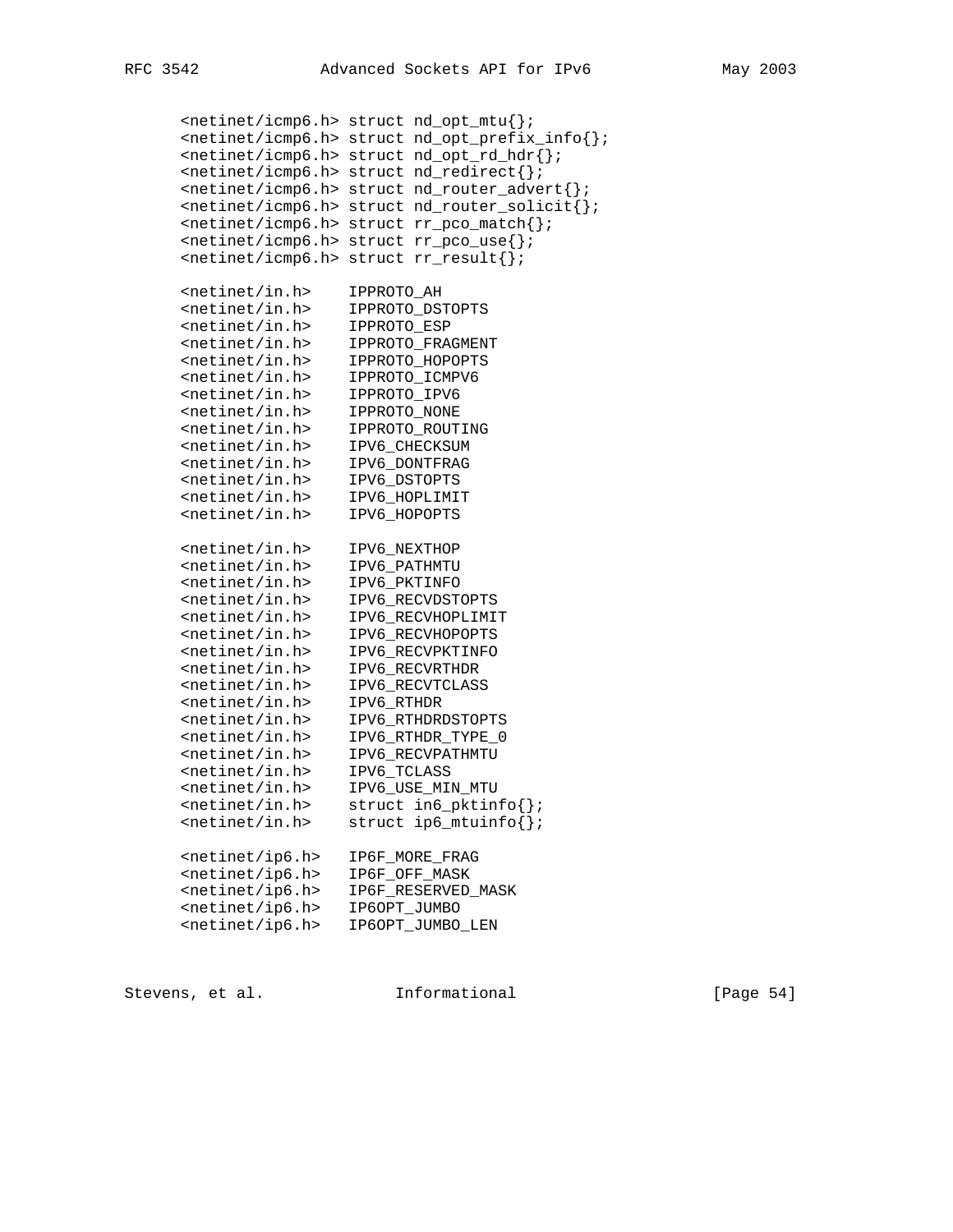```
<netinet/icmp6.h> struct nd_opt_mtu{};
<netinet/icmp6.h> struct nd_opt_prefix_info{};
<netinet/icmp6.h> struct nd_opt_rd_hdr{};
<netinet/icmp6.h> struct nd_redirect{};
<netinet/icmp6.h> struct nd_router_advert{};
<netinet/icmp6.h> struct nd_router_solicit{};
<netinet/icmp6.h> struct rr_pco_match{};
<netinet/icmp6.h> struct rr_pco_use{};
<netinet/icmp6.h> struct rr_result{};

<netinet/in.h>    IPPROTO_AH
<netinet/in.h>    IPPROTO_DSTOPTS
<netinet/in.h>    IPPROTO_ESP
<netinet/in.h>    IPPROTO_FRAGMENT
<netinet/in.h>    IPPROTO_HOPOPTS
<netinet/in.h>    IPPROTO_ICMPV6
<netinet/in.h>    IPPROTO_IPV6
<netinet/in.h>    IPPROTO_NONE
<netinet/in.h>    IPPROTO_ROUTING
<netinet/in.h>    IPV6_CHECKSUM
<netinet/in.h>    IPV6_DONTFRAG
<netinet/in.h>    IPV6_DSTOPTS
<netinet/in.h>    IPV6_HOPLIMIT
<netinet/in.h>    IPV6_HOPOPTS

<netinet/in.h>    IPV6_NEXTHOP
<netinet/in.h>    IPV6_PATHMTU
<netinet/in.h>    IPV6_PKTINFO
<netinet/in.h>    IPV6_RECVDSTOPTS
<netinet/in.h>    IPV6_RECVHOPLIMIT
<netinet/in.h>    IPV6_RECVHOPOPTS
<netinet/in.h>    IPV6_RECVPKTINFO
<netinet/in.h>    IPV6_RECVRTHDR
<netinet/in.h>    IPV6_RECVTCLASS
<netinet/in.h>    IPV6_RTHDR
<netinet/in.h>    IPV6_RTHDRDSTOPTS
<netinet/in.h>    IPV6_RTHDR_TYPE_0
<netinet/in.h>    IPV6_RECVPATHMTU
<netinet/in.h>    IPV6_TCLASS
<netinet/in.h>    IPV6_USE_MIN_MTU
<netinet/in.h>    struct in6_pktinfo{};
<netinet/in.h>    struct ip6_mtuinfo{};

<netinet/ip6.h>   IP6F_MORE_FRAG
<netinet/ip6.h>   IP6F_OFF_MASK
<netinet/ip6.h>   IP6F_RESERVED_MASK
<netinet/ip6.h>   IP6OPT_JUMBO
<netinet/ip6.h>   IP6OPT_JUMBO_LEN
```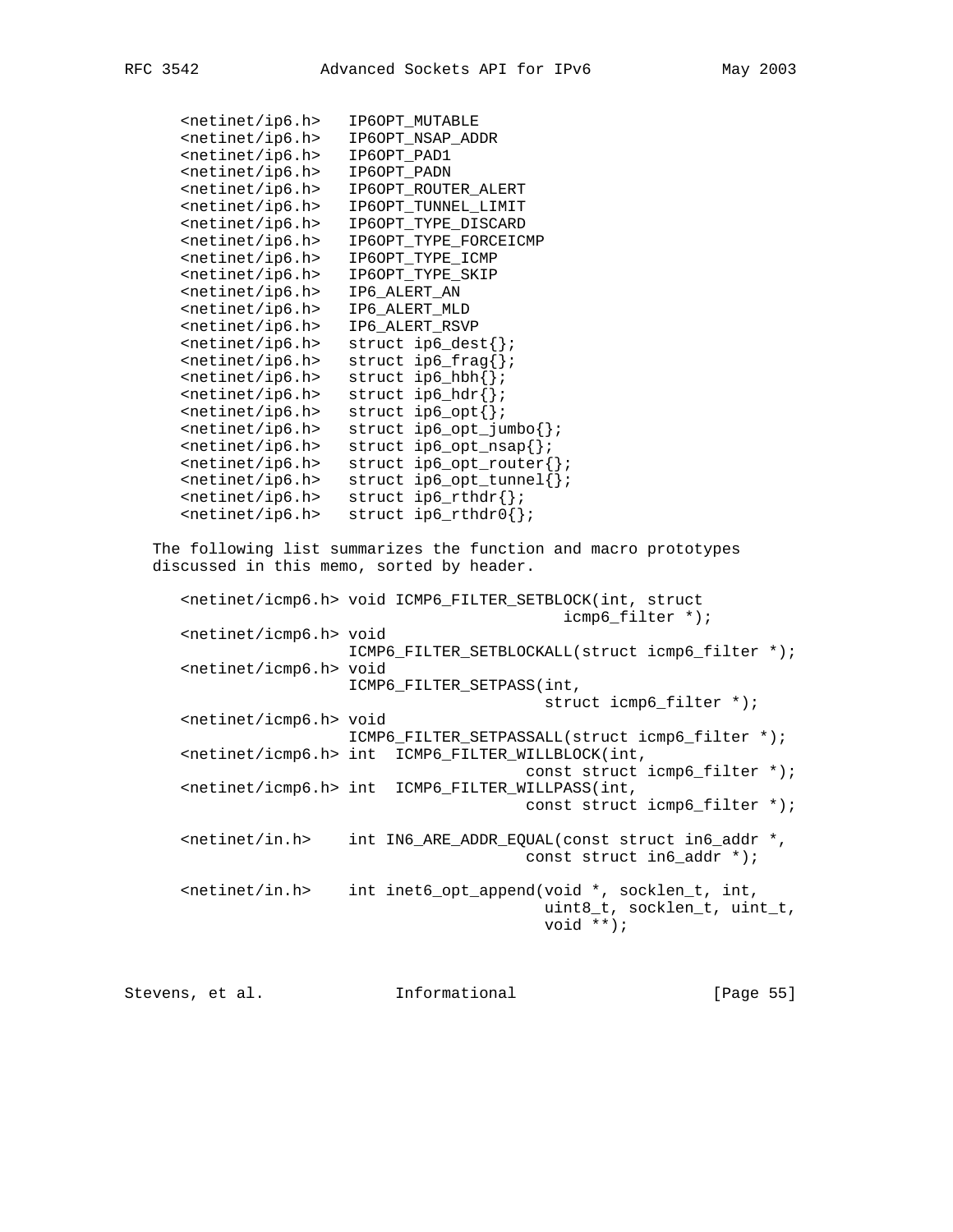```
<netinet/ip6.h>   IP6OPT_MUTABLE
<netinet/ip6.h>   IP6OPT_NSAP_ADDR
<netinet/ip6.h>   IP6OPT_PAD1
<netinet/ip6.h>   IP6OPT_PADN
<netinet/ip6.h>   IP6OPT_ROUTER_ALERT
<netinet/ip6.h>   IP6OPT_TUNNEL_LIMIT
<netinet/ip6.h>   IP6OPT_TYPE_DISCARD
<netinet/ip6.h>   IP6OPT_TYPE_FORCEICMP
<netinet/ip6.h>   IP6OPT_TYPE_ICMP
<netinet/ip6.h>   IP6OPT_TYPE_SKIP
<netinet/ip6.h>   IP6_ALERT_AN
<netinet/ip6.h>   IP6_ALERT_MLD
<netinet/ip6.h>   IP6_ALERT_RSVP
<netinet/ip6.h>   struct ip6_dest{};
<netinet/ip6.h>   struct ip6_frag{};
<netinet/ip6.h>   struct ip6_hbh{};
<netinet/ip6.h>   struct ip6_hdr{};
<netinet/ip6.h>   struct ip6_opt{};
<netinet/ip6.h>   struct ip6_opt_jumbo{};
<netinet/ip6.h>   struct ip6_opt_nsap{};
<netinet/ip6.h>   struct ip6_opt_router{};
<netinet/ip6.h>   struct ip6_opt_tunnel{};
<netinet/ip6.h>   struct ip6_rthdr{};
<netinet/ip6.h>   struct ip6_rthdr0{};
```

The following list summarizes the function and macro prototypes discussed in this memo, sorted by header.

```
<netinet/icmp6.h> void ICMP6_FILTER_SETBLOCK(int, struct
                                    icmp6_filter *);
<netinet/icmp6.h> void
                  ICMP6_FILTER_SETBLOCKALL(struct icmp6_filter *);
<netinet/icmp6.h> void
                  ICMP6_FILTER_SETPASS(int,
                                   struct icmp6_filter *);
<netinet/icmp6.h> void
                  ICMP6_FILTER_SETPASSALL(struct icmp6_filter *);
<netinet/icmp6.h> int  ICMP6_FILTER_WILLBLOCK(int,
                                 const struct icmp6_filter *);
<netinet/icmp6.h> int  ICMP6_FILTER_WILLPASS(int,
                                 const struct icmp6_filter *);

<netinet/in.h>    int IN6_ARE_ADDR_EQUAL(const struct in6_addr *,
                                 const struct in6_addr *);

<netinet/in.h>    int inet6_opt_append(void *, socklen_t, int,
                                   uint8_t, socklen_t, uint_t,
                                   void **);
```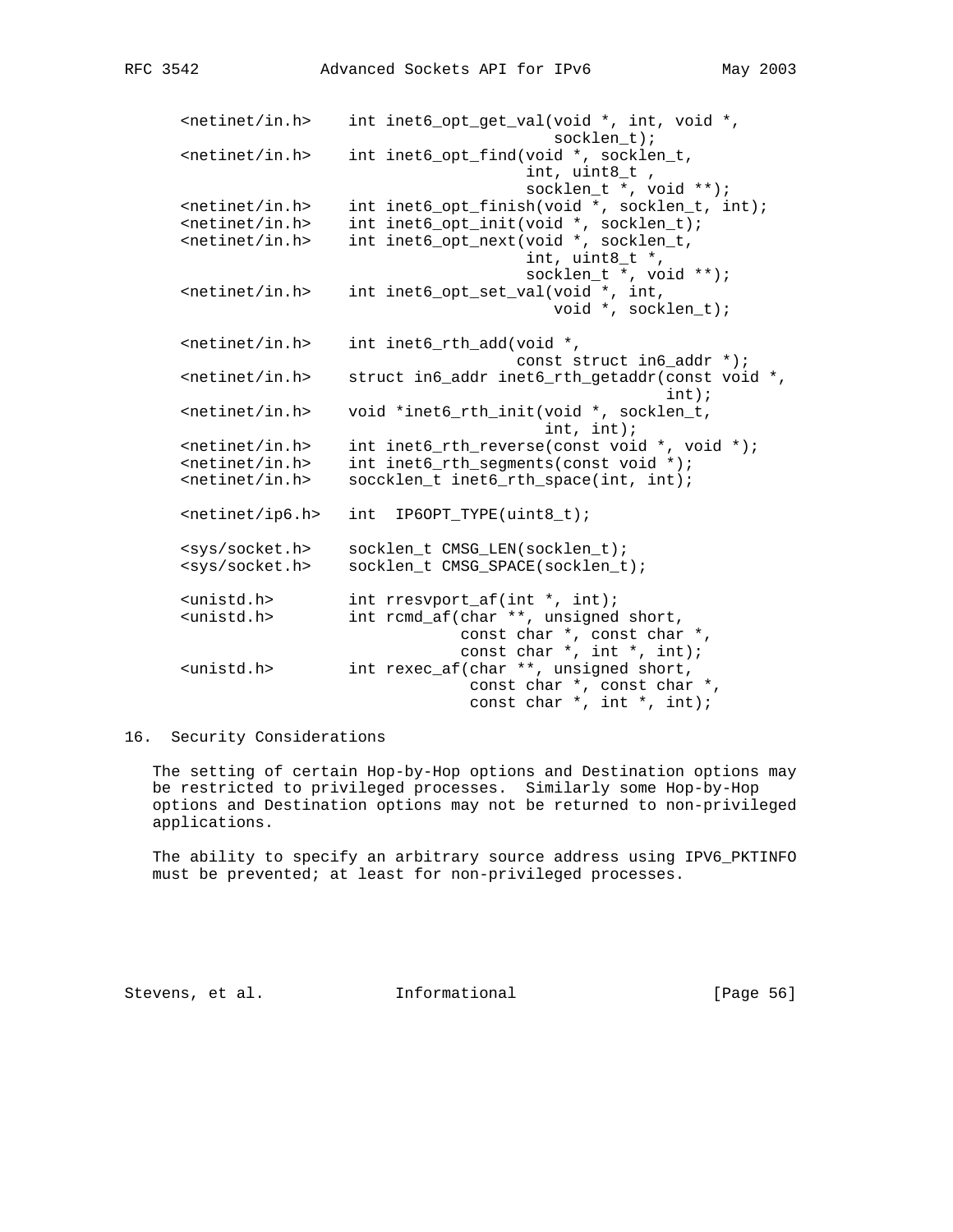```
<netinet/in.h>    int inet6_opt_get_val(void *, int, void *,
                                        socklen_t);
<netinet/in.h>    int inet6_opt_find(void *, socklen_t,
                                     int, uint8_t ,
                                     socklen_t *, void **);
<netinet/in.h>    int inet6_opt_finish(void *, socklen_t, int);
<netinet/in.h>    int inet6_opt_init(void *, socklen_t);
<netinet/in.h>    int inet6_opt_next(void *, socklen_t,
                                     int, uint8_t *,
                                     socklen_t *, void **);
<netinet/in.h>    int inet6_opt_set_val(void *, int,
                                        void *, socklen_t);

<netinet/in.h>    int inet6_rth_add(void *,
                                    const struct in6_addr *);
<netinet/in.h>    struct in6_addr inet6_rth_getaddr(const void *,
                                                    int);
<netinet/in.h>    void *inet6_rth_init(void *, socklen_t,
                                       int, int);
<netinet/in.h>    int inet6_rth_reverse(const void *, void *);
<netinet/in.h>    int inet6_rth_segments(const void *);
<netinet/in.h>    soccklen_t inet6_rth_space(int, int);

<netinet/ip6.h>   int  IP6OPT_TYPE(uint8_t);

<sys/socket.h>    socklen_t CMSG_LEN(socklen_t);
<sys/socket.h>    socklen_t CMSG_SPACE(socklen_t);

<unistd.h>        int rresvport_af(int *, int);
<unistd.h>        int rcmd_af(char **, unsigned short,
                              const char *, const char *,
                              const char *, int *, int);
<unistd.h>        int rexec_af(char **, unsigned short,
                               const char *, const char *,
                               const char *, int *, int);
```

## 16. Security Considerations

The setting of certain Hop-by-Hop options and Destination options may be restricted to privileged processes. Similarly some Hop-by-Hop options and Destination options may not be returned to non-privileged applications.

The ability to specify an arbitrary source address using IPV6_PKTINFO must be prevented; at least for non-privileged processes.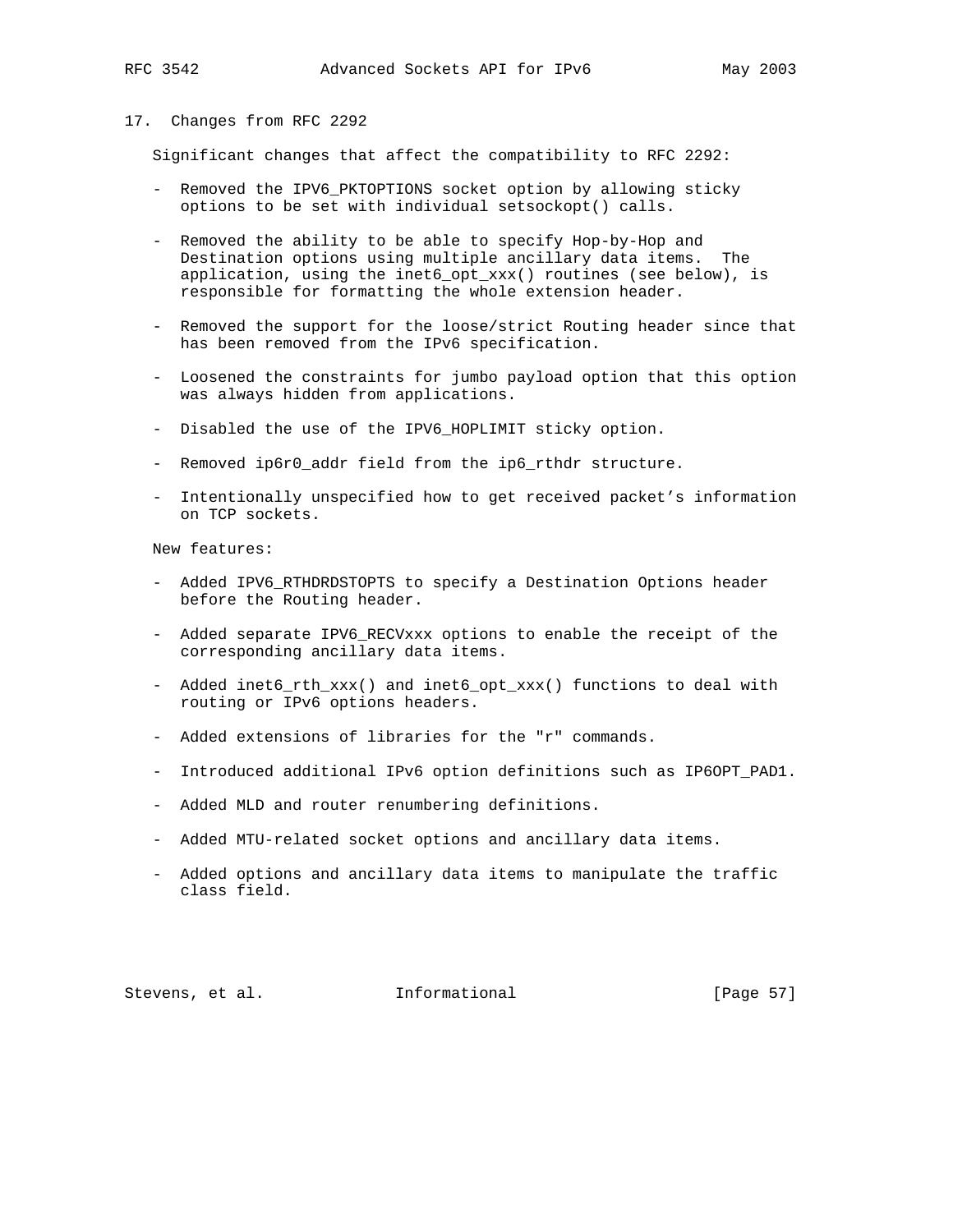## 17. Changes from RFC 2292

Significant changes that affect the compatibility to RFC 2292:

- Removed the IPV6_PKTOPTIONS socket option by allowing sticky options to be set with individual setsockopt() calls.

- Removed the ability to be able to specify Hop-by-Hop and Destination options using multiple ancillary data items. The application, using the inet6_opt_xxx() routines (see below), is responsible for formatting the whole extension header.

- Removed the support for the loose/strict Routing header since that has been removed from the IPv6 specification.

- Loosened the constraints for jumbo payload option that this option was always hidden from applications.

- Disabled the use of the IPV6_HOPLIMIT sticky option.

- Removed ip6r0_addr field from the ip6_rthdr structure.

- Intentionally unspecified how to get received packet's information on TCP sockets.

New features:

- Added IPV6_RTHDRDSTOPTS to specify a Destination Options header before the Routing header.

- Added separate IPV6_RECVxxx options to enable the receipt of the corresponding ancillary data items.

- Added inet6_rth_xxx() and inet6_opt_xxx() functions to deal with routing or IPv6 options headers.

- Added extensions of libraries for the "r" commands.

- Introduced additional IPv6 option definitions such as IP6OPT_PAD1.

- Added MLD and router renumbering definitions.

- Added MTU-related socket options and ancillary data items.

- Added options and ancillary data items to manipulate the traffic class field.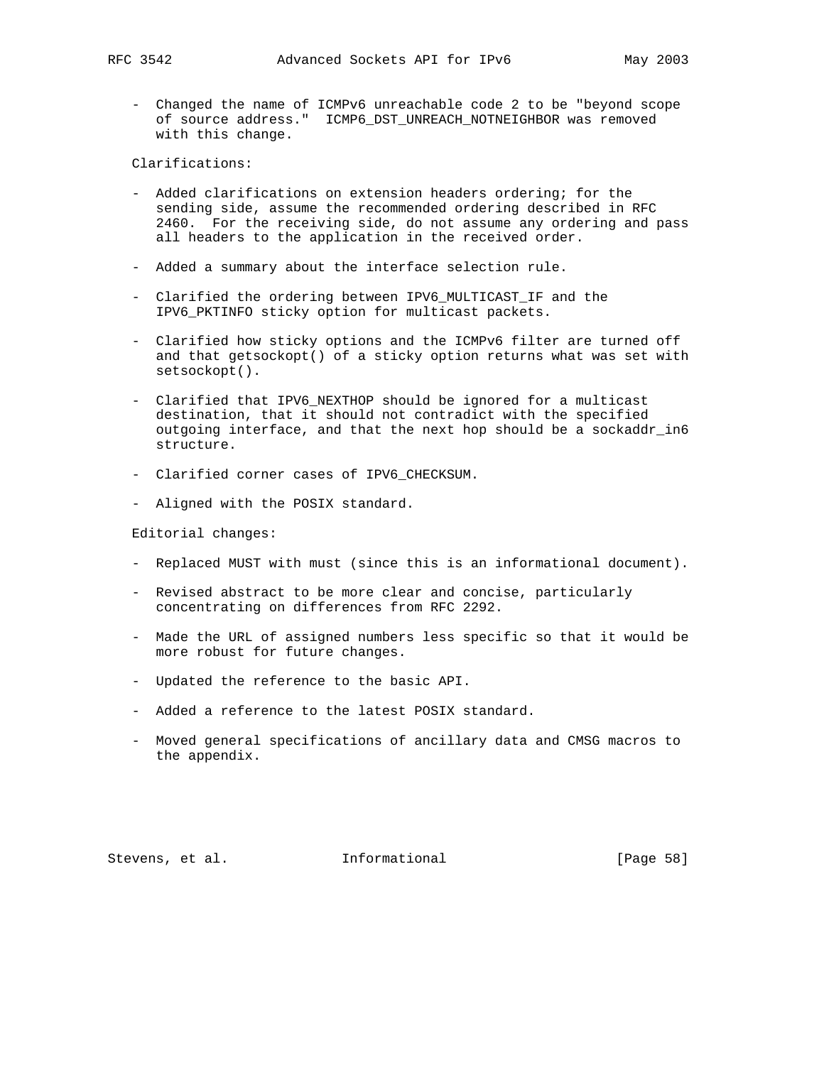- Changed the name of ICMPv6 unreachable code 2 to be "beyond scope of source address." ICMP6_DST_UNREACH_NOTNEIGHBOR was removed with this change.

Clarifications:

- Added clarifications on extension headers ordering; for the sending side, assume the recommended ordering described in RFC 2460. For the receiving side, do not assume any ordering and pass all headers to the application in the received order.

- Added a summary about the interface selection rule.

- Clarified the ordering between IPV6_MULTICAST_IF and the IPV6_PKTINFO sticky option for multicast packets.

- Clarified how sticky options and the ICMPv6 filter are turned off and that getsockopt() of a sticky option returns what was set with setsockopt().

- Clarified that IPV6_NEXTHOP should be ignored for a multicast destination, that it should not contradict with the specified outgoing interface, and that the next hop should be a sockaddr_in6 structure.

- Clarified corner cases of IPV6_CHECKSUM.

- Aligned with the POSIX standard.

Editorial changes:

- Replaced MUST with must (since this is an informational document).

- Revised abstract to be more clear and concise, particularly concentrating on differences from RFC 2292.

- Made the URL of assigned numbers less specific so that it would be more robust for future changes.

- Updated the reference to the basic API.

- Added a reference to the latest POSIX standard.

- Moved general specifications of ancillary data and CMSG macros to the appendix.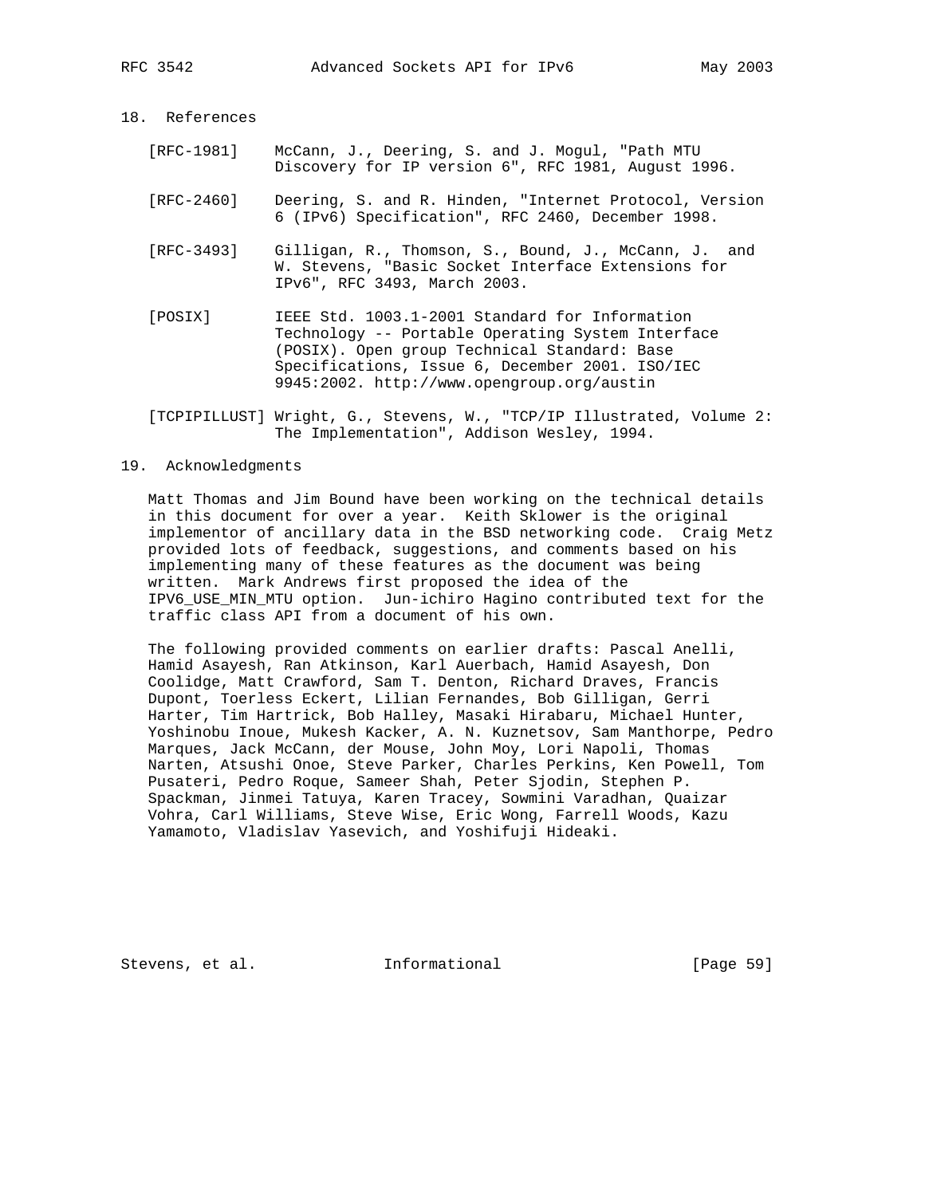## 18. References

[RFC-1981] McCann, J., Deering, S. and J. Mogul, "Path MTU Discovery for IP version 6", RFC 1981, August 1996.

[RFC-2460] Deering, S. and R. Hinden, "Internet Protocol, Version 6 (IPv6) Specification", RFC 2460, December 1998.

[RFC-3493] Gilligan, R., Thomson, S., Bound, J., McCann, J. and W. Stevens, "Basic Socket Interface Extensions for IPv6", RFC 3493, March 2003.

[POSIX] IEEE Std. 1003.1-2001 Standard for Information Technology -- Portable Operating System Interface (POSIX). Open group Technical Standard: Base Specifications, Issue 6, December 2001. ISO/IEC 9945:2002. http://www.opengroup.org/austin

[TCPIPILLUST] Wright, G., Stevens, W., "TCP/IP Illustrated, Volume 2: The Implementation", Addison Wesley, 1994.

## 19. Acknowledgments

Matt Thomas and Jim Bound have been working on the technical details in this document for over a year. Keith Sklower is the original implementor of ancillary data in the BSD networking code. Craig Metz provided lots of feedback, suggestions, and comments based on his implementing many of these features as the document was being written. Mark Andrews first proposed the idea of the IPV6_USE_MIN_MTU option. Jun-ichiro Hagino contributed text for the traffic class API from a document of his own.

The following provided comments on earlier drafts: Pascal Anelli, Hamid Asayesh, Ran Atkinson, Karl Auerbach, Hamid Asayesh, Don Coolidge, Matt Crawford, Sam T. Denton, Richard Draves, Francis Dupont, Toerless Eckert, Lilian Fernandes, Bob Gilligan, Gerri Harter, Tim Hartrick, Bob Halley, Masaki Hirabaru, Michael Hunter, Yoshinobu Inoue, Mukesh Kacker, A. N. Kuznetsov, Sam Manthorpe, Pedro Marques, Jack McCann, der Mouse, John Moy, Lori Napoli, Thomas Narten, Atsushi Onoe, Steve Parker, Charles Perkins, Ken Powell, Tom Pusateri, Pedro Roque, Sameer Shah, Peter Sjodin, Stephen P. Spackman, Jinmei Tatuya, Karen Tracey, Sowmini Varadhan, Quaizar Vohra, Carl Williams, Steve Wise, Eric Wong, Farrell Woods, Kazu Yamamoto, Vladislav Yasevich, and Yoshifuji Hideaki.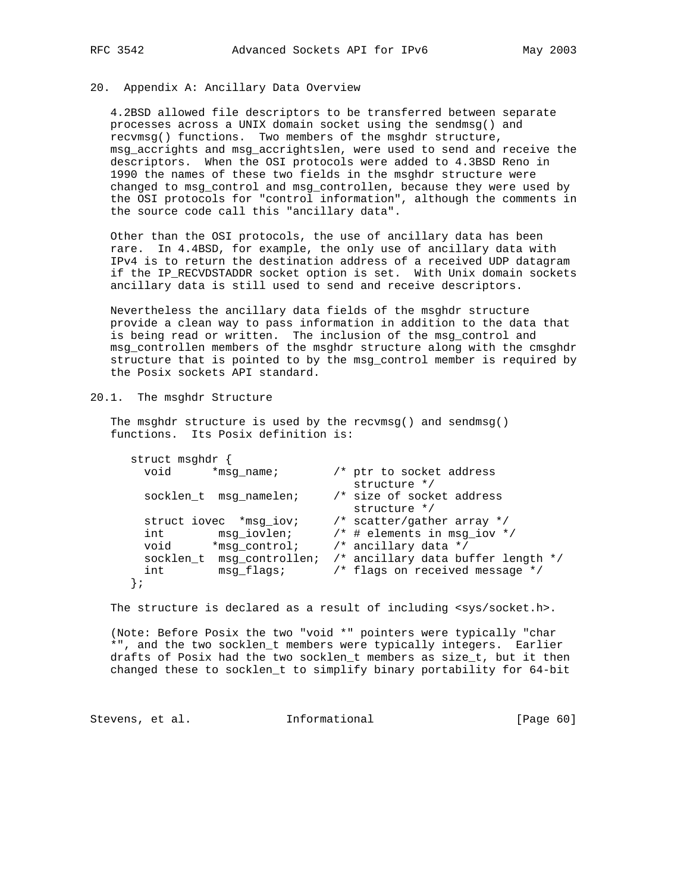## 20. Appendix A: Ancillary Data Overview

4.2BSD allowed file descriptors to be transferred between separate processes across a UNIX domain socket using the sendmsg() and recvmsg() functions. Two members of the msghdr structure, msg_accrights and msg_accrightslen, were used to send and receive the descriptors. When the OSI protocols were added to 4.3BSD Reno in 1990 the names of these two fields in the msghdr structure were changed to msg_control and msg_controllen, because they were used by the OSI protocols for "control information", although the comments in the source code call this "ancillary data".

Other than the OSI protocols, the use of ancillary data has been rare. In 4.4BSD, for example, the only use of ancillary data with IPv4 is to return the destination address of a received UDP datagram if the IP_RECVDSTADDR socket option is set. With Unix domain sockets ancillary data is still used to send and receive descriptors.

Nevertheless the ancillary data fields of the msghdr structure provide a clean way to pass information in addition to the data that is being read or written. The inclusion of the msg_control and msg_controllen members of the msghdr structure along with the cmsghdr structure that is pointed to by the msg_control member is required by the Posix sockets API standard.

### 20.1. The msghdr Structure

The msghdr structure is used by the recvmsg() and sendmsg() functions. Its Posix definition is:

```
struct msghdr {
  void      *msg_name;        /* ptr to socket address
                                 structure */
  socklen_t  msg_namelen;     /* size of socket address
                                 structure */
  struct iovec  *msg_iov;     /* scatter/gather array */
  int        msg_iovlen;      /* # elements in msg_iov */
  void      *msg_control;     /* ancillary data */
  socklen_t  msg_controllen;  /* ancillary data buffer length */
  int        msg_flags;       /* flags on received message */
};
```

The structure is declared as a result of including <sys/socket.h>.

(Note: Before Posix the two "void *" pointers were typically "char *", and the two socklen_t members were typically integers. Earlier drafts of Posix had the two socklen_t members as size_t, but it then changed these to socklen_t to simplify binary portability for 64-bit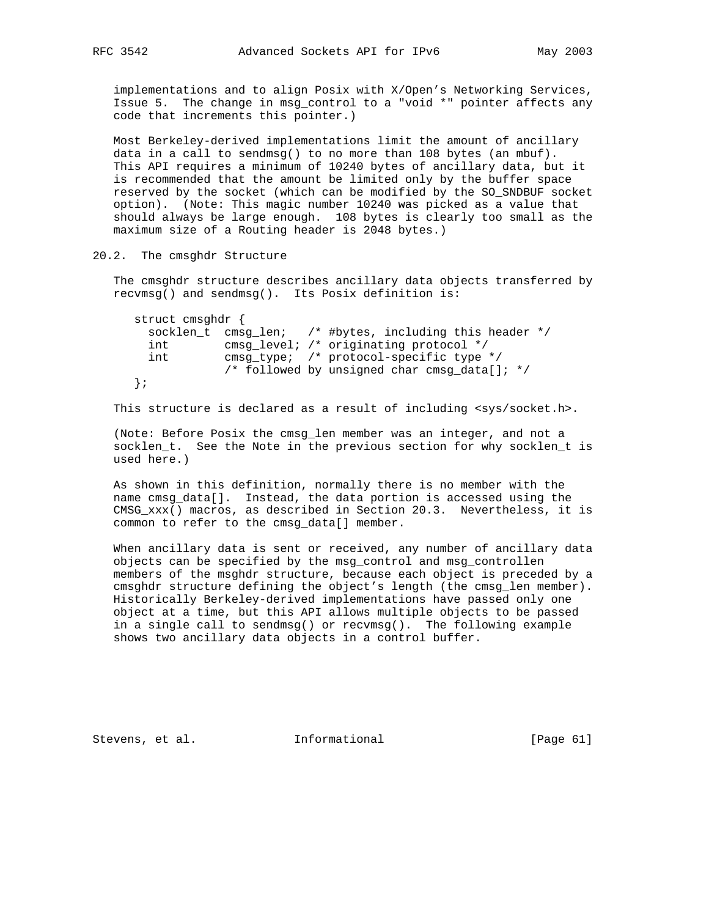implementations and to align Posix with X/Open's Networking Services, Issue 5. The change in msg_control to a "void *" pointer affects any code that increments this pointer.)

Most Berkeley-derived implementations limit the amount of ancillary data in a call to sendmsg() to no more than 108 bytes (an mbuf). This API requires a minimum of 10240 bytes of ancillary data, but it is recommended that the amount be limited only by the buffer space reserved by the socket (which can be modified by the SO_SNDBUF socket option). (Note: This magic number 10240 was picked as a value that should always be large enough. 108 bytes is clearly too small as the maximum size of a Routing header is 2048 bytes.)

## 20.2. The cmsghdr Structure

The cmsghdr structure describes ancillary data objects transferred by recvmsg() and sendmsg(). Its Posix definition is:

```
struct cmsghdr {
  socklen_t  cmsg_len;   /* #bytes, including this header */
  int        cmsg_level; /* originating protocol */
  int        cmsg_type;  /* protocol-specific type */
             /* followed by unsigned char cmsg_data[]; */
};
```

This structure is declared as a result of including <sys/socket.h>.

(Note: Before Posix the cmsg_len member was an integer, and not a socklen_t. See the Note in the previous section for why socklen_t is used here.)

As shown in this definition, normally there is no member with the name cmsg_data[]. Instead, the data portion is accessed using the CMSG_xxx() macros, as described in Section 20.3. Nevertheless, it is common to refer to the cmsg_data[] member.

When ancillary data is sent or received, any number of ancillary data objects can be specified by the msg_control and msg_controllen members of the msghdr structure, because each object is preceded by a cmsghdr structure defining the object's length (the cmsg_len member). Historically Berkeley-derived implementations have passed only one object at a time, but this API allows multiple objects to be passed in a single call to sendmsg() or recvmsg(). The following example shows two ancillary data objects in a control buffer.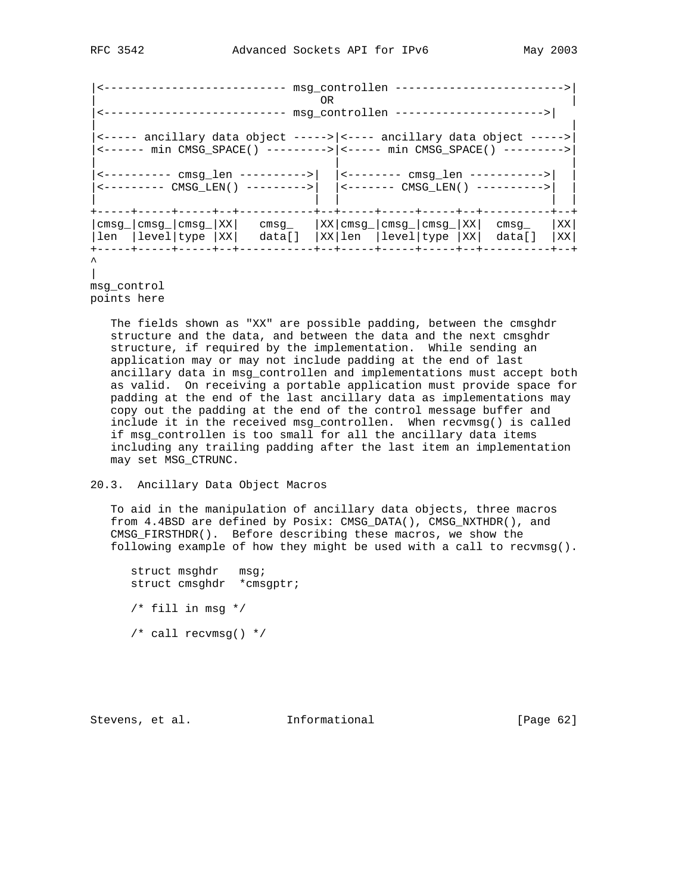```
|<--------------------------- msg_controllen -------------------------->|
|                                OR                                     |
|<--------------------------- msg_controllen ---------------------->|
|                                                                   |
|<----- ancillary data object ----->|<---- ancillary data object ----->|
|<------ min CMSG_SPACE() --------->|<----- min CMSG_SPACE() --------->|
|                                   |                                   |
|<---------- cmsg_len ---------->|  |<-------- cmsg_len ----------->|  |
|<--------- CMSG_LEN() --------->|  |<------- CMSG_LEN() ---------->|  |
|                                |  |                                |  |
+-----+-----+-----+--+-----------+--+-----+-----+-----+--+----------+--+
|cmsg_|cmsg_|cmsg_|XX|   cmsg_   |XX|cmsg_|cmsg_|cmsg_|XX|  cmsg_   |XX|
|len  |level|type |XX|   data[]  |XX|len  |level|type |XX|  data[]  |XX|
+-----+-----+-----+--+-----------+--+-----+-----+-----+--+----------+--+
^
|
msg_control
points here
```

The fields shown as "XX" are possible padding, between the cmsghdr structure and the data, and between the data and the next cmsghdr structure, if required by the implementation. While sending an application may or may not include padding at the end of last ancillary data in msg_controllen and implementations must accept both as valid. On receiving a portable application must provide space for padding at the end of the last ancillary data as implementations may copy out the padding at the end of the control message buffer and include it in the received msg_controllen. When recvmsg() is called if msg_controllen is too small for all the ancillary data items including any trailing padding after the last item an implementation may set MSG_CTRUNC.

## 20.3. Ancillary Data Object Macros

To aid in the manipulation of ancillary data objects, three macros from 4.4BSD are defined by Posix: CMSG_DATA(), CMSG_NXTHDR(), and CMSG_FIRSTHDR(). Before describing these macros, we show the following example of how they might be used with a call to recvmsg().

```
struct msghdr   msg;
struct cmsghdr  *cmsgptr;

/* fill in msg */

/* call recvmsg() */
```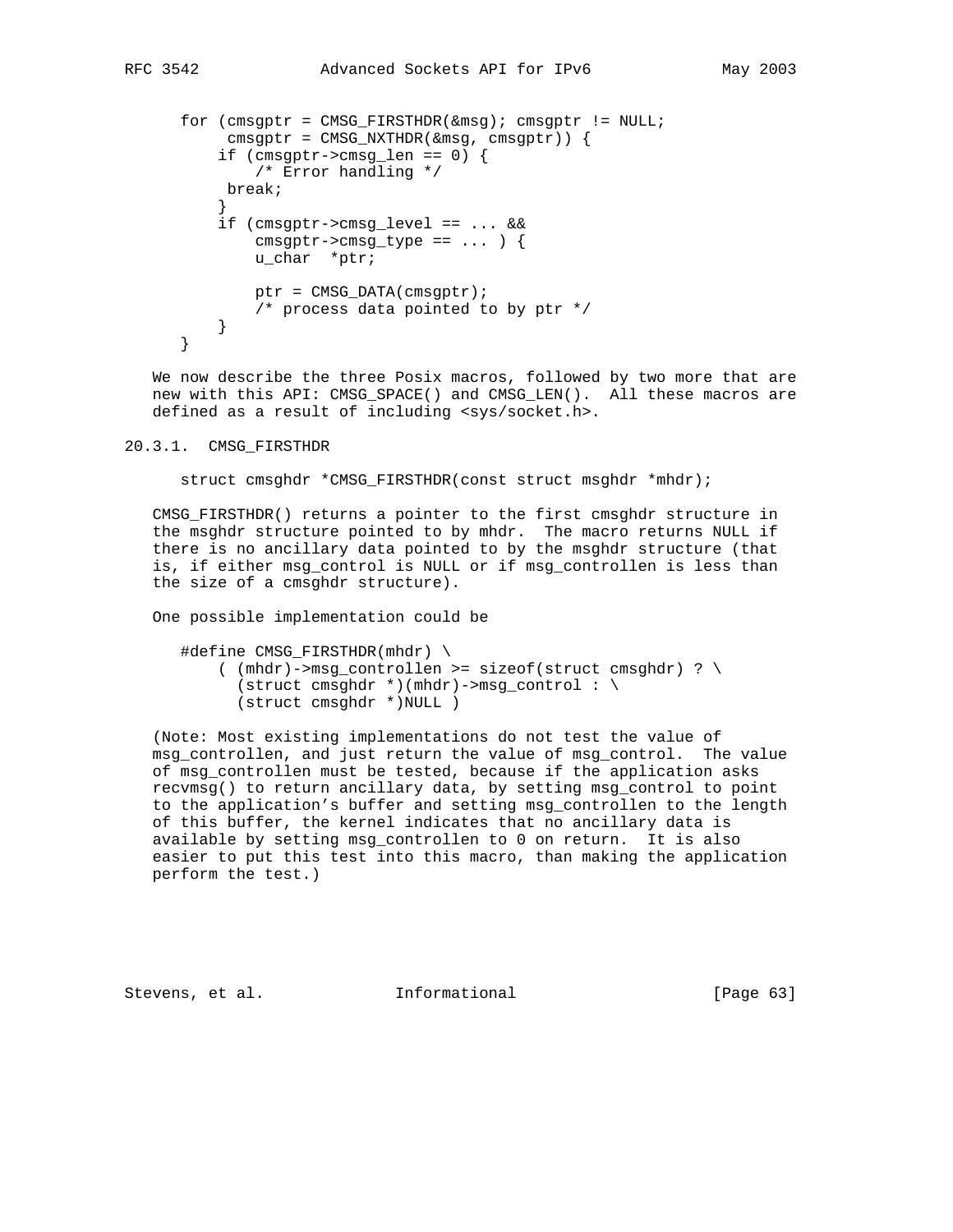```
for (cmsgptr = CMSG_FIRSTHDR(&msg); cmsgptr != NULL;
     cmsgptr = CMSG_NXTHDR(&msg, cmsgptr)) {
    if (cmsgptr->cmsg_len == 0) {
        /* Error handling */
     break;
    }
    if (cmsgptr->cmsg_level == ... &&
        cmsgptr->cmsg_type == ... ) {
        u_char  *ptr;

        ptr = CMSG_DATA(cmsgptr);
        /* process data pointed to by ptr */
    }
}
```

We now describe the three Posix macros, followed by two more that are new with this API: CMSG_SPACE() and CMSG_LEN(). All these macros are defined as a result of including <sys/socket.h>.

### 20.3.1. CMSG_FIRSTHDR

```
struct cmsghdr *CMSG_FIRSTHDR(const struct msghdr *mhdr);
```

CMSG_FIRSTHDR() returns a pointer to the first cmsghdr structure in the msghdr structure pointed to by mhdr. The macro returns NULL if there is no ancillary data pointed to by the msghdr structure (that is, if either msg_control is NULL or if msg_controllen is less than the size of a cmsghdr structure).

One possible implementation could be

```
#define CMSG_FIRSTHDR(mhdr) \
    ( (mhdr)->msg_controllen >= sizeof(struct cmsghdr) ? \
      (struct cmsghdr *)(mhdr)->msg_control : \
      (struct cmsghdr *)NULL )
```

(Note: Most existing implementations do not test the value of msg_controllen, and just return the value of msg_control. The value of msg_controllen must be tested, because if the application asks recvmsg() to return ancillary data, by setting msg_control to point to the application's buffer and setting msg_controllen to the length of this buffer, the kernel indicates that no ancillary data is available by setting msg_controllen to 0 on return. It is also easier to put this test into this macro, than making the application perform the test.)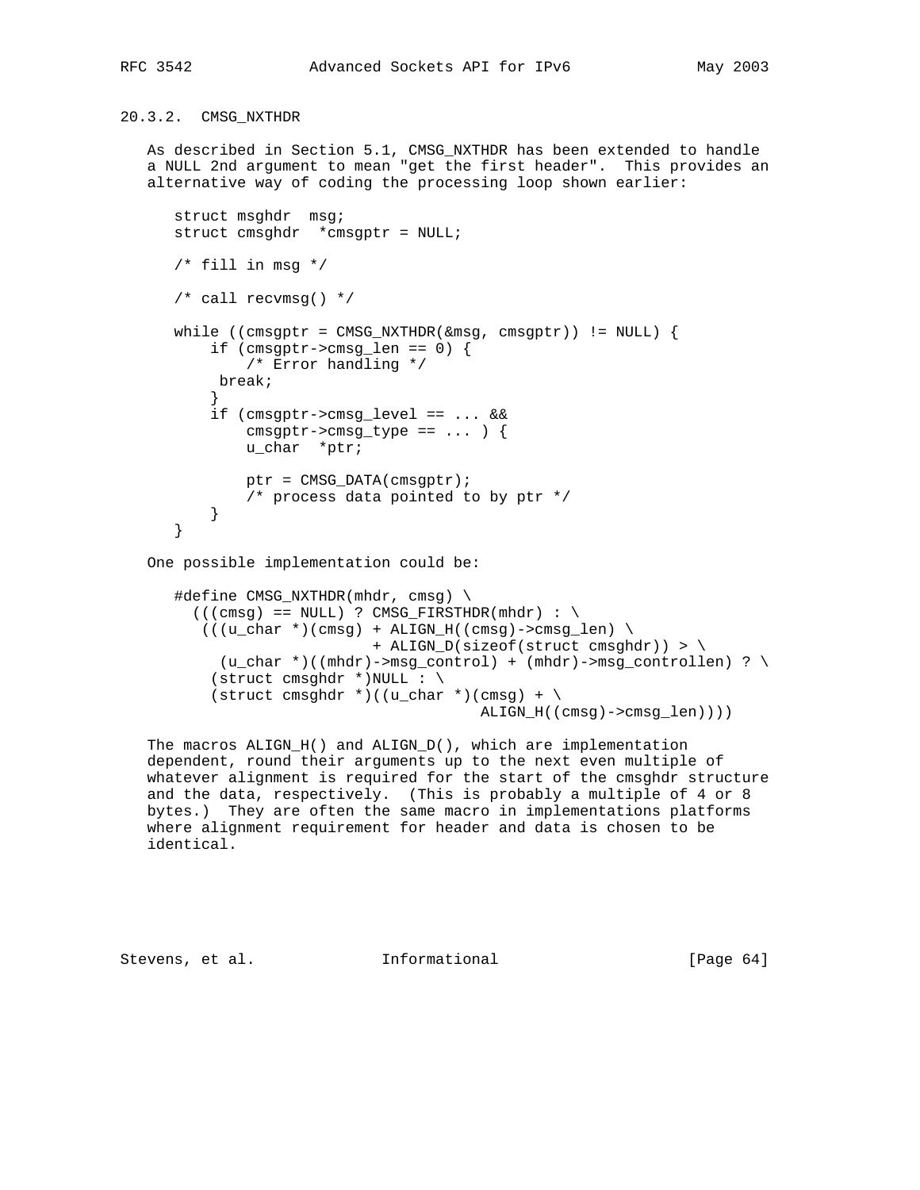### 20.3.2. CMSG_NXTHDR

As described in Section 5.1, CMSG_NXTHDR has been extended to handle a NULL 2nd argument to mean "get the first header". This provides an alternative way of coding the processing loop shown earlier:

```
struct msghdr  msg;
struct cmsghdr  *cmsgptr = NULL;

/* fill in msg */

/* call recvmsg() */

while ((cmsgptr = CMSG_NXTHDR(&msg, cmsgptr)) != NULL) {
    if (cmsgptr->cmsg_len == 0) {
        /* Error handling */
     break;
    }
    if (cmsgptr->cmsg_level == ... &&
        cmsgptr->cmsg_type == ... ) {
        u_char  *ptr;

        ptr = CMSG_DATA(cmsgptr);
        /* process data pointed to by ptr */
    }
}
```

One possible implementation could be:

```
#define CMSG_NXTHDR(mhdr, cmsg) \
  (((cmsg) == NULL) ? CMSG_FIRSTHDR(mhdr) : \
   (((u_char *)(cmsg) + ALIGN_H((cmsg)->cmsg_len) \
                      + ALIGN_D(sizeof(struct cmsghdr)) > \
     (u_char *)((mhdr)->msg_control) + (mhdr)->msg_controllen) ? \
    (struct cmsghdr *)NULL : \
    (struct cmsghdr *)((u_char *)(cmsg) + \
                                ALIGN_H((cmsg)->cmsg_len))))
```

The macros ALIGN_H() and ALIGN_D(), which are implementation dependent, round their arguments up to the next even multiple of whatever alignment is required for the start of the cmsghdr structure and the data, respectively. (This is probably a multiple of 4 or 8 bytes.) They are often the same macro in implementations platforms where alignment requirement for header and data is chosen to be identical.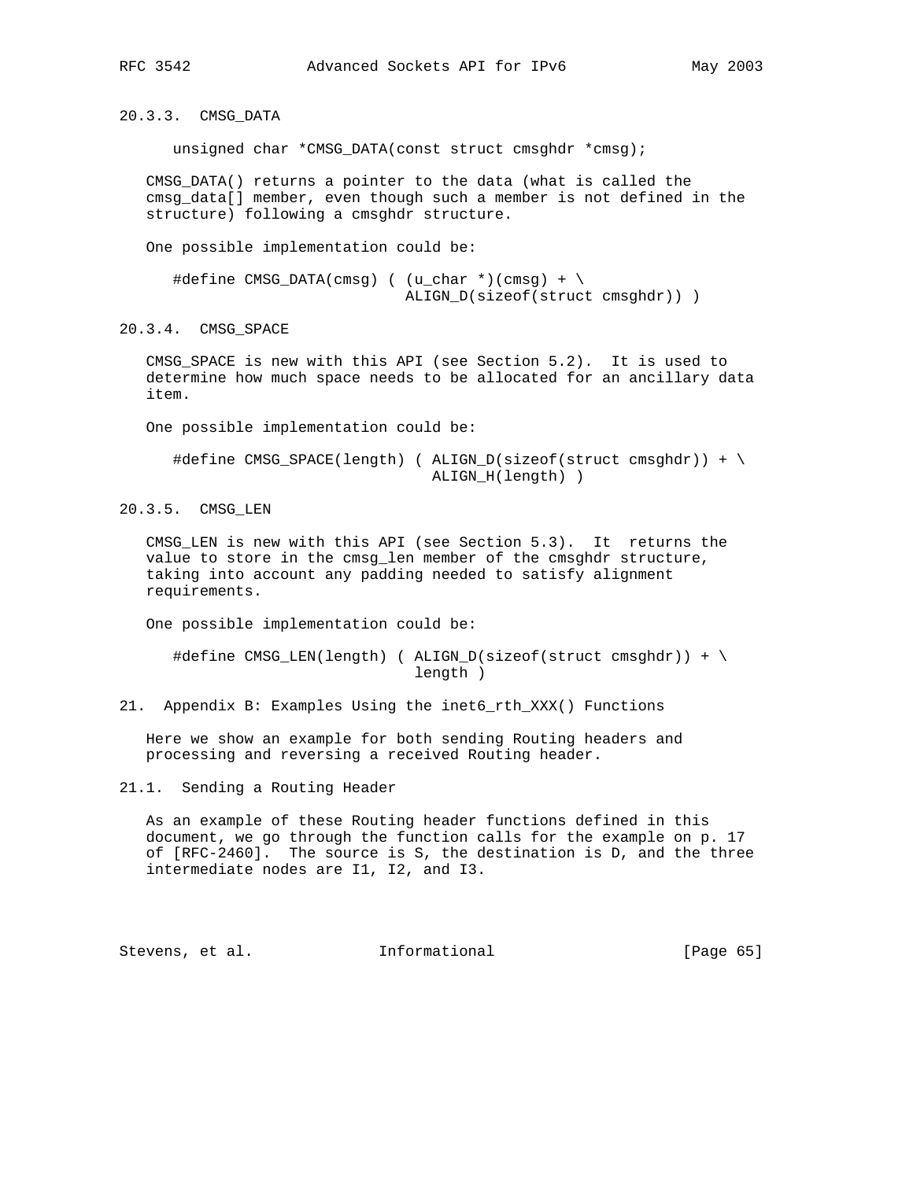#### 20.3.3. CMSG_DATA

```
unsigned char *CMSG_DATA(const struct cmsghdr *cmsg);
```

CMSG_DATA() returns a pointer to the data (what is called the cmsg_data[] member, even though such a member is not defined in the structure) following a cmsghdr structure.

One possible implementation could be:

```
#define CMSG_DATA(cmsg) ( (u_char *)(cmsg) + \
                          ALIGN_D(sizeof(struct cmsghdr)) )
```

#### 20.3.4. CMSG_SPACE

CMSG_SPACE is new with this API (see Section 5.2). It is used to determine how much space needs to be allocated for an ancillary data item.

One possible implementation could be:

```
#define CMSG_SPACE(length) ( ALIGN_D(sizeof(struct cmsghdr)) + \
                             ALIGN_H(length) )
```

#### 20.3.5. CMSG_LEN

CMSG_LEN is new with this API (see Section 5.3). It returns the value to store in the cmsg_len member of the cmsghdr structure, taking into account any padding needed to satisfy alignment requirements.

One possible implementation could be:

```
#define CMSG_LEN(length) ( ALIGN_D(sizeof(struct cmsghdr)) + \
                           length )
```

## 21. Appendix B: Examples Using the inet6_rth_XXX() Functions

Here we show an example for both sending Routing headers and processing and reversing a received Routing header.

### 21.1. Sending a Routing Header

As an example of these Routing header functions defined in this document, we go through the function calls for the example on p. 17 of [RFC-2460]. The source is S, the destination is D, and the three intermediate nodes are I1, I2, and I3.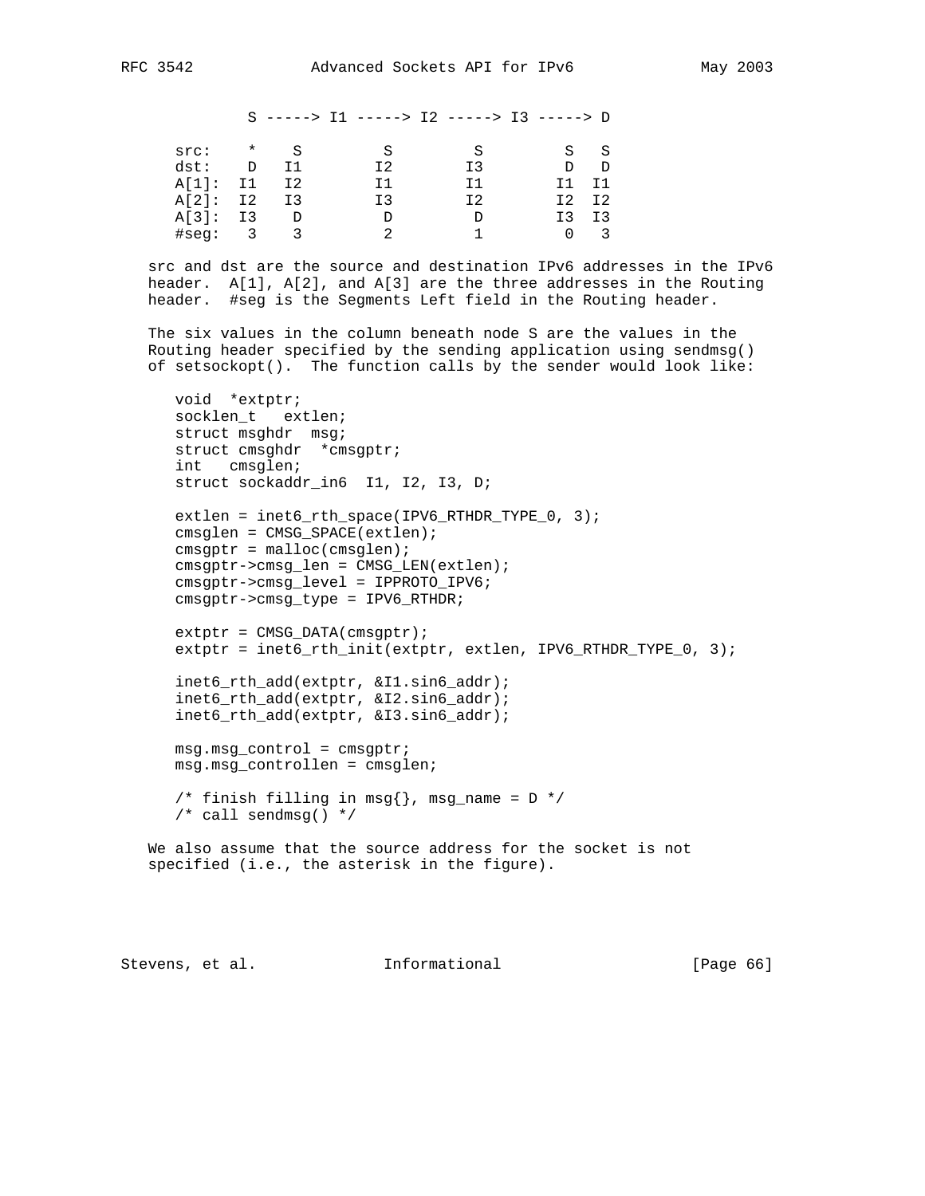```
          S -----> I1 -----> I2 -----> I3 -----> D

   src:    *    S         S         S         S   S
   dst:    D   I1        I2        I3         D   D
   A[1]:  I1   I2        I1        I1        I1  I1
   A[2]:  I2   I3        I3        I2        I2  I2
   A[3]:  I3    D         D         D        I3  I3
   #seg:   3    3         2         1         0   3
```

src and dst are the source and destination IPv6 addresses in the IPv6 header. A[1], A[2], and A[3] are the three addresses in the Routing header. #seg is the Segments Left field in the Routing header.

The six values in the column beneath node S are the values in the Routing header specified by the sending application using sendmsg() of setsockopt(). The function calls by the sender would look like:

```
void  *extptr;
socklen_t   extlen;
struct msghdr  msg;
struct cmsghdr  *cmsgptr;
int   cmsglen;
struct sockaddr_in6  I1, I2, I3, D;

extlen = inet6_rth_space(IPV6_RTHDR_TYPE_0, 3);
cmsglen = CMSG_SPACE(extlen);
cmsgptr = malloc(cmsglen);
cmsgptr->cmsg_len = CMSG_LEN(extlen);
cmsgptr->cmsg_level = IPPROTO_IPV6;
cmsgptr->cmsg_type = IPV6_RTHDR;

extptr = CMSG_DATA(cmsgptr);
extptr = inet6_rth_init(extptr, extlen, IPV6_RTHDR_TYPE_0, 3);

inet6_rth_add(extptr, &I1.sin6_addr);
inet6_rth_add(extptr, &I2.sin6_addr);
inet6_rth_add(extptr, &I3.sin6_addr);

msg.msg_control = cmsgptr;
msg.msg_controllen = cmsglen;

/* finish filling in msg{}, msg_name = D */
/* call sendmsg() */
```

We also assume that the source address for the socket is not specified (i.e., the asterisk in the figure).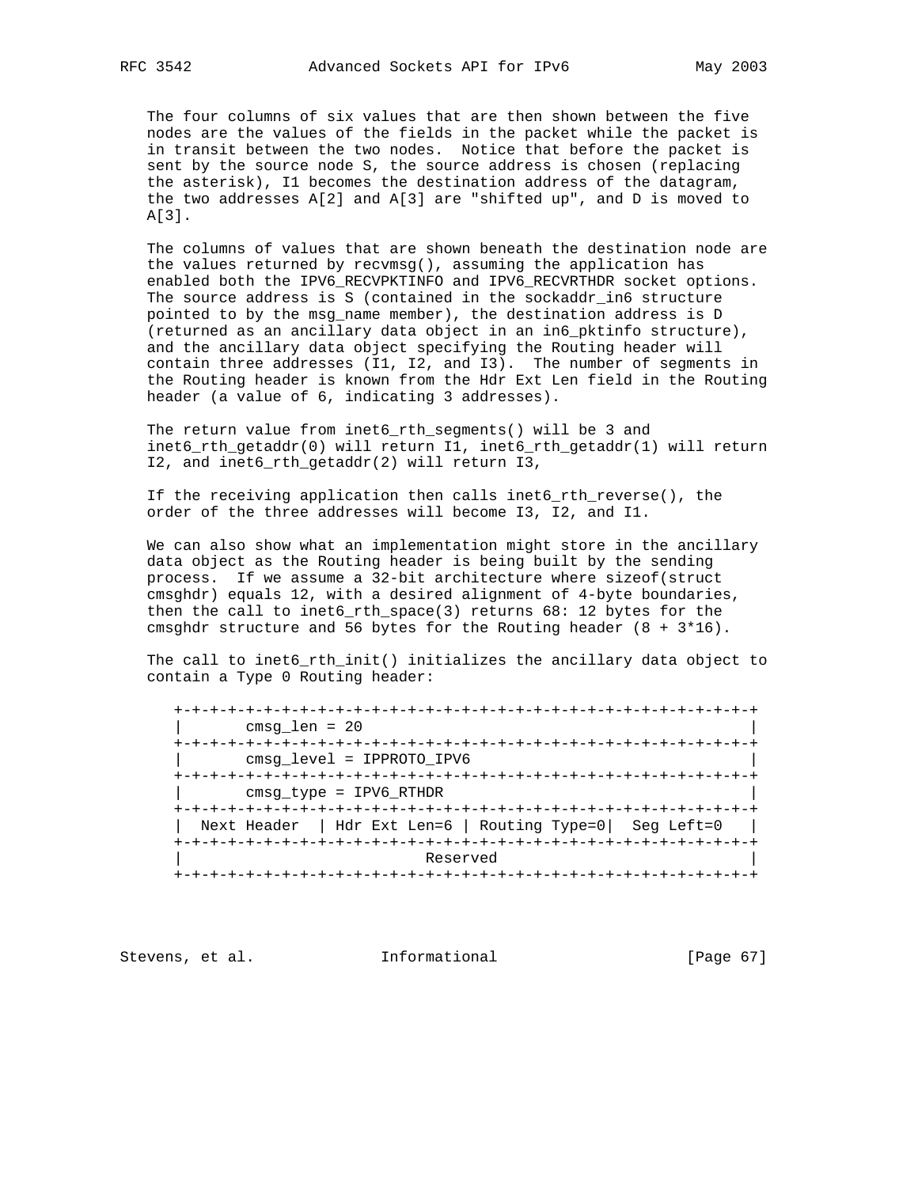The four columns of six values that are then shown between the five nodes are the values of the fields in the packet while the packet is in transit between the two nodes. Notice that before the packet is sent by the source node S, the source address is chosen (replacing the asterisk), I1 becomes the destination address of the datagram, the two addresses A[2] and A[3] are "shifted up", and D is moved to A[3].

The columns of values that are shown beneath the destination node are the values returned by recvmsg(), assuming the application has enabled both the IPV6_RECVPKTINFO and IPV6_RECVRTHDR socket options. The source address is S (contained in the sockaddr_in6 structure pointed to by the msg_name member), the destination address is D (returned as an ancillary data object in an in6_pktinfo structure), and the ancillary data object specifying the Routing header will contain three addresses (I1, I2, and I3). The number of segments in the Routing header is known from the Hdr Ext Len field in the Routing header (a value of 6, indicating 3 addresses).

The return value from inet6_rth_segments() will be 3 and inet6_rth_getaddr(0) will return I1, inet6_rth_getaddr(1) will return I2, and inet6_rth_getaddr(2) will return I3,

If the receiving application then calls inet6_rth_reverse(), the order of the three addresses will become I3, I2, and I1.

We can also show what an implementation might store in the ancillary data object as the Routing header is being built by the sending process. If we assume a 32-bit architecture where sizeof(struct cmsghdr) equals 12, with a desired alignment of 4-byte boundaries, then the call to inet6_rth_space(3) returns 68: 12 bytes for the cmsghdr structure and 56 bytes for the Routing header (8 + 3*16).

The call to inet6_rth_init() initializes the ancillary data object to contain a Type 0 Routing header:

```
+-+-+-+-+-+-+-+-+-+-+-+-+-+-+-+-+-+-+-+-+-+-+-+-+-+-+-+-+-+-+-+-+
|       cmsg_len = 20                                           |
+-+-+-+-+-+-+-+-+-+-+-+-+-+-+-+-+-+-+-+-+-+-+-+-+-+-+-+-+-+-+-+-+
|       cmsg_level = IPPROTO_IPV6                               |
+-+-+-+-+-+-+-+-+-+-+-+-+-+-+-+-+-+-+-+-+-+-+-+-+-+-+-+-+-+-+-+-+
|       cmsg_type = IPV6_RTHDR                                  |
+-+-+-+-+-+-+-+-+-+-+-+-+-+-+-+-+-+-+-+-+-+-+-+-+-+-+-+-+-+-+-+-+
|  Next Header  | Hdr Ext Len=6 | Routing Type=0|  Seg Left=0   |
+-+-+-+-+-+-+-+-+-+-+-+-+-+-+-+-+-+-+-+-+-+-+-+-+-+-+-+-+-+-+-+-+
|                            Reserved                           |
+-+-+-+-+-+-+-+-+-+-+-+-+-+-+-+-+-+-+-+-+-+-+-+-+-+-+-+-+-+-+-+-+
```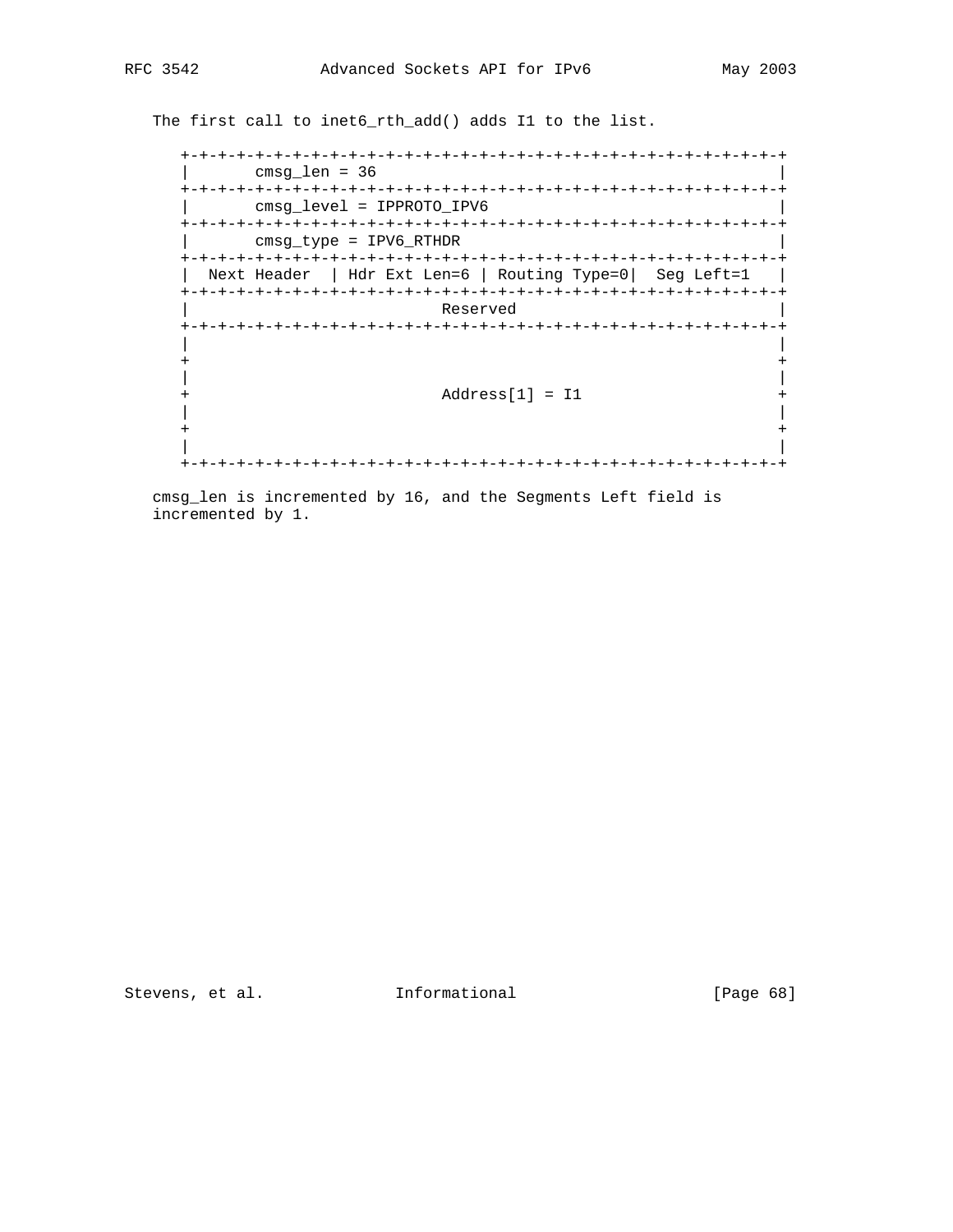The first call to inet6_rth_add() adds I1 to the list.

```
    +-+-+-+-+-+-+-+-+-+-+-+-+-+-+-+-+-+-+-+-+-+-+-+-+-+-+-+-+-+-+-+-+
    |       cmsg_len = 36                                           |
    +-+-+-+-+-+-+-+-+-+-+-+-+-+-+-+-+-+-+-+-+-+-+-+-+-+-+-+-+-+-+-+-+
    |       cmsg_level = IPPROTO_IPV6                               |
    +-+-+-+-+-+-+-+-+-+-+-+-+-+-+-+-+-+-+-+-+-+-+-+-+-+-+-+-+-+-+-+-+
    |       cmsg_type = IPV6_RTHDR                                  |
    +-+-+-+-+-+-+-+-+-+-+-+-+-+-+-+-+-+-+-+-+-+-+-+-+-+-+-+-+-+-+-+-+
    |  Next Header  | Hdr Ext Len=6 | Routing Type=0|  Seg Left=1   |
    +-+-+-+-+-+-+-+-+-+-+-+-+-+-+-+-+-+-+-+-+-+-+-+-+-+-+-+-+-+-+-+-+
    |                            Reserved                           |
    +-+-+-+-+-+-+-+-+-+-+-+-+-+-+-+-+-+-+-+-+-+-+-+-+-+-+-+-+-+-+-+-+
    |                                                               |
    +                                                               +
    |                                                               |
    +                            Address[1] = I1                    +
    |                                                               |
    +                                                               +
    |                                                               |
    +-+-+-+-+-+-+-+-+-+-+-+-+-+-+-+-+-+-+-+-+-+-+-+-+-+-+-+-+-+-+-+-+
```

cmsg_len is incremented by 16, and the Segments Left field is incremented by 1.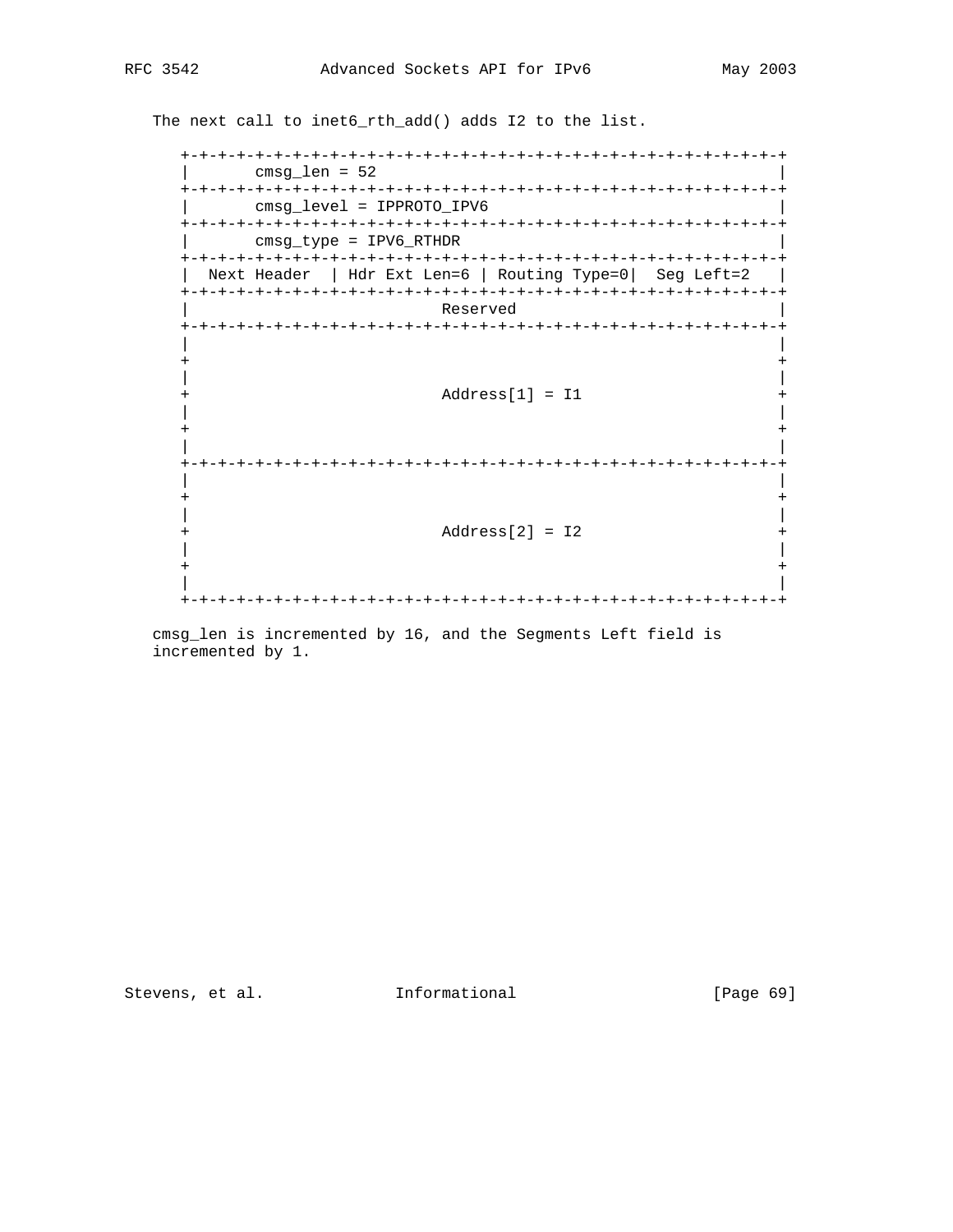The next call to inet6_rth_add() adds I2 to the list.

```
    +-+-+-+-+-+-+-+-+-+-+-+-+-+-+-+-+-+-+-+-+-+-+-+-+-+-+-+-+-+-+-+-+
    |       cmsg_len = 52                                           |
    +-+-+-+-+-+-+-+-+-+-+-+-+-+-+-+-+-+-+-+-+-+-+-+-+-+-+-+-+-+-+-+-+
    |       cmsg_level = IPPROTO_IPV6                               |
    +-+-+-+-+-+-+-+-+-+-+-+-+-+-+-+-+-+-+-+-+-+-+-+-+-+-+-+-+-+-+-+-+
    |       cmsg_type = IPV6_RTHDR                                  |
    +-+-+-+-+-+-+-+-+-+-+-+-+-+-+-+-+-+-+-+-+-+-+-+-+-+-+-+-+-+-+-+-+
    |  Next Header  | Hdr Ext Len=6 | Routing Type=0|  Seg Left=2   |
    +-+-+-+-+-+-+-+-+-+-+-+-+-+-+-+-+-+-+-+-+-+-+-+-+-+-+-+-+-+-+-+-+
    |                            Reserved                           |
    +-+-+-+-+-+-+-+-+-+-+-+-+-+-+-+-+-+-+-+-+-+-+-+-+-+-+-+-+-+-+-+-+
    |                                                               |
    +                                                               +
    |                                                               |
    +                            Address[1] = I1                    +
    |                                                               |
    +                                                               +
    |                                                               |
    +-+-+-+-+-+-+-+-+-+-+-+-+-+-+-+-+-+-+-+-+-+-+-+-+-+-+-+-+-+-+-+-+
    |                                                               |
    +                                                               +
    |                                                               |
    +                            Address[2] = I2                    +
    |                                                               |
    +                                                               +
    |                                                               |
    +-+-+-+-+-+-+-+-+-+-+-+-+-+-+-+-+-+-+-+-+-+-+-+-+-+-+-+-+-+-+-+-+
```

cmsg_len is incremented by 16, and the Segments Left field is incremented by 1.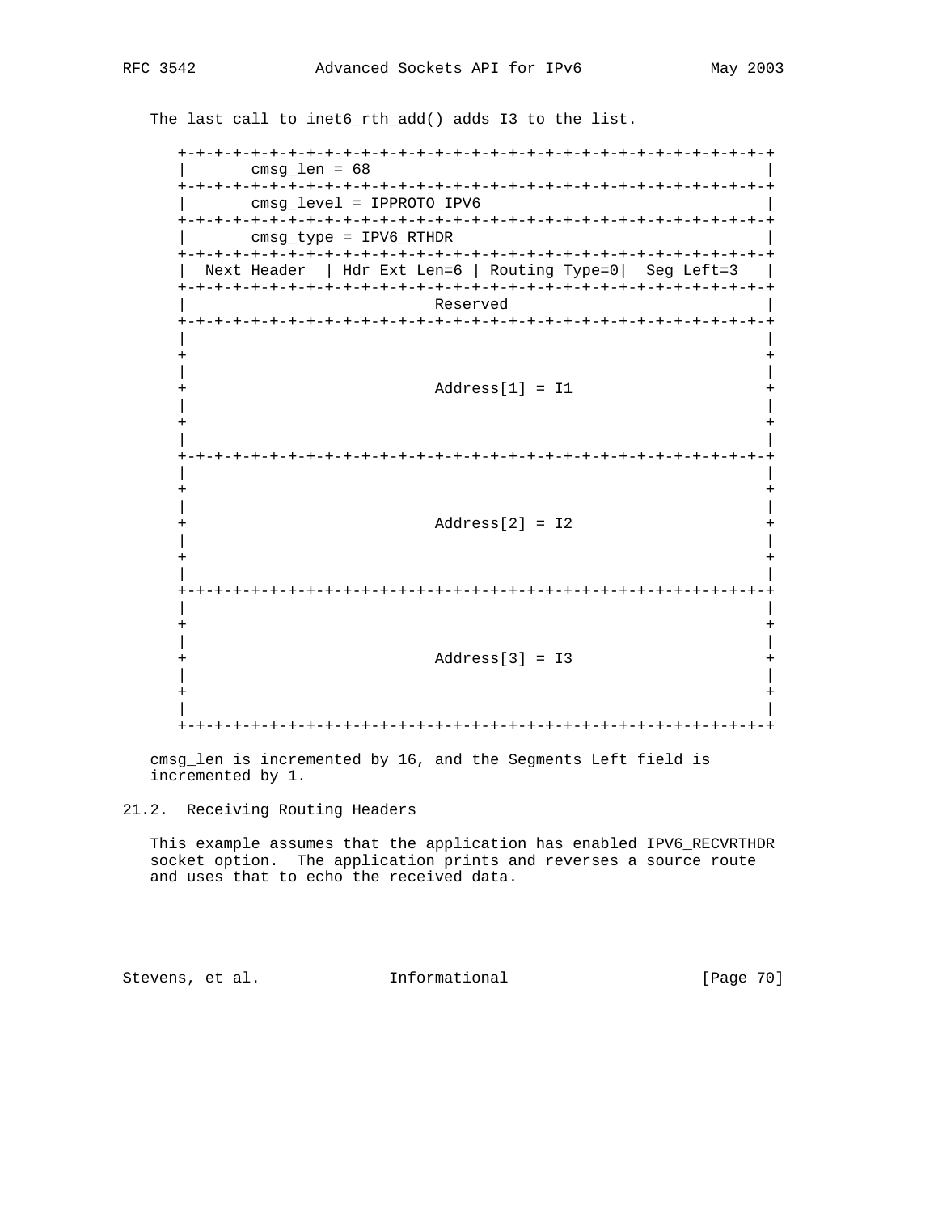The last call to inet6_rth_add() adds I3 to the list.

```
+-+-+-+-+-+-+-+-+-+-+-+-+-+-+-+-+-+-+-+-+-+-+-+-+-+-+-+-+-+-+-+-+
|       cmsg_len = 68                                           |
+-+-+-+-+-+-+-+-+-+-+-+-+-+-+-+-+-+-+-+-+-+-+-+-+-+-+-+-+-+-+-+-+
|       cmsg_level = IPPROTO_IPV6                               |
+-+-+-+-+-+-+-+-+-+-+-+-+-+-+-+-+-+-+-+-+-+-+-+-+-+-+-+-+-+-+-+-+
|       cmsg_type = IPV6_RTHDR                                  |
+-+-+-+-+-+-+-+-+-+-+-+-+-+-+-+-+-+-+-+-+-+-+-+-+-+-+-+-+-+-+-+-+
|  Next Header  | Hdr Ext Len=6 | Routing Type=0|  Seg Left=3   |
+-+-+-+-+-+-+-+-+-+-+-+-+-+-+-+-+-+-+-+-+-+-+-+-+-+-+-+-+-+-+-+-+
|                            Reserved                           |
+-+-+-+-+-+-+-+-+-+-+-+-+-+-+-+-+-+-+-+-+-+-+-+-+-+-+-+-+-+-+-+-+
|                                                               |
+                                                               +
|                                                               |
+                            Address[1] = I1                    +
|                                                               |
+                                                               +
|                                                               |
+-+-+-+-+-+-+-+-+-+-+-+-+-+-+-+-+-+-+-+-+-+-+-+-+-+-+-+-+-+-+-+-+
|                                                               |
+                                                               +
|                                                               |
+                            Address[2] = I2                    +
|                                                               |
+                                                               +
|                                                               |
+-+-+-+-+-+-+-+-+-+-+-+-+-+-+-+-+-+-+-+-+-+-+-+-+-+-+-+-+-+-+-+-+
|                                                               |
+                                                               +
|                                                               |
+                            Address[3] = I3                    +
|                                                               |
+                                                               +
|                                                               |
+-+-+-+-+-+-+-+-+-+-+-+-+-+-+-+-+-+-+-+-+-+-+-+-+-+-+-+-+-+-+-+-+
```

cmsg_len is incremented by 16, and the Segments Left field is incremented by 1.

## 21.2. Receiving Routing Headers

This example assumes that the application has enabled IPV6_RECVRTHDR socket option. The application prints and reverses a source route and uses that to echo the received data.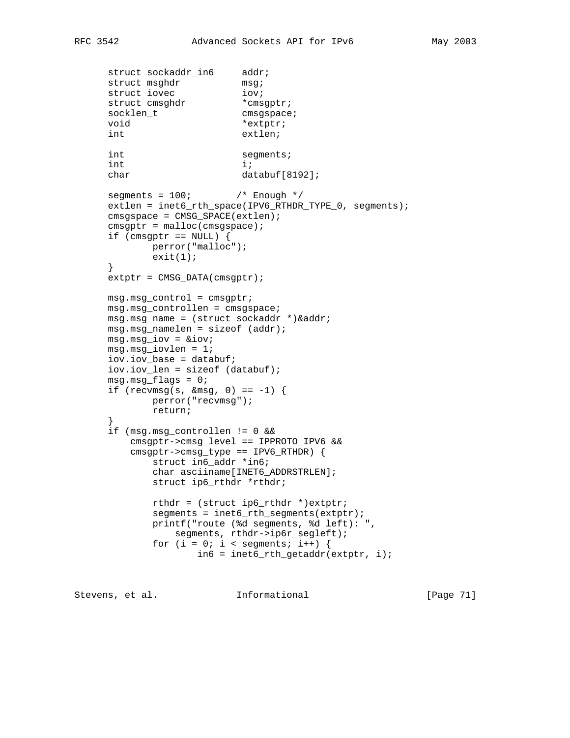```
      struct sockaddr_in6     addr;
      struct msghdr           msg;
      struct iovec            iov;
      struct cmsghdr          *cmsgptr;
      socklen_t               cmsgspace;
      void                    *extptr;
      int                     extlen;

      int                     segments;
      int                     i;
      char                    databuf[8192];

      segments = 100;        /* Enough */
      extlen = inet6_rth_space(IPV6_RTHDR_TYPE_0, segments);
      cmsgspace = CMSG_SPACE(extlen);
      cmsgptr = malloc(cmsgspace);
      if (cmsgptr == NULL) {
              perror("malloc");
              exit(1);
      }
      extptr = CMSG_DATA(cmsgptr);

      msg.msg_control = cmsgptr;
      msg.msg_controllen = cmsgspace;
      msg.msg_name = (struct sockaddr *)&addr;
      msg.msg_namelen = sizeof (addr);
      msg.msg_iov = &iov;
      msg.msg_iovlen = 1;
      iov.iov_base = databuf;
      iov.iov_len = sizeof (databuf);
      msg.msg_flags = 0;
      if (recvmsg(s, &msg, 0) == -1) {
              perror("recvmsg");
              return;
      }
      if (msg.msg_controllen != 0 &&
          cmsgptr->cmsg_level == IPPROTO_IPV6 &&
          cmsgptr->cmsg_type == IPV6_RTHDR) {
              struct in6_addr *in6;
              char asciiname[INET6_ADDRSTRLEN];
              struct ip6_rthdr *rthdr;

              rthdr = (struct ip6_rthdr *)extptr;
              segments = inet6_rth_segments(extptr);
              printf("route (%d segments, %d left): ",
                  segments, rthdr->ip6r_segleft);
              for (i = 0; i < segments; i++) {
                      in6 = inet6_rth_getaddr(extptr, i);
```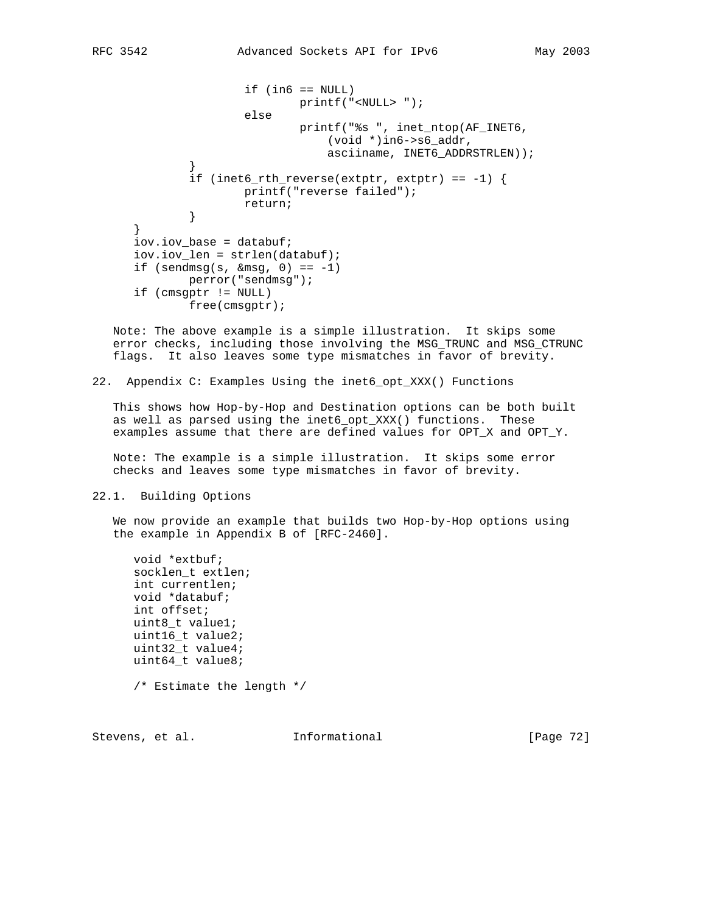```
                    if (in6 == NULL)
                            printf("<NULL> ");
                    else
                            printf("%s ", inet_ntop(AF_INET6,
                                (void *)in6->s6_addr,
                                asciiname, INET6_ADDRSTRLEN));
            }
            if (inet6_rth_reverse(extptr, extptr) == -1) {
                    printf("reverse failed");
                    return;
            }
    }
    iov.iov_base = databuf;
    iov.iov_len = strlen(databuf);
    if (sendmsg(s, &msg, 0) == -1)
            perror("sendmsg");
    if (cmsgptr != NULL)
            free(cmsgptr);
```

Note: The above example is a simple illustration. It skips some error checks, including those involving the MSG_TRUNC and MSG_CTRUNC flags. It also leaves some type mismatches in favor of brevity.

## 22. Appendix C: Examples Using the inet6_opt_XXX() Functions

This shows how Hop-by-Hop and Destination options can be both built as well as parsed using the inet6_opt_XXX() functions. These examples assume that there are defined values for OPT_X and OPT_Y.

Note: The example is a simple illustration. It skips some error checks and leaves some type mismatches in favor of brevity.

### 22.1. Building Options

We now provide an example that builds two Hop-by-Hop options using the example in Appendix B of [RFC-2460].

```
    void *extbuf;
    socklen_t extlen;
    int currentlen;
    void *databuf;
    int offset;
    uint8_t value1;
    uint16_t value2;
    uint32_t value4;
    uint64_t value8;

    /* Estimate the length */
```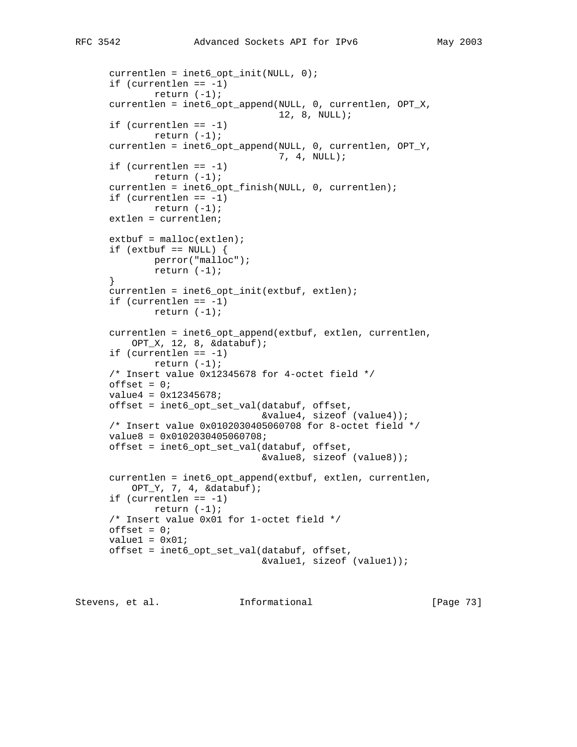```
      currentlen = inet6_opt_init(NULL, 0);
      if (currentlen == -1)
              return (-1);
      currentlen = inet6_opt_append(NULL, 0, currentlen, OPT_X,
                                    12, 8, NULL);
      if (currentlen == -1)
              return (-1);
      currentlen = inet6_opt_append(NULL, 0, currentlen, OPT_Y,
                                    7, 4, NULL);
      if (currentlen == -1)
              return (-1);
      currentlen = inet6_opt_finish(NULL, 0, currentlen);
      if (currentlen == -1)
              return (-1);
      extlen = currentlen;

      extbuf = malloc(extlen);
      if (extbuf == NULL) {
              perror("malloc");
              return (-1);
      }
      currentlen = inet6_opt_init(extbuf, extlen);
      if (currentlen == -1)
              return (-1);

      currentlen = inet6_opt_append(extbuf, extlen, currentlen,
          OPT_X, 12, 8, &databuf);
      if (currentlen == -1)
              return (-1);
      /* Insert value 0x12345678 for 4-octet field */
      offset = 0;
      value4 = 0x12345678;
      offset = inet6_opt_set_val(databuf, offset,
                                 &value4, sizeof (value4));
      /* Insert value 0x0102030405060708 for 8-octet field */
      value8 = 0x0102030405060708;
      offset = inet6_opt_set_val(databuf, offset,
                                 &value8, sizeof (value8));

      currentlen = inet6_opt_append(extbuf, extlen, currentlen,
          OPT_Y, 7, 4, &databuf);
      if (currentlen == -1)
              return (-1);
      /* Insert value 0x01 for 1-octet field */
      offset = 0;
      value1 = 0x01;
      offset = inet6_opt_set_val(databuf, offset,
                                 &value1, sizeof (value1));
```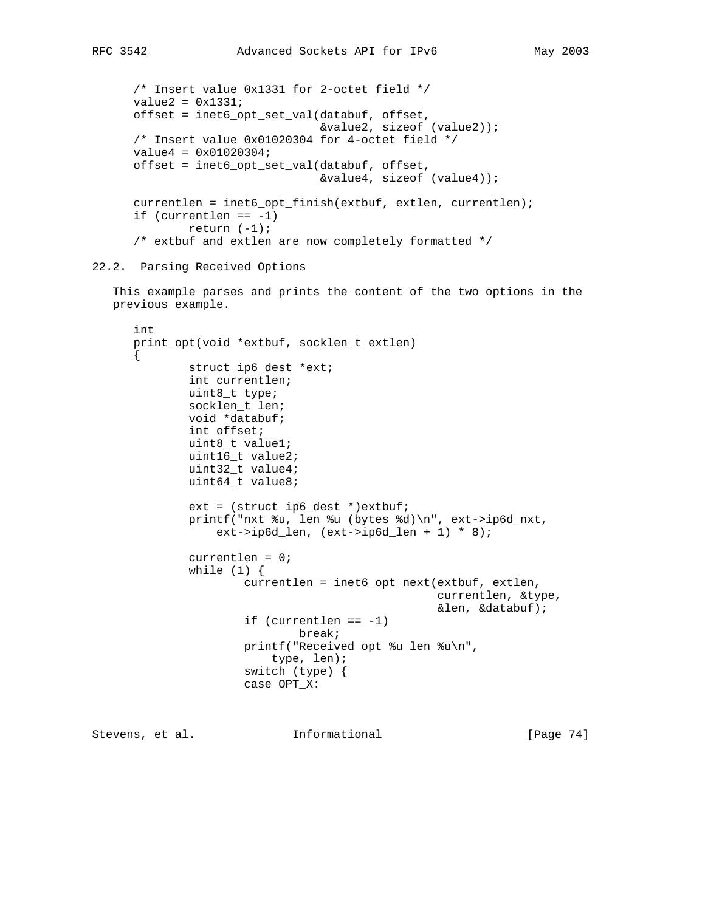```
/* Insert value 0x1331 for 2-octet field */
value2 = 0x1331;
offset = inet6_opt_set_val(databuf, offset,
                           &value2, sizeof (value2));
/* Insert value 0x01020304 for 4-octet field */
value4 = 0x01020304;
offset = inet6_opt_set_val(databuf, offset,
                           &value4, sizeof (value4));

currentlen = inet6_opt_finish(extbuf, extlen, currentlen);
if (currentlen == -1)
        return (-1);
/* extbuf and extlen are now completely formatted */
```

## 22.2. Parsing Received Options

This example parses and prints the content of the two options in the previous example.

```
int
print_opt(void *extbuf, socklen_t extlen)
{
        struct ip6_dest *ext;
        int currentlen;
        uint8_t type;
        socklen_t len;
        void *databuf;
        int offset;
        uint8_t value1;
        uint16_t value2;
        uint32_t value4;
        uint64_t value8;

        ext = (struct ip6_dest *)extbuf;
        printf("nxt %u, len %u (bytes %d)\n", ext->ip6d_nxt,
            ext->ip6d_len, (ext->ip6d_len + 1) * 8);

        currentlen = 0;
        while (1) {
                currentlen = inet6_opt_next(extbuf, extlen,
                                            currentlen, &type,
                                            &len, &databuf);
                if (currentlen == -1)
                        break;
                printf("Received opt %u len %u\n",
                    type, len);
                switch (type) {
                case OPT_X:
```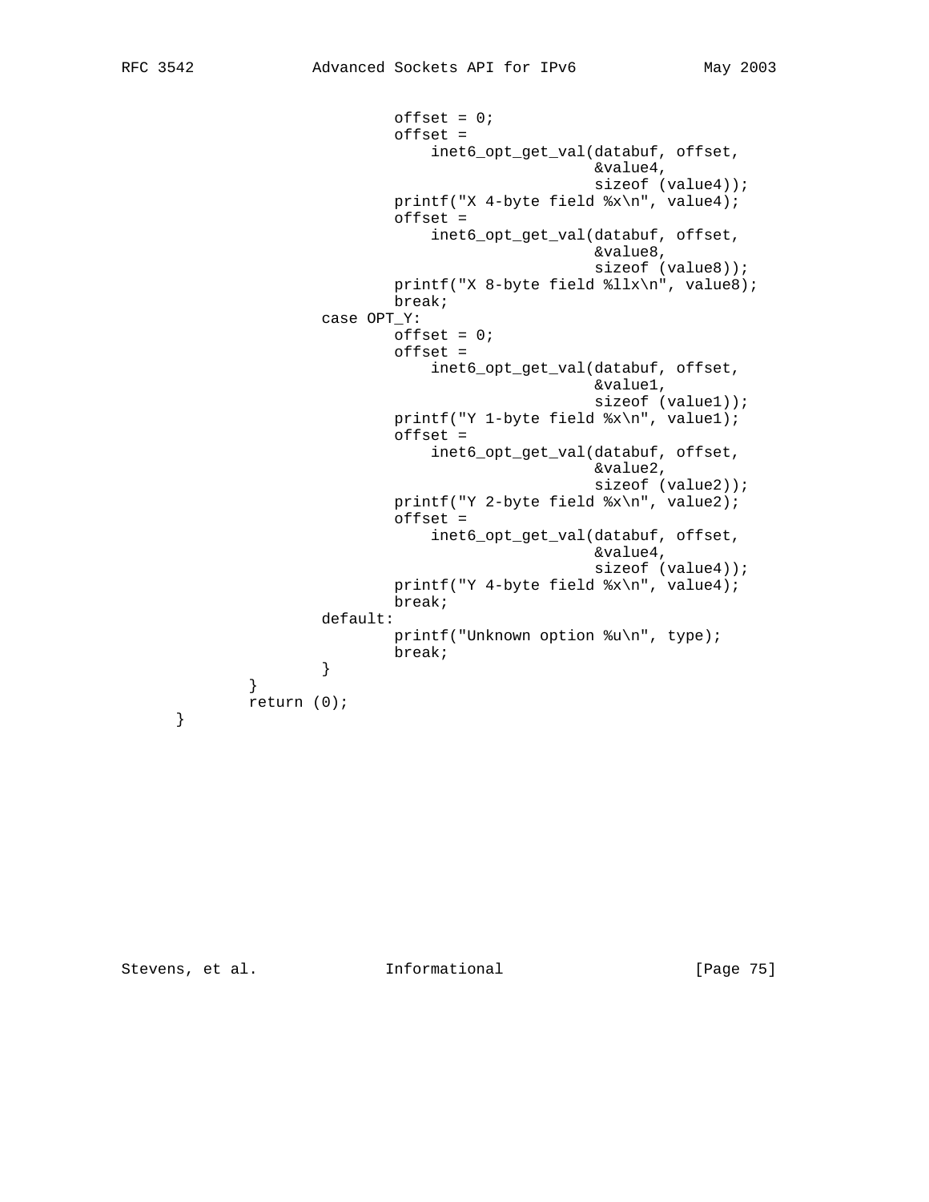```
                        offset = 0;
                        offset =
                            inet6_opt_get_val(databuf, offset,
                                              &value4,
                                              sizeof (value4));
                        printf("X 4-byte field %x\n", value4);
                        offset =
                            inet6_opt_get_val(databuf, offset,
                                              &value8,
                                              sizeof (value8));
                        printf("X 8-byte field %llx\n", value8);
                        break;
                case OPT_Y:
                        offset = 0;
                        offset =
                            inet6_opt_get_val(databuf, offset,
                                              &value1,
                                              sizeof (value1));
                        printf("Y 1-byte field %x\n", value1);
                        offset =
                            inet6_opt_get_val(databuf, offset,
                                              &value2,
                                              sizeof (value2));
                        printf("Y 2-byte field %x\n", value2);
                        offset =
                            inet6_opt_get_val(databuf, offset,
                                              &value4,
                                              sizeof (value4));
                        printf("Y 4-byte field %x\n", value4);
                        break;
                default:
                        printf("Unknown option %u\n", type);
                        break;
                }
        }
        return (0);
}
```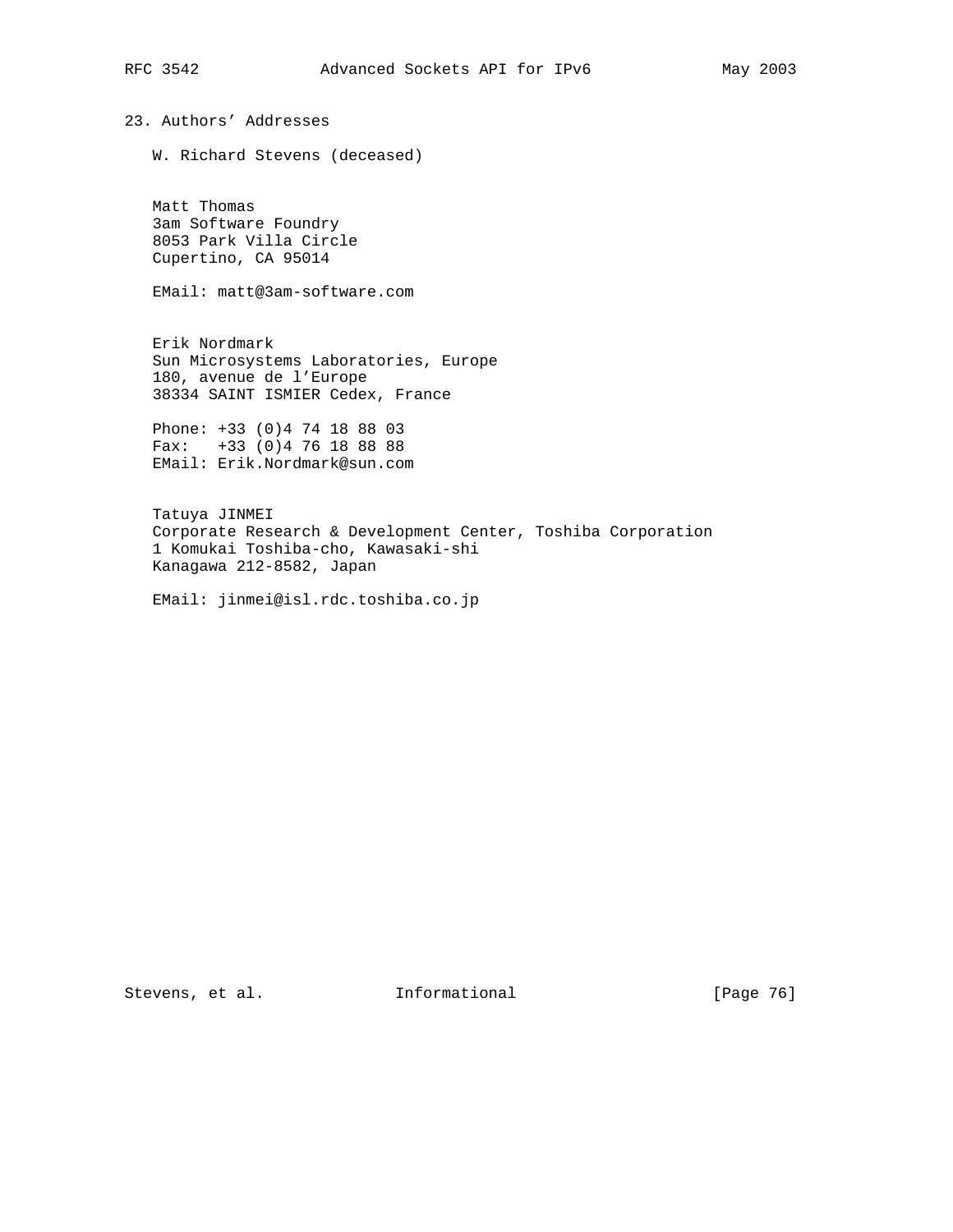## 23. Authors' Addresses

W. Richard Stevens (deceased)

Matt Thomas
3am Software Foundry
8053 Park Villa Circle
Cupertino, CA 95014

EMail: matt@3am-software.com

Erik Nordmark
Sun Microsystems Laboratories, Europe
180, avenue de l'Europe
38334 SAINT ISMIER Cedex, France

Phone: +33 (0)4 74 18 88 03
Fax: +33 (0)4 76 18 88 88
EMail: Erik.Nordmark@sun.com

Tatuya JINMEI
Corporate Research & Development Center, Toshiba Corporation
1 Komukai Toshiba-cho, Kawasaki-shi
Kanagawa 212-8582, Japan

EMail: jinmei@isl.rdc.toshiba.co.jp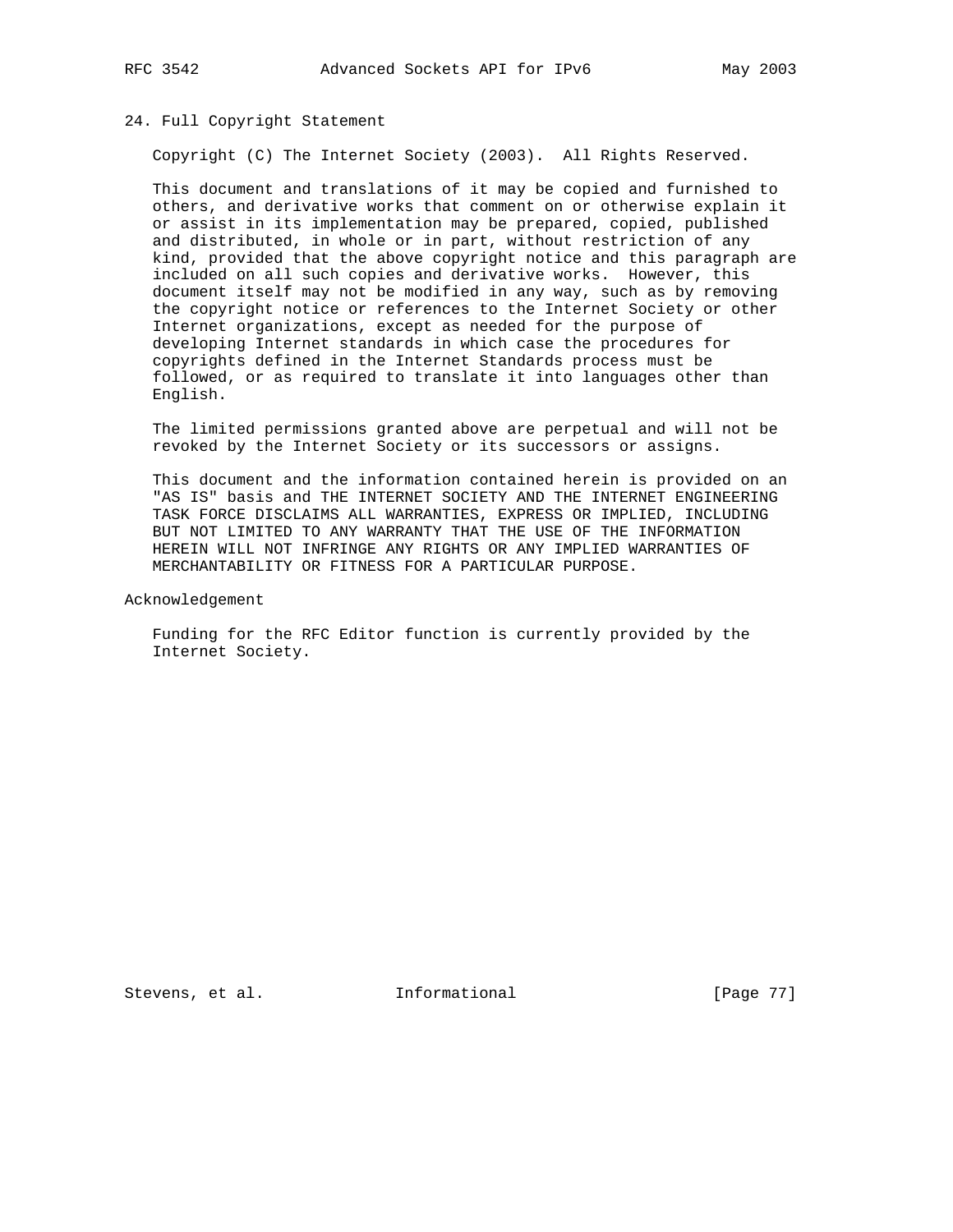## 24. Full Copyright Statement

Copyright (C) The Internet Society (2003). All Rights Reserved.

This document and translations of it may be copied and furnished to others, and derivative works that comment on or otherwise explain it or assist in its implementation may be prepared, copied, published and distributed, in whole or in part, without restriction of any kind, provided that the above copyright notice and this paragraph are included on all such copies and derivative works. However, this document itself may not be modified in any way, such as by removing the copyright notice or references to the Internet Society or other Internet organizations, except as needed for the purpose of developing Internet standards in which case the procedures for copyrights defined in the Internet Standards process must be followed, or as required to translate it into languages other than English.

The limited permissions granted above are perpetual and will not be revoked by the Internet Society or its successors or assigns.

This document and the information contained herein is provided on an "AS IS" basis and THE INTERNET SOCIETY AND THE INTERNET ENGINEERING TASK FORCE DISCLAIMS ALL WARRANTIES, EXPRESS OR IMPLIED, INCLUDING BUT NOT LIMITED TO ANY WARRANTY THAT THE USE OF THE INFORMATION HEREIN WILL NOT INFRINGE ANY RIGHTS OR ANY IMPLIED WARRANTIES OF MERCHANTABILITY OR FITNESS FOR A PARTICULAR PURPOSE.

## Acknowledgement

Funding for the RFC Editor function is currently provided by the Internet Society.